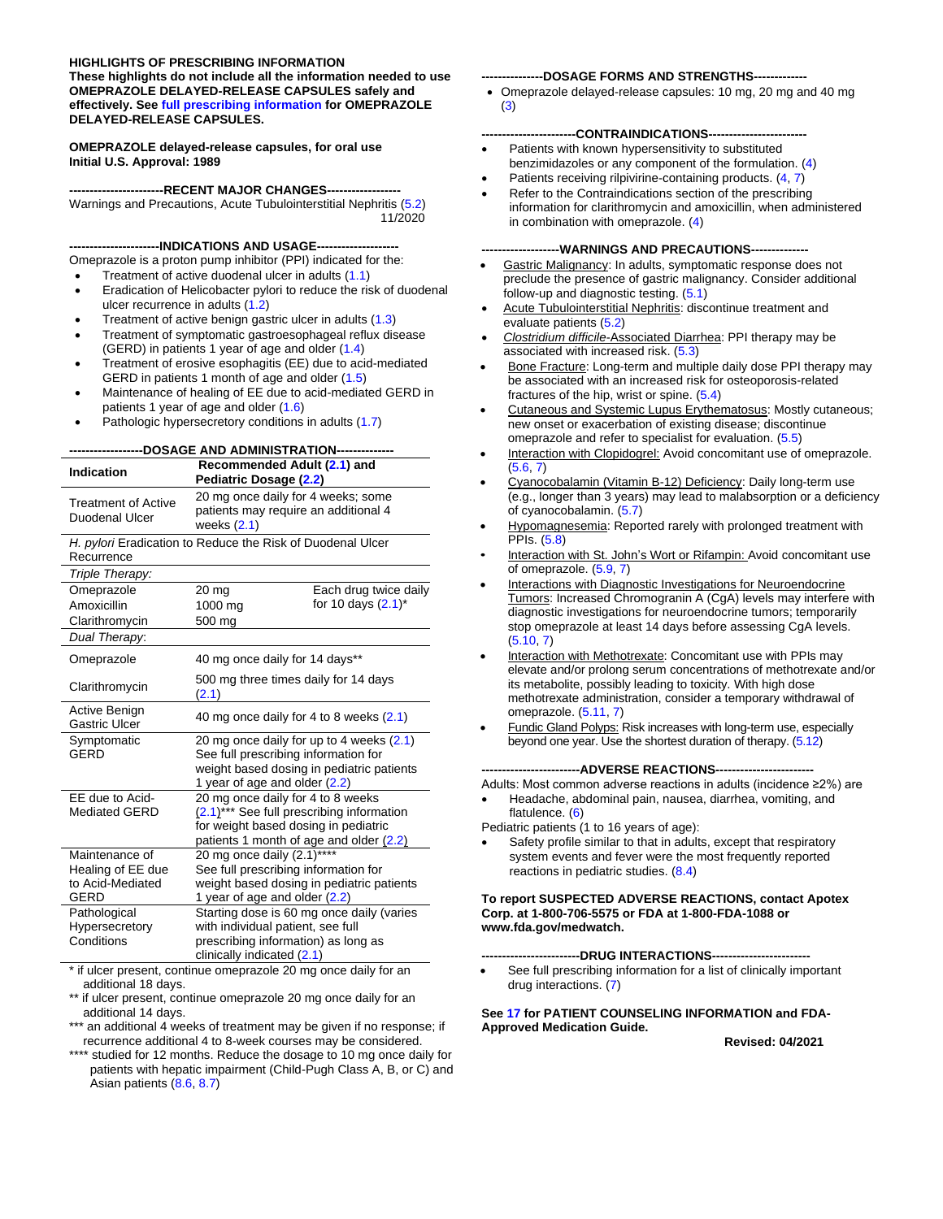**HIGHLIGHTS OF PRESCRIBING INFORMATION**
**These highlights do not include all the information needed to use OMEPRAZOLE DELAYED-RELEASE CAPSULES safely and effectively. See full prescribing information for OMEPRAZOLE DELAYED-RELEASE CAPSULES.**

**OMEPRAZOLE delayed-release capsules, for oral use**
**Initial U.S. Approval: 1989**

**----------------------RECENT MAJOR CHANGES------------------**

Warnings and Precautions, Acute Tubulointerstitial Nephritis (5.2) 11/2020

**----------------------INDICATIONS AND USAGE--------------------**

Omeprazole is a proton pump inhibitor (PPI) indicated for the:

- Treatment of active duodenal ulcer in adults (1.1)
- Eradication of Helicobacter pylori to reduce the risk of duodenal ulcer recurrence in adults (1.2)
- Treatment of active benign gastric ulcer in adults (1.3)
- Treatment of symptomatic gastroesophageal reflux disease (GERD) in patients 1 year of age and older (1.4)
- Treatment of erosive esophagitis (EE) due to acid-mediated GERD in patients 1 month of age and older (1.5)
- Maintenance of healing of EE due to acid-mediated GERD in patients 1 year of age and older (1.6)
- Pathologic hypersecretory conditions in adults (1.7)

**------------------DOSAGE AND ADMINISTRATION--------------**

| Indication | Recommended Adult (2.1) and Pediatric Dosage (2.2) | |
|---|---|---|
| Treatment of Active Duodenal Ulcer | 20 mg once daily for 4 weeks; some patients may require an additional 4 weeks (2.1) | |
| *H. pylori* Eradication to Reduce the Risk of Duodenal Ulcer Recurrence | | |
| *Triple Therapy:* | | |
| Omeprazole<br>Amoxicillin<br>Clarithromycin | 20 mg<br>1000 mg<br>500 mg | Each drug twice daily for 10 days (2.1)* |
| *Dual Therapy*: | | |
| Omeprazole | 40 mg once daily for 14 days** | |
| Clarithromycin | 500 mg three times daily for 14 days (2.1) | |
| Active Benign Gastric Ulcer | 40 mg once daily for 4 to 8 weeks (2.1) | |
| Symptomatic GERD | 20 mg once daily for up to 4 weeks (2.1) See full prescribing information for weight based dosing in pediatric patients 1 year of age and older (2.2) | |
| EE due to Acid-Mediated GERD | 20 mg once daily for 4 to 8 weeks (2.1)*** See full prescribing information for weight based dosing in pediatric patients 1 month of age and older (2.2) | |
| Maintenance of Healing of EE due to Acid-Mediated GERD | 20 mg once daily (2.1)**** See full prescribing information for weight based dosing in pediatric patients 1 year of age and older (2.2) | |
| Pathological Hypersecretory Conditions | Starting dose is 60 mg once daily (varies with individual patient, see full prescribing information) as long as clinically indicated (2.1) | |

\* if ulcer present, continue omeprazole 20 mg once daily for an additional 18 days.
** if ulcer present, continue omeprazole 20 mg once daily for an additional 14 days.
*** an additional 4 weeks of treatment may be given if no response; if recurrence additional 4 to 8-week courses may be considered.
**** studied for 12 months. Reduce the dosage to 10 mg once daily for patients with hepatic impairment (Child-Pugh Class A, B, or C) and Asian patients (8.6, 8.7)

**---------------DOSAGE FORMS AND STRENGTHS-------------**

- Omeprazole delayed-release capsules: 10 mg, 20 mg and 40 mg (3)

**----------------------CONTRAINDICATIONS-----------------------**

- Patients with known hypersensitivity to substituted benzimidazoles or any component of the formulation. (4)
- Patients receiving rilpivirine-containing products. (4, 7)
- Refer to the Contraindications section of the prescribing information for clarithromycin and amoxicillin, when administered in combination with omeprazole. (4)

**-------------------WARNINGS AND PRECAUTIONS--------------**

- Gastric Malignancy: In adults, symptomatic response does not preclude the presence of gastric malignancy. Consider additional follow-up and diagnostic testing. (5.1)
- Acute Tubulointerstitial Nephritis: discontinue treatment and evaluate patients (5.2)
- *Clostridium difficile*-Associated Diarrhea: PPI therapy may be associated with increased risk. (5.3)
- Bone Fracture: Long-term and multiple daily dose PPI therapy may be associated with an increased risk for osteoporosis-related fractures of the hip, wrist or spine. (5.4)
- Cutaneous and Systemic Lupus Erythematosus: Mostly cutaneous; new onset or exacerbation of existing disease; discontinue omeprazole and refer to specialist for evaluation. (5.5)
- Interaction with Clopidogrel: Avoid concomitant use of omeprazole. (5.6, 7)
- Cyanocobalamin (Vitamin B-12) Deficiency: Daily long-term use (e.g., longer than 3 years) may lead to malabsorption or a deficiency of cyanocobalamin. (5.7)
- Hypomagnesemia: Reported rarely with prolonged treatment with PPIs. (5.8)
- Interaction with St. John's Wort or Rifampin: Avoid concomitant use of omeprazole. (5.9, 7)
- Interactions with Diagnostic Investigations for Neuroendocrine Tumors: Increased Chromogranin A (CgA) levels may interfere with diagnostic investigations for neuroendocrine tumors; temporarily stop omeprazole at least 14 days before assessing CgA levels. (5.10, 7)
- Interaction with Methotrexate: Concomitant use with PPIs may elevate and/or prolong serum concentrations of methotrexate and/or its metabolite, possibly leading to toxicity. With high dose methotrexate administration, consider a temporary withdrawal of omeprazole. (5.11, 7)
- Fundic Gland Polyps: Risk increases with long-term use, especially beyond one year. Use the shortest duration of therapy. (5.12)

**------------------------ADVERSE REACTIONS------------------------**

Adults: Most common adverse reactions in adults (incidence ≥2%) are

- Headache, abdominal pain, nausea, diarrhea, vomiting, and flatulence. (6)

Pediatric patients (1 to 16 years of age):

- Safety profile similar to that in adults, except that respiratory system events and fever were the most frequently reported reactions in pediatric studies. (8.4)

**To report SUSPECTED ADVERSE REACTIONS, contact Apotex Corp. at 1-800-706-5575 or FDA at 1-800-FDA-1088 or www.fda.gov/medwatch.**

**------------------------DRUG INTERACTIONS------------------------**

- See full prescribing information for a list of clinically important drug interactions. (7)

**See 17 for PATIENT COUNSELING INFORMATION and FDA-Approved Medication Guide.**

**Revised: 04/2021**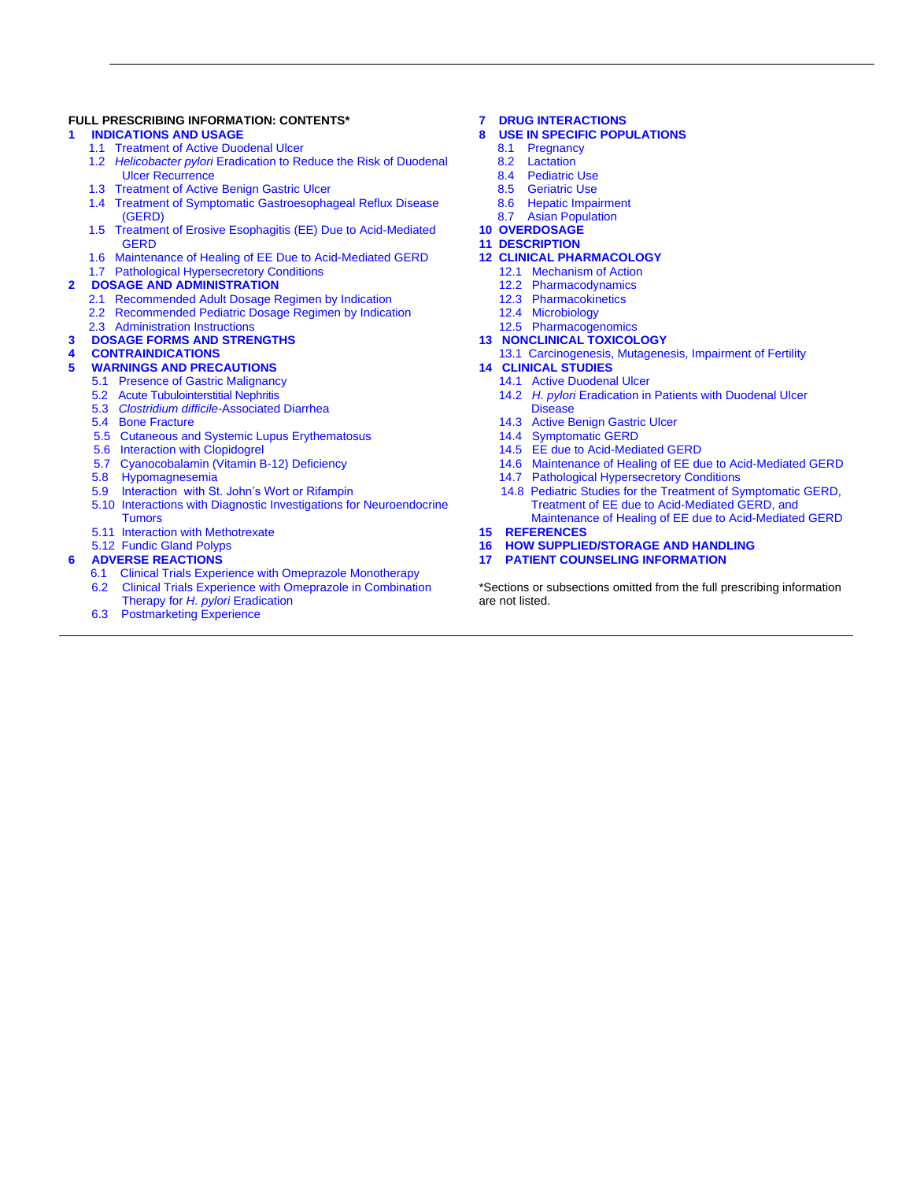**FULL PRESCRIBING INFORMATION: CONTENTS***

**1 INDICATIONS AND USAGE**

- 1.1 Treatment of Active Duodenal Ulcer
- 1.2 *Helicobacter pylori* Eradication to Reduce the Risk of Duodenal Ulcer Recurrence
- 1.3 Treatment of Active Benign Gastric Ulcer
- 1.4 Treatment of Symptomatic Gastroesophageal Reflux Disease (GERD)
- 1.5 Treatment of Erosive Esophagitis (EE) Due to Acid-Mediated GERD
- 1.6 Maintenance of Healing of EE Due to Acid-Mediated GERD
- 1.7 Pathological Hypersecretory Conditions

**2 DOSAGE AND ADMINISTRATION**

- 2.1 Recommended Adult Dosage Regimen by Indication
- 2.2 Recommended Pediatric Dosage Regimen by Indication
- 2.3 Administration Instructions

**3 DOSAGE FORMS AND STRENGTHS**

**4 CONTRAINDICATIONS**

**5 WARNINGS AND PRECAUTIONS**

- 5.1 Presence of Gastric Malignancy
- 5.2 Acute Tubulointerstitial Nephritis
- 5.3 *Clostridium difficile*-Associated Diarrhea
- 5.4 Bone Fracture
- 5.5 Cutaneous and Systemic Lupus Erythematosus
- 5.6 Interaction with Clopidogrel
- 5.7 Cyanocobalamin (Vitamin B-12) Deficiency
- 5.8 Hypomagnesemia
- 5.9 Interaction with St. John's Wort or Rifampin
- 5.10 Interactions with Diagnostic Investigations for Neuroendocrine Tumors
- 5.11 Interaction with Methotrexate
- 5.12 Fundic Gland Polyps

**6 ADVERSE REACTIONS**

- 6.1 Clinical Trials Experience with Omeprazole Monotherapy
- 6.2 Clinical Trials Experience with Omeprazole in Combination Therapy for *H. pylori* Eradication
- 6.3 Postmarketing Experience

**7 DRUG INTERACTIONS**

**8 USE IN SPECIFIC POPULATIONS**

- 8.1 Pregnancy
- 8.2 Lactation
- 8.4 Pediatric Use
- 8.5 Geriatric Use
- 8.6 Hepatic Impairment
- 8.7 Asian Population

**10 OVERDOSAGE**

**11 DESCRIPTION**

**12 CLINICAL PHARMACOLOGY**

- 12.1 Mechanism of Action
- 12.2 Pharmacodynamics
- 12.3 Pharmacokinetics
- 12.4 Microbiology
- 12.5 Pharmacogenomics

**13 NONCLINICAL TOXICOLOGY**

- 13.1 Carcinogenesis, Mutagenesis, Impairment of Fertility

**14 CLINICAL STUDIES**

- 14.1 Active Duodenal Ulcer
- 14.2 *H. pylori* Eradication in Patients with Duodenal Ulcer Disease
- 14.3 Active Benign Gastric Ulcer
- 14.4 Symptomatic GERD
- 14.5 EE due to Acid-Mediated GERD
- 14.6 Maintenance of Healing of EE due to Acid-Mediated GERD
- 14.7 Pathological Hypersecretory Conditions
- 14.8 Pediatric Studies for the Treatment of Symptomatic GERD, Treatment of EE due to Acid-Mediated GERD, and Maintenance of Healing of EE due to Acid-Mediated GERD

**15 REFERENCES**

**16 HOW SUPPLIED/STORAGE AND HANDLING**

**17 PATIENT COUNSELING INFORMATION**

*Sections or subsections omitted from the full prescribing information are not listed.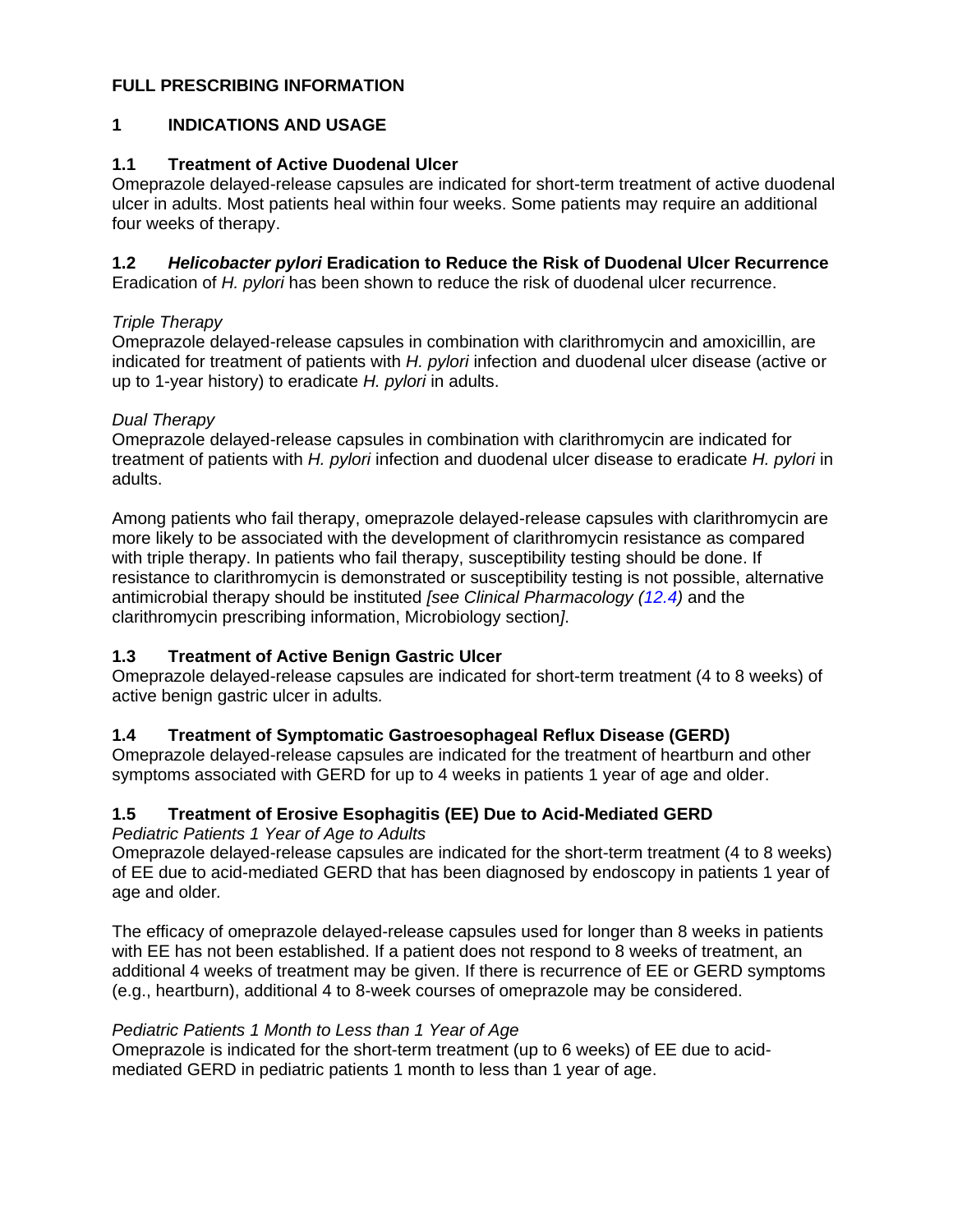# FULL PRESCRIBING INFORMATION

## 1 INDICATIONS AND USAGE

### 1.1 Treatment of Active Duodenal Ulcer

Omeprazole delayed-release capsules are indicated for short-term treatment of active duodenal ulcer in adults. Most patients heal within four weeks. Some patients may require an additional four weeks of therapy.

### 1.2 *Helicobacter pylori* Eradication to Reduce the Risk of Duodenal Ulcer Recurrence

Eradication of *H. pylori* has been shown to reduce the risk of duodenal ulcer recurrence.

*Triple Therapy*

Omeprazole delayed-release capsules in combination with clarithromycin and amoxicillin, are indicated for treatment of patients with *H. pylori* infection and duodenal ulcer disease (active or up to 1-year history) to eradicate *H. pylori* in adults.

*Dual Therapy*

Omeprazole delayed-release capsules in combination with clarithromycin are indicated for treatment of patients with *H. pylori* infection and duodenal ulcer disease to eradicate *H. pylori* in adults.

Among patients who fail therapy, omeprazole delayed-release capsules with clarithromycin are more likely to be associated with the development of clarithromycin resistance as compared with triple therapy. In patients who fail therapy, susceptibility testing should be done. If resistance to clarithromycin is demonstrated or susceptibility testing is not possible, alternative antimicrobial therapy should be instituted *[see Clinical Pharmacology (12.4)* and the clarithromycin prescribing information, Microbiology section*]*.

### 1.3 Treatment of Active Benign Gastric Ulcer

Omeprazole delayed-release capsules are indicated for short-term treatment (4 to 8 weeks) of active benign gastric ulcer in adults.

### 1.4 Treatment of Symptomatic Gastroesophageal Reflux Disease (GERD)

Omeprazole delayed-release capsules are indicated for the treatment of heartburn and other symptoms associated with GERD for up to 4 weeks in patients 1 year of age and older.

### 1.5 Treatment of Erosive Esophagitis (EE) Due to Acid-Mediated GERD

*Pediatric Patients 1 Year of Age to Adults*

Omeprazole delayed-release capsules are indicated for the short-term treatment (4 to 8 weeks) of EE due to acid-mediated GERD that has been diagnosed by endoscopy in patients 1 year of age and older.

The efficacy of omeprazole delayed-release capsules used for longer than 8 weeks in patients with EE has not been established. If a patient does not respond to 8 weeks of treatment, an additional 4 weeks of treatment may be given. If there is recurrence of EE or GERD symptoms (e.g., heartburn), additional 4 to 8-week courses of omeprazole may be considered.

*Pediatric Patients 1 Month to Less than 1 Year of Age*

Omeprazole is indicated for the short-term treatment (up to 6 weeks) of EE due to acid-mediated GERD in pediatric patients 1 month to less than 1 year of age.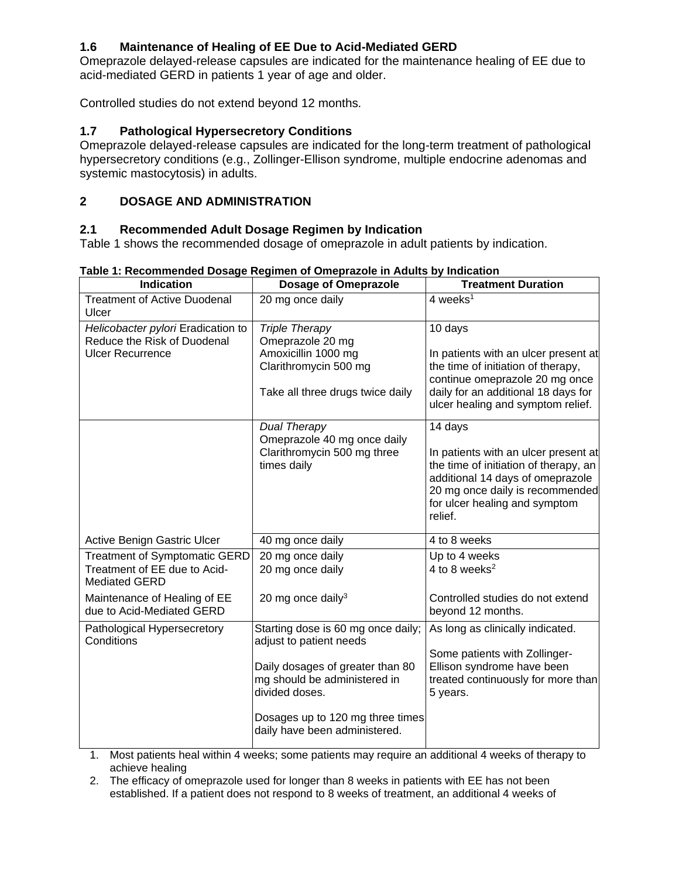### 1.6 Maintenance of Healing of EE Due to Acid-Mediated GERD

Omeprazole delayed-release capsules are indicated for the maintenance healing of EE due to acid-mediated GERD in patients 1 year of age and older.

Controlled studies do not extend beyond 12 months.

### 1.7 Pathological Hypersecretory Conditions

Omeprazole delayed-release capsules are indicated for the long-term treatment of pathological hypersecretory conditions (e.g., Zollinger-Ellison syndrome, multiple endocrine adenomas and systemic mastocytosis) in adults.

## 2 DOSAGE AND ADMINISTRATION

### 2.1 Recommended Adult Dosage Regimen by Indication

Table 1 shows the recommended dosage of omeprazole in adult patients by indication.

**Table 1: Recommended Dosage Regimen of Omeprazole in Adults by Indication**

| Indication | Dosage of Omeprazole | Treatment Duration |
|---|---|---|
| Treatment of Active Duodenal Ulcer | 20 mg once daily | 4 weeks[1] |
| *Helicobacter pylori* Eradication to Reduce the Risk of Duodenal Ulcer Recurrence | *Triple Therapy*<br>Omeprazole 20 mg<br>Amoxicillin 1000 mg<br>Clarithromycin 500 mg<br><br>Take all three drugs twice daily | 10 days<br><br>In patients with an ulcer present at the time of initiation of therapy, continue omeprazole 20 mg once daily for an additional 18 days for ulcer healing and symptom relief. |
| | *Dual Therapy*<br>Omeprazole 40 mg once daily<br>Clarithromycin 500 mg three times daily | 14 days<br><br>In patients with an ulcer present at the time of initiation of therapy, an additional 14 days of omeprazole 20 mg once daily is recommended for ulcer healing and symptom relief. |
| Active Benign Gastric Ulcer | 40 mg once daily | 4 to 8 weeks |
| Treatment of Symptomatic GERD<br>Treatment of EE due to Acid-Mediated GERD<br><br>Maintenance of Healing of EE due to Acid-Mediated GERD | 20 mg once daily<br>20 mg once daily<br><br>20 mg once daily[3] | Up to 4 weeks<br>4 to 8 weeks[2]<br><br>Controlled studies do not extend beyond 12 months. |
| Pathological Hypersecretory Conditions | Starting dose is 60 mg once daily; adjust to patient needs<br><br>Daily dosages of greater than 80 mg should be administered in divided doses.<br><br>Dosages up to 120 mg three times daily have been administered. | As long as clinically indicated.<br><br>Some patients with Zollinger-Ellison syndrome have been treated continuously for more than 5 years. |

1. Most patients heal within 4 weeks; some patients may require an additional 4 weeks of therapy to achieve healing
2. The efficacy of omeprazole used for longer than 8 weeks in patients with EE has not been established. If a patient does not respond to 8 weeks of treatment, an additional 4 weeks of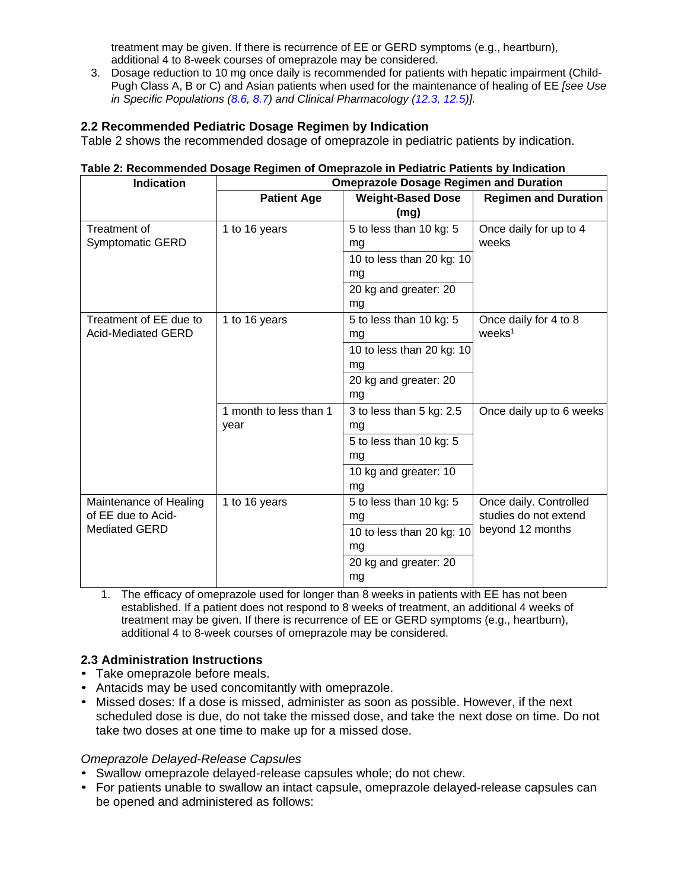treatment may be given. If there is recurrence of EE or GERD symptoms (e.g., heartburn), additional 4 to 8-week courses of omeprazole may be considered.

3. Dosage reduction to 10 mg once daily is recommended for patients with hepatic impairment (Child-Pugh Class A, B or C) and Asian patients when used for the maintenance of healing of EE *[see Use in Specific Populations (8.6, 8.7) and Clinical Pharmacology (12.3, 12.5)]*.

## 2.2 Recommended Pediatric Dosage Regimen by Indication

Table 2 shows the recommended dosage of omeprazole in pediatric patients by indication.

**Table 2: Recommended Dosage Regimen of Omeprazole in Pediatric Patients by Indication**

| Indication | Omeprazole Dosage Regimen and Duration | | |
|---|---|---|---|
| | **Patient Age** | **Weight-Based Dose (mg)** | **Regimen and Duration** |
| Treatment of Symptomatic GERD | 1 to 16 years | 5 to less than 10 kg: 5 mg | Once daily for up to 4 weeks |
| | | 10 to less than 20 kg: 10 mg | |
| | | 20 kg and greater: 20 mg | |
| Treatment of EE due to Acid-Mediated GERD | 1 to 16 years | 5 to less than 10 kg: 5 mg | Once daily for 4 to 8 weeks[1] |
| | | 10 to less than 20 kg: 10 mg | |
| | | 20 kg and greater: 20 mg | |
| | 1 month to less than 1 year | 3 to less than 5 kg: 2.5 mg | Once daily up to 6 weeks |
| | | 5 to less than 10 kg: 5 mg | |
| | | 10 kg and greater: 10 mg | |
| Maintenance of Healing of EE due to Acid-Mediated GERD | 1 to 16 years | 5 to less than 10 kg: 5 mg | Once daily. Controlled studies do not extend beyond 12 months |
| | | 10 to less than 20 kg: 10 mg | |
| | | 20 kg and greater: 20 mg | |

1. The efficacy of omeprazole used for longer than 8 weeks in patients with EE has not been established. If a patient does not respond to 8 weeks of treatment, an additional 4 weeks of treatment may be given. If there is recurrence of EE or GERD symptoms (e.g., heartburn), additional 4 to 8-week courses of omeprazole may be considered.

## 2.3 Administration Instructions

- Take omeprazole before meals.
- Antacids may be used concomitantly with omeprazole.
- Missed doses: If a dose is missed, administer as soon as possible. However, if the next scheduled dose is due, do not take the missed dose, and take the next dose on time. Do not take two doses at one time to make up for a missed dose.

*Omeprazole Delayed-Release Capsules*

- Swallow omeprazole delayed-release capsules whole; do not chew.
- For patients unable to swallow an intact capsule, omeprazole delayed-release capsules can be opened and administered as follows: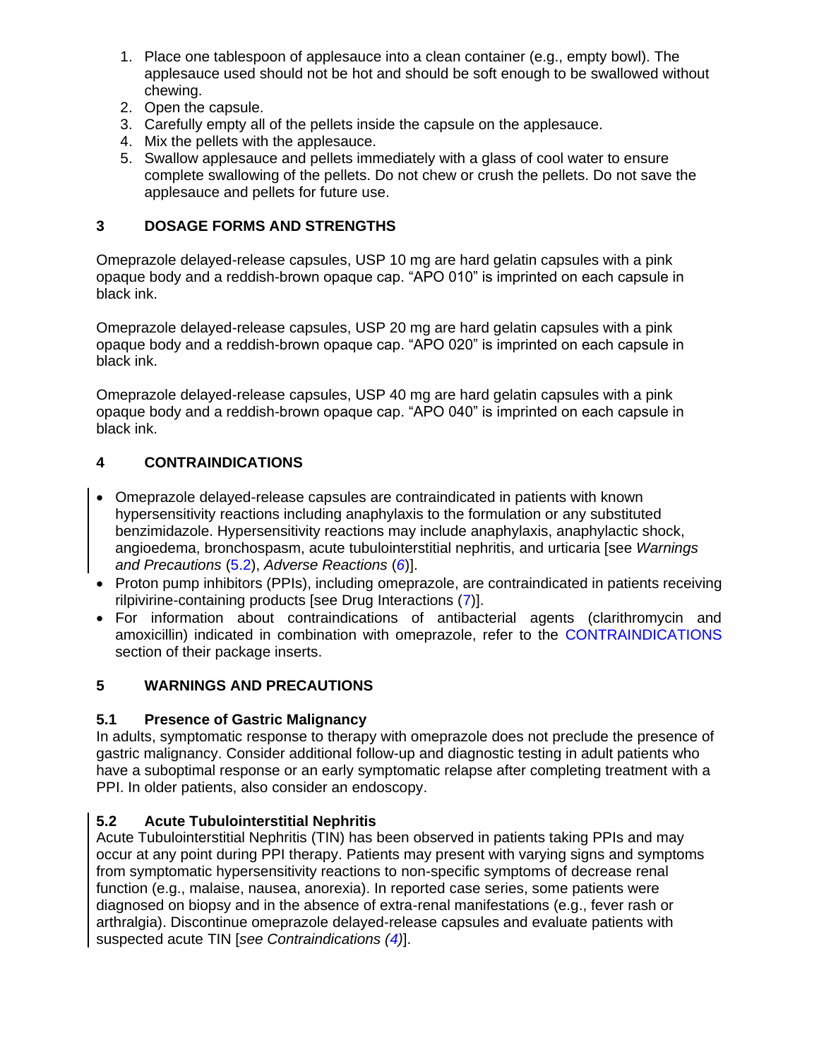1. Place one tablespoon of applesauce into a clean container (e.g., empty bowl). The applesauce used should not be hot and should be soft enough to be swallowed without chewing.
2. Open the capsule.
3. Carefully empty all of the pellets inside the capsule on the applesauce.
4. Mix the pellets with the applesauce.
5. Swallow applesauce and pellets immediately with a glass of cool water to ensure complete swallowing of the pellets. Do not chew or crush the pellets. Do not save the applesauce and pellets for future use.

## 3 DOSAGE FORMS AND STRENGTHS

Omeprazole delayed-release capsules, USP 10 mg are hard gelatin capsules with a pink opaque body and a reddish-brown opaque cap. "APO 010" is imprinted on each capsule in black ink.

Omeprazole delayed-release capsules, USP 20 mg are hard gelatin capsules with a pink opaque body and a reddish-brown opaque cap. "APO 020" is imprinted on each capsule in black ink.

Omeprazole delayed-release capsules, USP 40 mg are hard gelatin capsules with a pink opaque body and a reddish-brown opaque cap. "APO 040" is imprinted on each capsule in black ink.

## 4 CONTRAINDICATIONS

- Omeprazole delayed-release capsules are contraindicated in patients with known hypersensitivity reactions including anaphylaxis to the formulation or any substituted benzimidazole. Hypersensitivity reactions may include anaphylaxis, anaphylactic shock, angioedema, bronchospasm, acute tubulointerstitial nephritis, and urticaria [see *Warnings and Precautions* (5.2), *Adverse Reactions* (*6*)].
- Proton pump inhibitors (PPIs), including omeprazole, are contraindicated in patients receiving rilpivirine-containing products [see Drug Interactions (7)].
- For information about contraindications of antibacterial agents (clarithromycin and amoxicillin) indicated in combination with omeprazole, refer to the CONTRAINDICATIONS section of their package inserts.

## 5 WARNINGS AND PRECAUTIONS

### 5.1 Presence of Gastric Malignancy

In adults, symptomatic response to therapy with omeprazole does not preclude the presence of gastric malignancy. Consider additional follow-up and diagnostic testing in adult patients who have a suboptimal response or an early symptomatic relapse after completing treatment with a PPI. In older patients, also consider an endoscopy.

### 5.2 Acute Tubulointerstitial Nephritis

Acute Tubulointerstitial Nephritis (TIN) has been observed in patients taking PPIs and may occur at any point during PPI therapy. Patients may present with varying signs and symptoms from symptomatic hypersensitivity reactions to non-specific symptoms of decrease renal function (e.g., malaise, nausea, anorexia). In reported case series, some patients were diagnosed on biopsy and in the absence of extra-renal manifestations (e.g., fever rash or arthralgia). Discontinue omeprazole delayed-release capsules and evaluate patients with suspected acute TIN [*see Contraindications (4)*].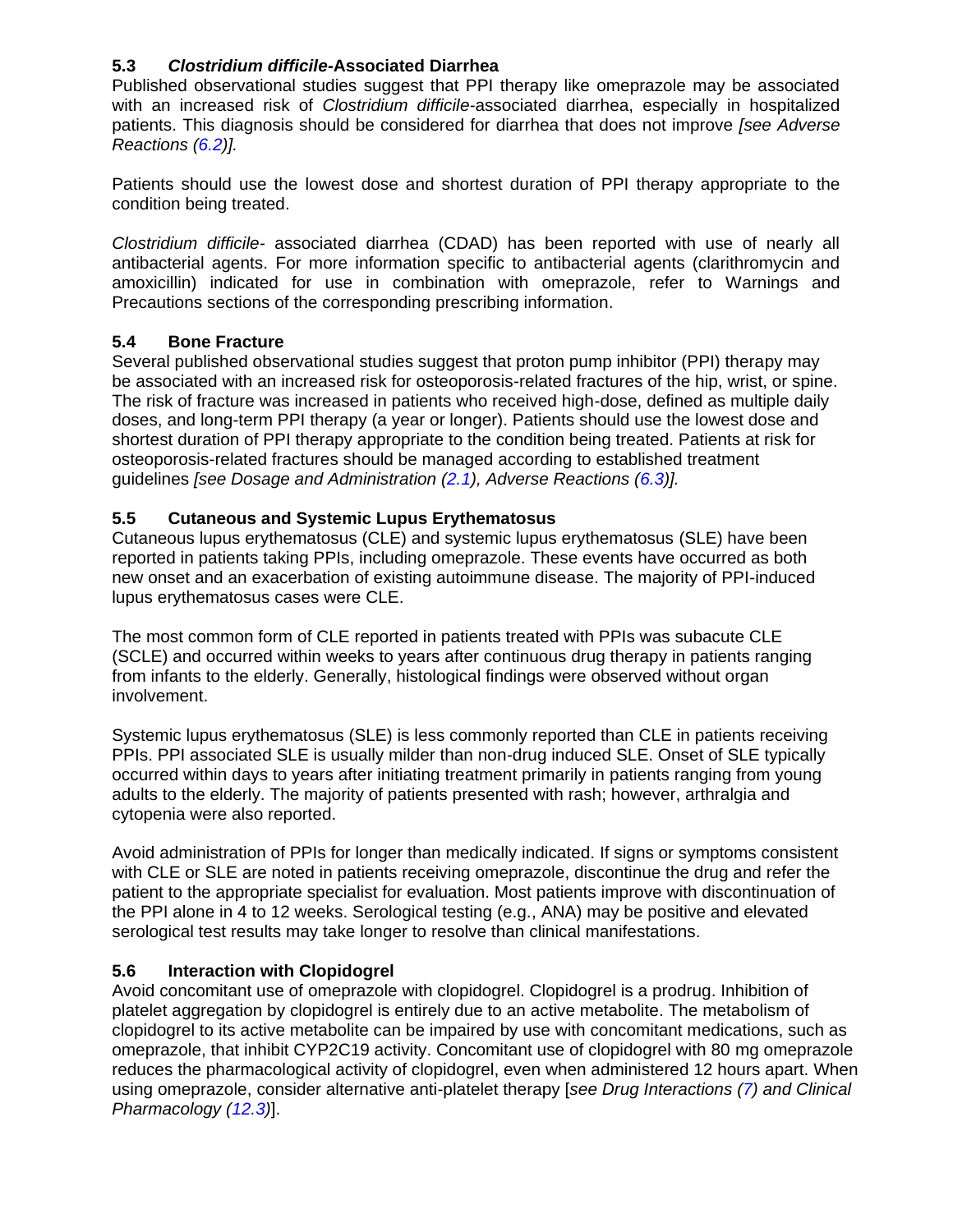### 5.3 *Clostridium difficile*-Associated Diarrhea

Published observational studies suggest that PPI therapy like omeprazole may be associated with an increased risk of *Clostridium difficile*-associated diarrhea, especially in hospitalized patients. This diagnosis should be considered for diarrhea that does not improve *[see Adverse Reactions (6.2)].*

Patients should use the lowest dose and shortest duration of PPI therapy appropriate to the condition being treated.

*Clostridium difficile*- associated diarrhea (CDAD) has been reported with use of nearly all antibacterial agents. For more information specific to antibacterial agents (clarithromycin and amoxicillin) indicated for use in combination with omeprazole, refer to Warnings and Precautions sections of the corresponding prescribing information.

### 5.4 Bone Fracture

Several published observational studies suggest that proton pump inhibitor (PPI) therapy may be associated with an increased risk for osteoporosis-related fractures of the hip, wrist, or spine. The risk of fracture was increased in patients who received high-dose, defined as multiple daily doses, and long-term PPI therapy (a year or longer). Patients should use the lowest dose and shortest duration of PPI therapy appropriate to the condition being treated. Patients at risk for osteoporosis-related fractures should be managed according to established treatment guidelines *[see Dosage and Administration (2.1), Adverse Reactions (6.3)].*

### 5.5 Cutaneous and Systemic Lupus Erythematosus

Cutaneous lupus erythematosus (CLE) and systemic lupus erythematosus (SLE) have been reported in patients taking PPIs, including omeprazole. These events have occurred as both new onset and an exacerbation of existing autoimmune disease. The majority of PPI-induced lupus erythematosus cases were CLE.

The most common form of CLE reported in patients treated with PPIs was subacute CLE (SCLE) and occurred within weeks to years after continuous drug therapy in patients ranging from infants to the elderly. Generally, histological findings were observed without organ involvement.

Systemic lupus erythematosus (SLE) is less commonly reported than CLE in patients receiving PPIs. PPI associated SLE is usually milder than non-drug induced SLE. Onset of SLE typically occurred within days to years after initiating treatment primarily in patients ranging from young adults to the elderly. The majority of patients presented with rash; however, arthralgia and cytopenia were also reported.

Avoid administration of PPIs for longer than medically indicated. If signs or symptoms consistent with CLE or SLE are noted in patients receiving omeprazole, discontinue the drug and refer the patient to the appropriate specialist for evaluation. Most patients improve with discontinuation of the PPI alone in 4 to 12 weeks. Serological testing (e.g., ANA) may be positive and elevated serological test results may take longer to resolve than clinical manifestations.

### 5.6 Interaction with Clopidogrel

Avoid concomitant use of omeprazole with clopidogrel. Clopidogrel is a prodrug. Inhibition of platelet aggregation by clopidogrel is entirely due to an active metabolite. The metabolism of clopidogrel to its active metabolite can be impaired by use with concomitant medications, such as omeprazole, that inhibit CYP2C19 activity. Concomitant use of clopidogrel with 80 mg omeprazole reduces the pharmacological activity of clopidogrel, even when administered 12 hours apart. When using omeprazole, consider alternative anti-platelet therapy [*see Drug Interactions (7) and Clinical Pharmacology (12.3)*].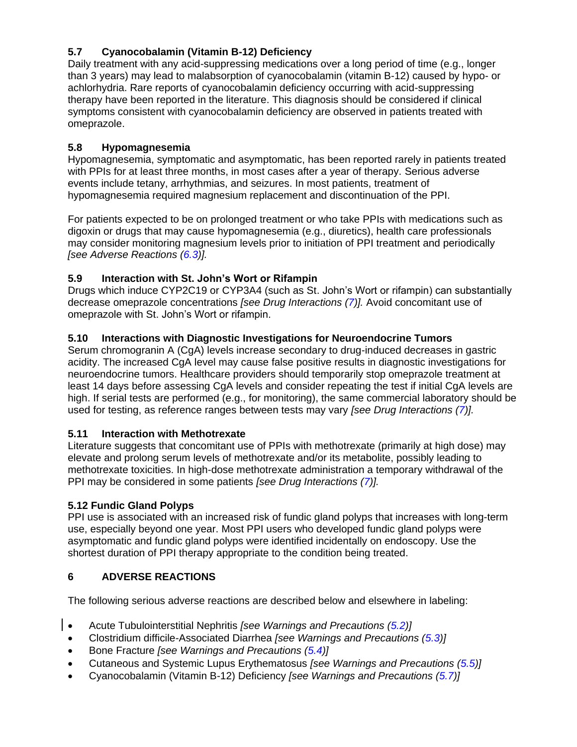### 5.7 Cyanocobalamin (Vitamin B-12) Deficiency

Daily treatment with any acid-suppressing medications over a long period of time (e.g., longer than 3 years) may lead to malabsorption of cyanocobalamin (vitamin B-12) caused by hypo- or achlorhydria. Rare reports of cyanocobalamin deficiency occurring with acid-suppressing therapy have been reported in the literature. This diagnosis should be considered if clinical symptoms consistent with cyanocobalamin deficiency are observed in patients treated with omeprazole.

### 5.8 Hypomagnesemia

Hypomagnesemia, symptomatic and asymptomatic, has been reported rarely in patients treated with PPIs for at least three months, in most cases after a year of therapy. Serious adverse events include tetany, arrhythmias, and seizures. In most patients, treatment of hypomagnesemia required magnesium replacement and discontinuation of the PPI.

For patients expected to be on prolonged treatment or who take PPIs with medications such as digoxin or drugs that may cause hypomagnesemia (e.g., diuretics), health care professionals may consider monitoring magnesium levels prior to initiation of PPI treatment and periodically *[see Adverse Reactions (6.3)]*.

### 5.9 Interaction with St. John's Wort or Rifampin

Drugs which induce CYP2C19 or CYP3A4 (such as St. John's Wort or rifampin) can substantially decrease omeprazole concentrations *[see Drug Interactions (7)]*. Avoid concomitant use of omeprazole with St. John's Wort or rifampin.

### 5.10 Interactions with Diagnostic Investigations for Neuroendocrine Tumors

Serum chromogranin A (CgA) levels increase secondary to drug-induced decreases in gastric acidity. The increased CgA level may cause false positive results in diagnostic investigations for neuroendocrine tumors. Healthcare providers should temporarily stop omeprazole treatment at least 14 days before assessing CgA levels and consider repeating the test if initial CgA levels are high. If serial tests are performed (e.g., for monitoring), the same commercial laboratory should be used for testing, as reference ranges between tests may vary *[see Drug Interactions (7)]*.

### 5.11 Interaction with Methotrexate

Literature suggests that concomitant use of PPIs with methotrexate (primarily at high dose) may elevate and prolong serum levels of methotrexate and/or its metabolite, possibly leading to methotrexate toxicities. In high-dose methotrexate administration a temporary withdrawal of the PPI may be considered in some patients *[see Drug Interactions (7)]*.

### 5.12 Fundic Gland Polyps

PPI use is associated with an increased risk of fundic gland polyps that increases with long-term use, especially beyond one year. Most PPI users who developed fundic gland polyps were asymptomatic and fundic gland polyps were identified incidentally on endoscopy. Use the shortest duration of PPI therapy appropriate to the condition being treated.

## 6 ADVERSE REACTIONS

The following serious adverse reactions are described below and elsewhere in labeling:

- Acute Tubulointerstitial Nephritis *[see Warnings and Precautions (5.2)]*
- Clostridium difficile-Associated Diarrhea *[see Warnings and Precautions (5.3)]*
- Bone Fracture *[see Warnings and Precautions (5.4)]*
- Cutaneous and Systemic Lupus Erythematosus *[see Warnings and Precautions (5.5)]*
- Cyanocobalamin (Vitamin B-12) Deficiency *[see Warnings and Precautions (5.7)]*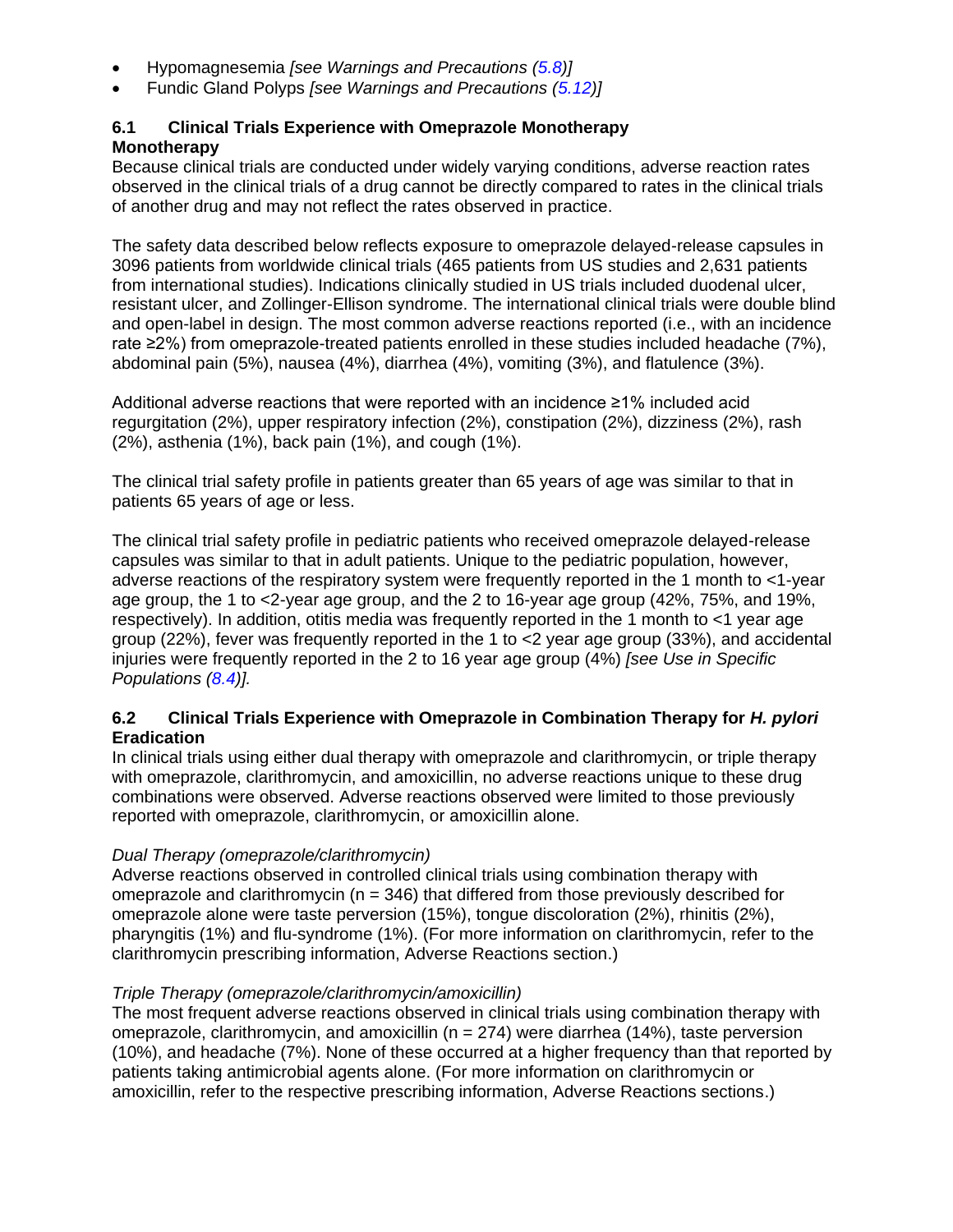- Hypomagnesemia *[see Warnings and Precautions (5.8)]*
- Fundic Gland Polyps *[see Warnings and Precautions (5.12)]*

### 6.1 Clinical Trials Experience with Omeprazole Monotherapy

**Monotherapy**

Because clinical trials are conducted under widely varying conditions, adverse reaction rates observed in the clinical trials of a drug cannot be directly compared to rates in the clinical trials of another drug and may not reflect the rates observed in practice.

The safety data described below reflects exposure to omeprazole delayed-release capsules in 3096 patients from worldwide clinical trials (465 patients from US studies and 2,631 patients from international studies). Indications clinically studied in US trials included duodenal ulcer, resistant ulcer, and Zollinger-Ellison syndrome. The international clinical trials were double blind and open-label in design. The most common adverse reactions reported (i.e., with an incidence rate ≥2%) from omeprazole-treated patients enrolled in these studies included headache (7%), abdominal pain (5%), nausea (4%), diarrhea (4%), vomiting (3%), and flatulence (3%).

Additional adverse reactions that were reported with an incidence ≥1% included acid regurgitation (2%), upper respiratory infection (2%), constipation (2%), dizziness (2%), rash (2%), asthenia (1%), back pain (1%), and cough (1%).

The clinical trial safety profile in patients greater than 65 years of age was similar to that in patients 65 years of age or less.

The clinical trial safety profile in pediatric patients who received omeprazole delayed-release capsules was similar to that in adult patients. Unique to the pediatric population, however, adverse reactions of the respiratory system were frequently reported in the 1 month to <1-year age group, the 1 to <2-year age group, and the 2 to 16-year age group (42%, 75%, and 19%, respectively). In addition, otitis media was frequently reported in the 1 month to <1 year age group (22%), fever was frequently reported in the 1 to <2 year age group (33%), and accidental injuries were frequently reported in the 2 to 16 year age group (4%) *[see Use in Specific Populations (8.4)].*

### 6.2 Clinical Trials Experience with Omeprazole in Combination Therapy for *H. pylori* Eradication

In clinical trials using either dual therapy with omeprazole and clarithromycin, or triple therapy with omeprazole, clarithromycin, and amoxicillin, no adverse reactions unique to these drug combinations were observed. Adverse reactions observed were limited to those previously reported with omeprazole, clarithromycin, or amoxicillin alone.

*Dual Therapy (omeprazole/clarithromycin)*

Adverse reactions observed in controlled clinical trials using combination therapy with omeprazole and clarithromycin (n = 346) that differed from those previously described for omeprazole alone were taste perversion (15%), tongue discoloration (2%), rhinitis (2%), pharyngitis (1%) and flu-syndrome (1%). (For more information on clarithromycin, refer to the clarithromycin prescribing information, Adverse Reactions section.)

*Triple Therapy (omeprazole/clarithromycin/amoxicillin)*

The most frequent adverse reactions observed in clinical trials using combination therapy with omeprazole, clarithromycin, and amoxicillin (n = 274) were diarrhea (14%), taste perversion (10%), and headache (7%). None of these occurred at a higher frequency than that reported by patients taking antimicrobial agents alone. (For more information on clarithromycin or amoxicillin, refer to the respective prescribing information, Adverse Reactions sections.)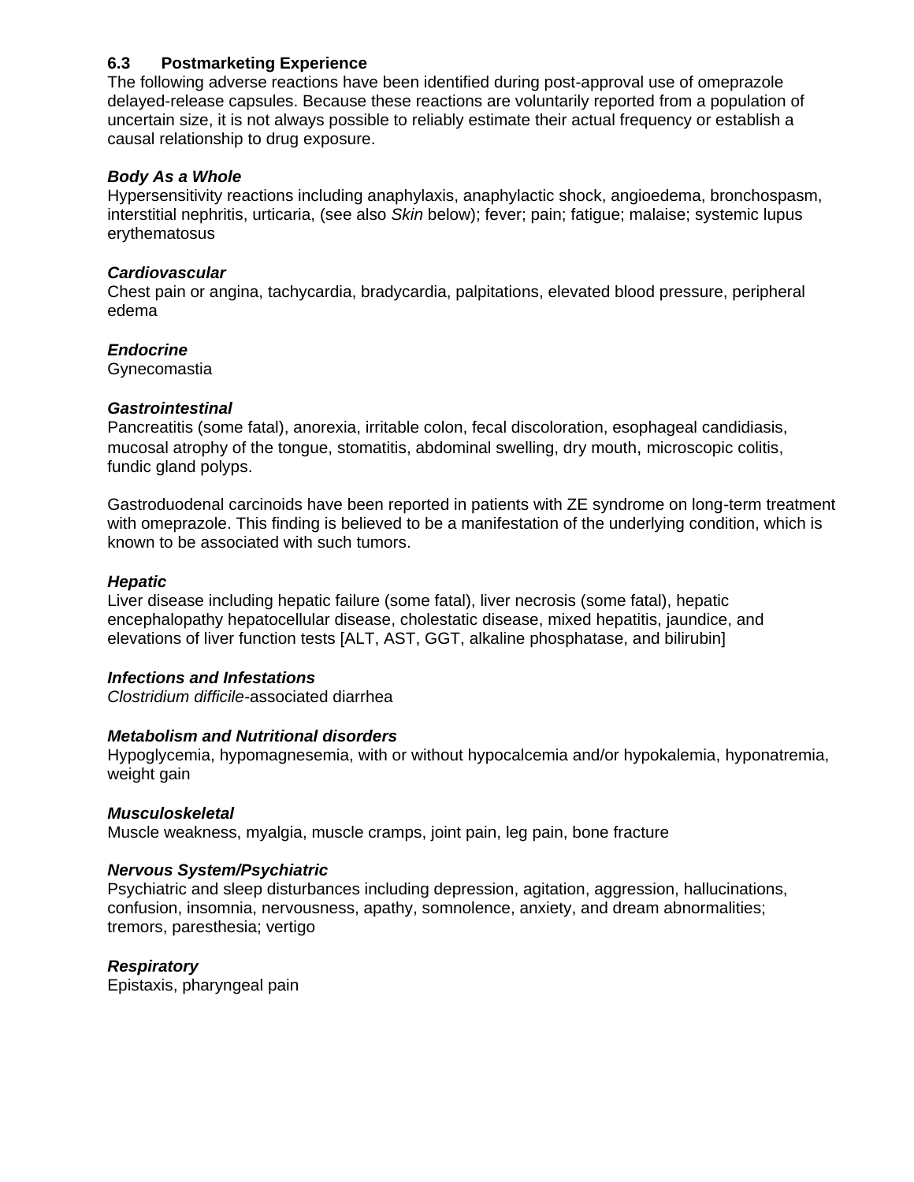### 6.3 Postmarketing Experience

The following adverse reactions have been identified during post-approval use of omeprazole delayed-release capsules. Because these reactions are voluntarily reported from a population of uncertain size, it is not always possible to reliably estimate their actual frequency or establish a causal relationship to drug exposure.

***Body As a Whole***

Hypersensitivity reactions including anaphylaxis, anaphylactic shock, angioedema, bronchospasm, interstitial nephritis, urticaria, (see also *Skin* below); fever; pain; fatigue; malaise; systemic lupus erythematosus

***Cardiovascular***

Chest pain or angina, tachycardia, bradycardia, palpitations, elevated blood pressure, peripheral edema

***Endocrine***

Gynecomastia

***Gastrointestinal***

Pancreatitis (some fatal), anorexia, irritable colon, fecal discoloration, esophageal candidiasis, mucosal atrophy of the tongue, stomatitis, abdominal swelling, dry mouth, microscopic colitis, fundic gland polyps.

Gastroduodenal carcinoids have been reported in patients with ZE syndrome on long-term treatment with omeprazole. This finding is believed to be a manifestation of the underlying condition, which is known to be associated with such tumors.

***Hepatic***

Liver disease including hepatic failure (some fatal), liver necrosis (some fatal), hepatic encephalopathy hepatocellular disease, cholestatic disease, mixed hepatitis, jaundice, and elevations of liver function tests [ALT, AST, GGT, alkaline phosphatase, and bilirubin]

***Infections and Infestations***

*Clostridium difficile*-associated diarrhea

***Metabolism and Nutritional disorders***

Hypoglycemia, hypomagnesemia, with or without hypocalcemia and/or hypokalemia, hyponatremia, weight gain

***Musculoskeletal***

Muscle weakness, myalgia, muscle cramps, joint pain, leg pain, bone fracture

***Nervous System/Psychiatric***

Psychiatric and sleep disturbances including depression, agitation, aggression, hallucinations, confusion, insomnia, nervousness, apathy, somnolence, anxiety, and dream abnormalities; tremors, paresthesia; vertigo

***Respiratory***

Epistaxis, pharyngeal pain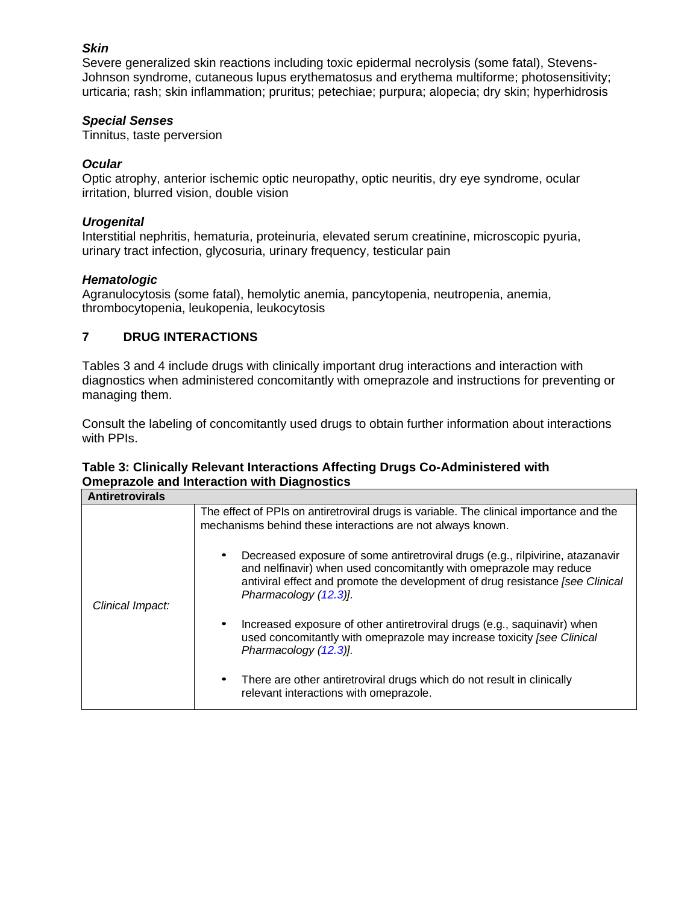### *Skin*

Severe generalized skin reactions including toxic epidermal necrolysis (some fatal), Stevens-Johnson syndrome, cutaneous lupus erythematosus and erythema multiforme; photosensitivity; urticaria; rash; skin inflammation; pruritus; petechiae; purpura; alopecia; dry skin; hyperhidrosis

### *Special Senses*

Tinnitus, taste perversion

### *Ocular*

Optic atrophy, anterior ischemic optic neuropathy, optic neuritis, dry eye syndrome, ocular irritation, blurred vision, double vision

### *Urogenital*

Interstitial nephritis, hematuria, proteinuria, elevated serum creatinine, microscopic pyuria, urinary tract infection, glycosuria, urinary frequency, testicular pain

### *Hematologic*

Agranulocytosis (some fatal), hemolytic anemia, pancytopenia, neutropenia, anemia, thrombocytopenia, leukopenia, leukocytosis

## 7 DRUG INTERACTIONS

Tables 3 and 4 include drugs with clinically important drug interactions and interaction with diagnostics when administered concomitantly with omeprazole and instructions for preventing or managing them.

Consult the labeling of concomitantly used drugs to obtain further information about interactions with PPIs.

**Table 3: Clinically Relevant Interactions Affecting Drugs Co-Administered with Omeprazole and Interaction with Diagnostics**

| **Antiretrovirals** | |
|---|---|
| *Clinical Impact:* | The effect of PPIs on antiretroviral drugs is variable. The clinical importance and the mechanisms behind these interactions are not always known.<br><br>• Decreased exposure of some antiretroviral drugs (e.g., rilpivirine, atazanavir and nelfinavir) when used concomitantly with omeprazole may reduce antiviral effect and promote the development of drug resistance *[see Clinical Pharmacology (12.3)]*.<br><br>• Increased exposure of other antiretroviral drugs (e.g., saquinavir) when used concomitantly with omeprazole may increase toxicity *[see Clinical Pharmacology (12.3)]*.<br><br>• There are other antiretroviral drugs which do not result in clinically relevant interactions with omeprazole. |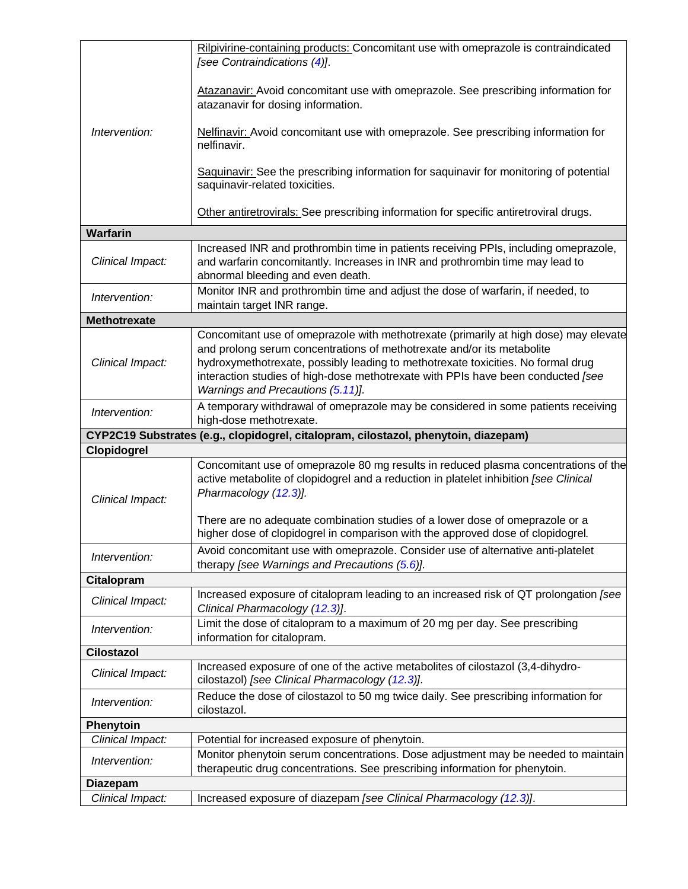| | |
|---|---|
| *Intervention:* | Rilpivirine-containing products: Concomitant use with omeprazole is contraindicated *[see Contraindications (4)]*.<br><br>Atazanavir: Avoid concomitant use with omeprazole. See prescribing information for atazanavir for dosing information.<br><br>Nelfinavir: Avoid concomitant use with omeprazole. See prescribing information for nelfinavir.<br><br>Saquinavir: See the prescribing information for saquinavir for monitoring of potential saquinavir-related toxicities.<br><br>Other antiretrovirals: See prescribing information for specific antiretroviral drugs. |
| **Warfarin** | |
| *Clinical Impact:* | Increased INR and prothrombin time in patients receiving PPIs, including omeprazole, and warfarin concomitantly. Increases in INR and prothrombin time may lead to abnormal bleeding and even death. |
| *Intervention:* | Monitor INR and prothrombin time and adjust the dose of warfarin, if needed, to maintain target INR range. |
| **Methotrexate** | |
| *Clinical Impact:* | Concomitant use of omeprazole with methotrexate (primarily at high dose) may elevate and prolong serum concentrations of methotrexate and/or its metabolite hydroxymethotrexate, possibly leading to methotrexate toxicities. No formal drug interaction studies of high-dose methotrexate with PPIs have been conducted *[see Warnings and Precautions (5.11)]*. |
| *Intervention:* | A temporary withdrawal of omeprazole may be considered in some patients receiving high-dose methotrexate. |
| **CYP2C19 Substrates (e.g., clopidogrel, citalopram, cilostazol, phenytoin, diazepam)** | |
| **Clopidogrel** | |
| *Clinical Impact:* | Concomitant use of omeprazole 80 mg results in reduced plasma concentrations of the active metabolite of clopidogrel and a reduction in platelet inhibition *[see Clinical Pharmacology (12.3)]*.<br><br>There are no adequate combination studies of a lower dose of omeprazole or a higher dose of clopidogrel in comparison with the approved dose of clopidogrel. |
| *Intervention:* | Avoid concomitant use with omeprazole. Consider use of alternative anti-platelet therapy *[see Warnings and Precautions (5.6)]*. |
| **Citalopram** | |
| *Clinical Impact:* | Increased exposure of citalopram leading to an increased risk of QT prolongation *[see Clinical Pharmacology (12.3)]*. |
| *Intervention:* | Limit the dose of citalopram to a maximum of 20 mg per day. See prescribing information for citalopram. |
| **Cilostazol** | |
| *Clinical Impact:* | Increased exposure of one of the active metabolites of cilostazol (3,4-dihydro-cilostazol) *[see Clinical Pharmacology (12.3)]*. |
| *Intervention:* | Reduce the dose of cilostazol to 50 mg twice daily. See prescribing information for cilostazol. |
| **Phenytoin** | |
| *Clinical Impact:* | Potential for increased exposure of phenytoin. |
| *Intervention:* | Monitor phenytoin serum concentrations. Dose adjustment may be needed to maintain therapeutic drug concentrations. See prescribing information for phenytoin. |
| **Diazepam** | |
| *Clinical Impact:* | Increased exposure of diazepam *[see Clinical Pharmacology (12.3)]*. |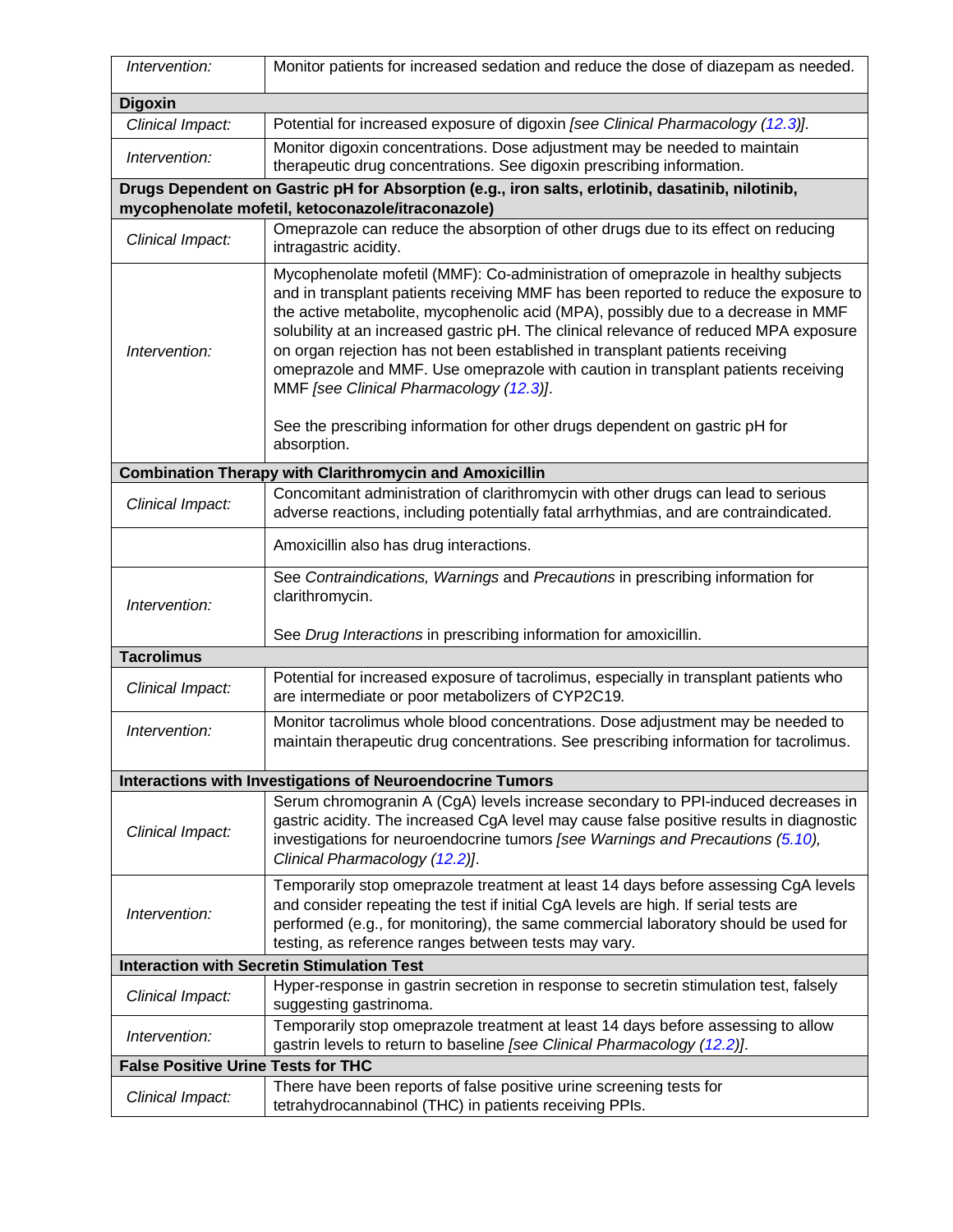| | |
|---|---|
| *Intervention:* | Monitor patients for increased sedation and reduce the dose of diazepam as needed. |
| **Digoxin** | |
| *Clinical Impact:* | Potential for increased exposure of digoxin *[see Clinical Pharmacology (12.3)]*. |
| *Intervention:* | Monitor digoxin concentrations. Dose adjustment may be needed to maintain therapeutic drug concentrations. See digoxin prescribing information. |
| **Drugs Dependent on Gastric pH for Absorption (e.g., iron salts, erlotinib, dasatinib, nilotinib, mycophenolate mofetil, ketoconazole/itraconazole)** | |
| *Clinical Impact:* | Omeprazole can reduce the absorption of other drugs due to its effect on reducing intragastric acidity. |
| *Intervention:* | Mycophenolate mofetil (MMF): Co-administration of omeprazole in healthy subjects and in transplant patients receiving MMF has been reported to reduce the exposure to the active metabolite, mycophenolic acid (MPA), possibly due to a decrease in MMF solubility at an increased gastric pH. The clinical relevance of reduced MPA exposure on organ rejection has not been established in transplant patients receiving omeprazole and MMF. Use omeprazole with caution in transplant patients receiving MMF *[see Clinical Pharmacology (12.3)]*.<br><br>See the prescribing information for other drugs dependent on gastric pH for absorption. |
| **Combination Therapy with Clarithromycin and Amoxicillin** | |
| *Clinical Impact:* | Concomitant administration of clarithromycin with other drugs can lead to serious adverse reactions, including potentially fatal arrhythmias, and are contraindicated. |
| | Amoxicillin also has drug interactions. |
| *Intervention:* | See *Contraindications, Warnings* and *Precautions* in prescribing information for clarithromycin.<br><br>See *Drug Interactions* in prescribing information for amoxicillin. |
| **Tacrolimus** | |
| *Clinical Impact:* | Potential for increased exposure of tacrolimus, especially in transplant patients who are intermediate or poor metabolizers of CYP2C19. |
| *Intervention:* | Monitor tacrolimus whole blood concentrations. Dose adjustment may be needed to maintain therapeutic drug concentrations. See prescribing information for tacrolimus. |
| **Interactions with Investigations of Neuroendocrine Tumors** | |
| *Clinical Impact:* | Serum chromogranin A (CgA) levels increase secondary to PPI-induced decreases in gastric acidity. The increased CgA level may cause false positive results in diagnostic investigations for neuroendocrine tumors *[see Warnings and Precautions (5.10), Clinical Pharmacology (12.2)]*. |
| *Intervention:* | Temporarily stop omeprazole treatment at least 14 days before assessing CgA levels and consider repeating the test if initial CgA levels are high. If serial tests are performed (e.g., for monitoring), the same commercial laboratory should be used for testing, as reference ranges between tests may vary. |
| **Interaction with Secretin Stimulation Test** | |
| *Clinical Impact:* | Hyper-response in gastrin secretion in response to secretin stimulation test, falsely suggesting gastrinoma. |
| *Intervention:* | Temporarily stop omeprazole treatment at least 14 days before assessing to allow gastrin levels to return to baseline *[see Clinical Pharmacology (12.2)]*. |
| **False Positive Urine Tests for THC** | |
| *Clinical Impact:* | There have been reports of false positive urine screening tests for tetrahydrocannabinol (THC) in patients receiving PPIs. |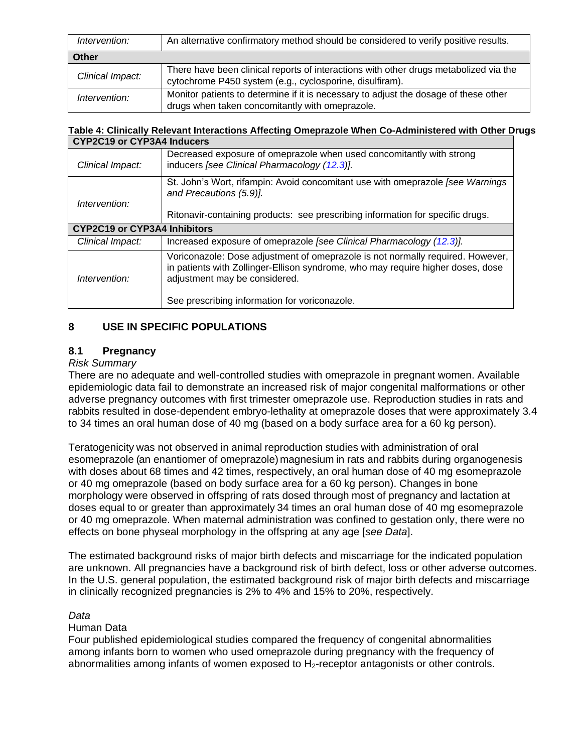| | |
|---|---|
| *Intervention:* | An alternative confirmatory method should be considered to verify positive results. |
| **Other** | |
| *Clinical Impact:* | There have been clinical reports of interactions with other drugs metabolized via the cytochrome P450 system (e.g., cyclosporine, disulfiram). |
| *Intervention:* | Monitor patients to determine if it is necessary to adjust the dosage of these other drugs when taken concomitantly with omeprazole. |

**Table 4: Clinically Relevant Interactions Affecting Omeprazole When Co-Administered with Other Drugs**

| **CYP2C19 or CYP3A4 Inducers** | |
|---|---|
| *Clinical Impact:* | Decreased exposure of omeprazole when used concomitantly with strong inducers *[see Clinical Pharmacology (12.3)].* |
| *Intervention:* | St. John's Wort, rifampin: Avoid concomitant use with omeprazole *[see Warnings and Precautions (5.9)].* <br><br> Ritonavir-containing products: see prescribing information for specific drugs. |
| **CYP2C19 or CYP3A4 Inhibitors** | |
| *Clinical Impact:* | Increased exposure of omeprazole *[see Clinical Pharmacology (12.3)].* |
| *Intervention:* | Voriconazole: Dose adjustment of omeprazole is not normally required. However, in patients with Zollinger-Ellison syndrome, who may require higher doses, dose adjustment may be considered. <br><br> See prescribing information for voriconazole. |

## 8 USE IN SPECIFIC POPULATIONS

### 8.1 Pregnancy

*Risk Summary*

There are no adequate and well-controlled studies with omeprazole in pregnant women. Available epidemiologic data fail to demonstrate an increased risk of major congenital malformations or other adverse pregnancy outcomes with first trimester omeprazole use. Reproduction studies in rats and rabbits resulted in dose-dependent embryo-lethality at omeprazole doses that were approximately 3.4 to 34 times an oral human dose of 40 mg (based on a body surface area for a 60 kg person).

Teratogenicity was not observed in animal reproduction studies with administration of oral esomeprazole (an enantiomer of omeprazole) magnesium in rats and rabbits during organogenesis with doses about 68 times and 42 times, respectively, an oral human dose of 40 mg esomeprazole or 40 mg omeprazole (based on body surface area for a 60 kg person). Changes in bone morphology were observed in offspring of rats dosed through most of pregnancy and lactation at doses equal to or greater than approximately 34 times an oral human dose of 40 mg esomeprazole or 40 mg omeprazole. When maternal administration was confined to gestation only, there were no effects on bone physeal morphology in the offspring at any age [*see Data*].

The estimated background risks of major birth defects and miscarriage for the indicated population are unknown. All pregnancies have a background risk of birth defect, loss or other adverse outcomes. In the U.S. general population, the estimated background risk of major birth defects and miscarriage in clinically recognized pregnancies is 2% to 4% and 15% to 20%, respectively.

*Data*

Human Data

Four published epidemiological studies compared the frequency of congenital abnormalities among infants born to women who used omeprazole during pregnancy with the frequency of abnormalities among infants of women exposed to $H_2$-receptor antagonists or other controls.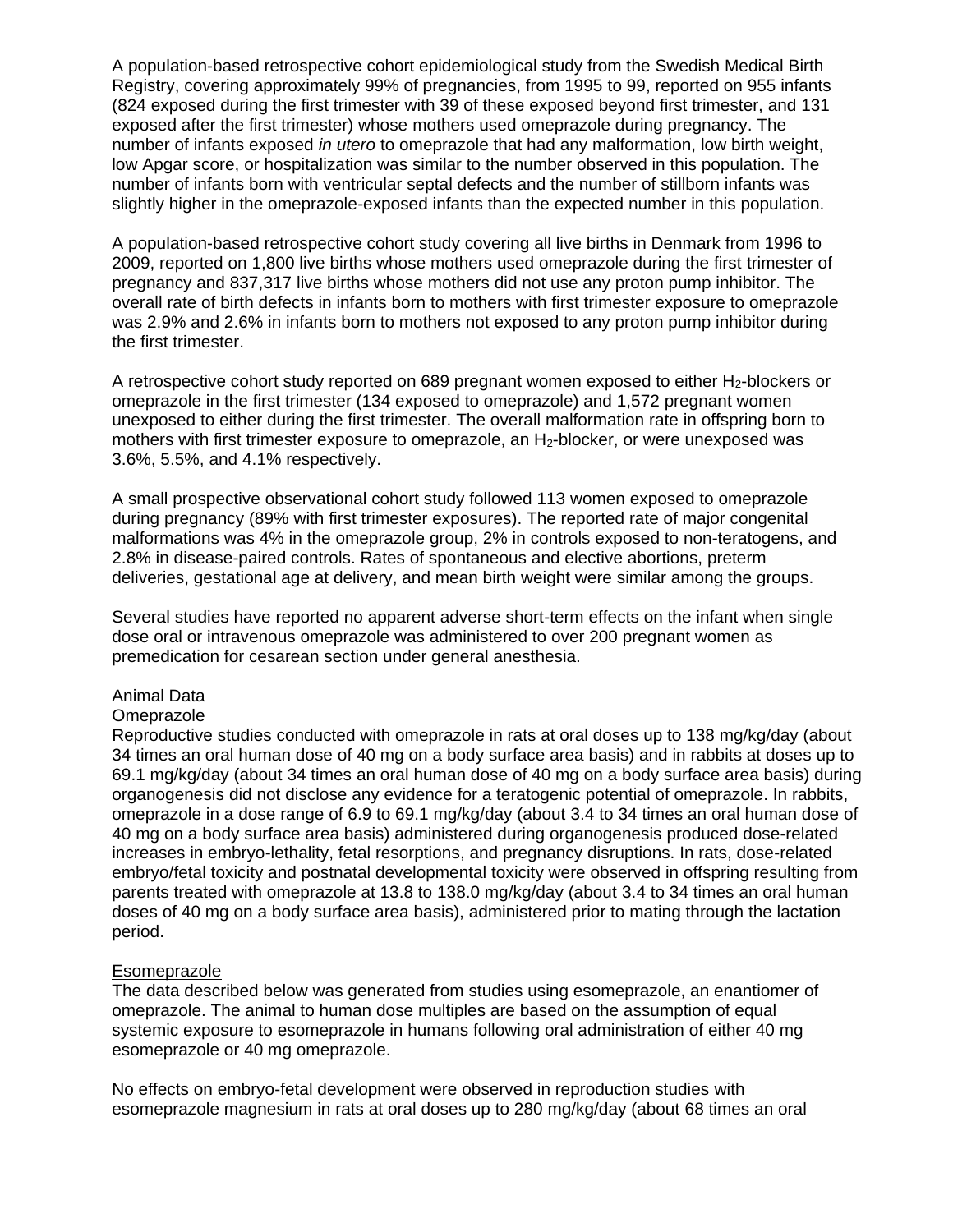A population-based retrospective cohort epidemiological study from the Swedish Medical Birth Registry, covering approximately 99% of pregnancies, from 1995 to 99, reported on 955 infants (824 exposed during the first trimester with 39 of these exposed beyond first trimester, and 131 exposed after the first trimester) whose mothers used omeprazole during pregnancy. The number of infants exposed *in utero* to omeprazole that had any malformation, low birth weight, low Apgar score, or hospitalization was similar to the number observed in this population. The number of infants born with ventricular septal defects and the number of stillborn infants was slightly higher in the omeprazole-exposed infants than the expected number in this population.

A population-based retrospective cohort study covering all live births in Denmark from 1996 to 2009, reported on 1,800 live births whose mothers used omeprazole during the first trimester of pregnancy and 837,317 live births whose mothers did not use any proton pump inhibitor. The overall rate of birth defects in infants born to mothers with first trimester exposure to omeprazole was 2.9% and 2.6% in infants born to mothers not exposed to any proton pump inhibitor during the first trimester.

A retrospective cohort study reported on 689 pregnant women exposed to either $H_2$-blockers or omeprazole in the first trimester (134 exposed to omeprazole) and 1,572 pregnant women unexposed to either during the first trimester. The overall malformation rate in offspring born to mothers with first trimester exposure to omeprazole, an $H_2$-blocker, or were unexposed was 3.6%, 5.5%, and 4.1% respectively.

A small prospective observational cohort study followed 113 women exposed to omeprazole during pregnancy (89% with first trimester exposures). The reported rate of major congenital malformations was 4% in the omeprazole group, 2% in controls exposed to non-teratogens, and 2.8% in disease-paired controls. Rates of spontaneous and elective abortions, preterm deliveries, gestational age at delivery, and mean birth weight were similar among the groups.

Several studies have reported no apparent adverse short-term effects on the infant when single dose oral or intravenous omeprazole was administered to over 200 pregnant women as premedication for cesarean section under general anesthesia.

Animal Data

Omeprazole

Reproductive studies conducted with omeprazole in rats at oral doses up to 138 mg/kg/day (about 34 times an oral human dose of 40 mg on a body surface area basis) and in rabbits at doses up to 69.1 mg/kg/day (about 34 times an oral human dose of 40 mg on a body surface area basis) during organogenesis did not disclose any evidence for a teratogenic potential of omeprazole. In rabbits, omeprazole in a dose range of 6.9 to 69.1 mg/kg/day (about 3.4 to 34 times an oral human dose of 40 mg on a body surface area basis) administered during organogenesis produced dose-related increases in embryo-lethality, fetal resorptions, and pregnancy disruptions. In rats, dose-related embryo/fetal toxicity and postnatal developmental toxicity were observed in offspring resulting from parents treated with omeprazole at 13.8 to 138.0 mg/kg/day (about 3.4 to 34 times an oral human doses of 40 mg on a body surface area basis), administered prior to mating through the lactation period.

Esomeprazole

The data described below was generated from studies using esomeprazole, an enantiomer of omeprazole. The animal to human dose multiples are based on the assumption of equal systemic exposure to esomeprazole in humans following oral administration of either 40 mg esomeprazole or 40 mg omeprazole.

No effects on embryo-fetal development were observed in reproduction studies with esomeprazole magnesium in rats at oral doses up to 280 mg/kg/day (about 68 times an oral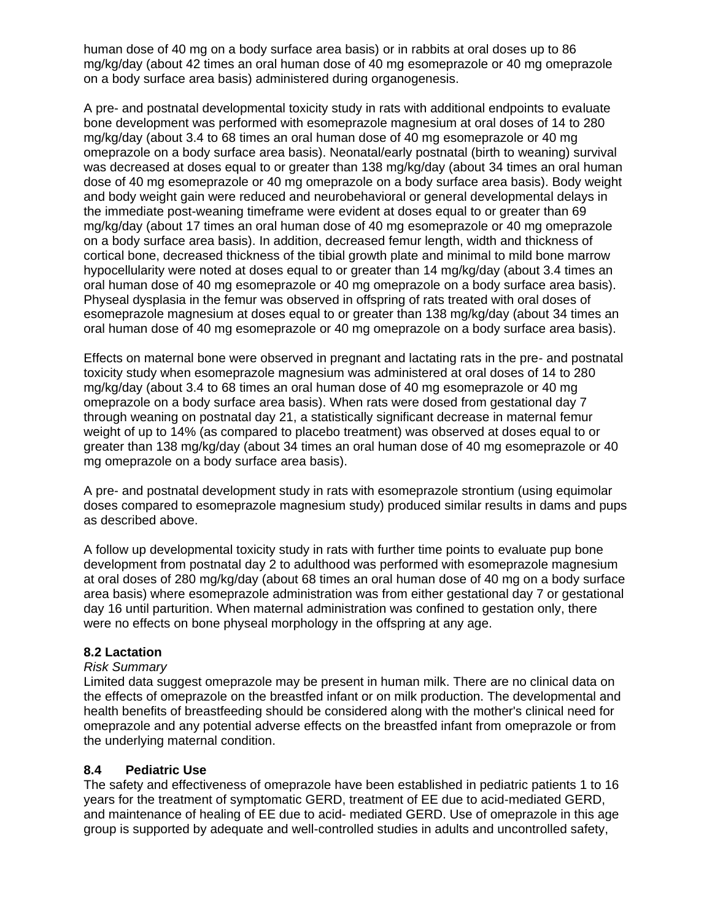human dose of 40 mg on a body surface area basis) or in rabbits at oral doses up to 86 mg/kg/day (about 42 times an oral human dose of 40 mg esomeprazole or 40 mg omeprazole on a body surface area basis) administered during organogenesis.

A pre- and postnatal developmental toxicity study in rats with additional endpoints to evaluate bone development was performed with esomeprazole magnesium at oral doses of 14 to 280 mg/kg/day (about 3.4 to 68 times an oral human dose of 40 mg esomeprazole or 40 mg omeprazole on a body surface area basis). Neonatal/early postnatal (birth to weaning) survival was decreased at doses equal to or greater than 138 mg/kg/day (about 34 times an oral human dose of 40 mg esomeprazole or 40 mg omeprazole on a body surface area basis). Body weight and body weight gain were reduced and neurobehavioral or general developmental delays in the immediate post-weaning timeframe were evident at doses equal to or greater than 69 mg/kg/day (about 17 times an oral human dose of 40 mg esomeprazole or 40 mg omeprazole on a body surface area basis). In addition, decreased femur length, width and thickness of cortical bone, decreased thickness of the tibial growth plate and minimal to mild bone marrow hypocellularity were noted at doses equal to or greater than 14 mg/kg/day (about 3.4 times an oral human dose of 40 mg esomeprazole or 40 mg omeprazole on a body surface area basis). Physeal dysplasia in the femur was observed in offspring of rats treated with oral doses of esomeprazole magnesium at doses equal to or greater than 138 mg/kg/day (about 34 times an oral human dose of 40 mg esomeprazole or 40 mg omeprazole on a body surface area basis).

Effects on maternal bone were observed in pregnant and lactating rats in the pre- and postnatal toxicity study when esomeprazole magnesium was administered at oral doses of 14 to 280 mg/kg/day (about 3.4 to 68 times an oral human dose of 40 mg esomeprazole or 40 mg omeprazole on a body surface area basis). When rats were dosed from gestational day 7 through weaning on postnatal day 21, a statistically significant decrease in maternal femur weight of up to 14% (as compared to placebo treatment) was observed at doses equal to or greater than 138 mg/kg/day (about 34 times an oral human dose of 40 mg esomeprazole or 40 mg omeprazole on a body surface area basis).

A pre- and postnatal development study in rats with esomeprazole strontium (using equimolar doses compared to esomeprazole magnesium study) produced similar results in dams and pups as described above.

A follow up developmental toxicity study in rats with further time points to evaluate pup bone development from postnatal day 2 to adulthood was performed with esomeprazole magnesium at oral doses of 280 mg/kg/day (about 68 times an oral human dose of 40 mg on a body surface area basis) where esomeprazole administration was from either gestational day 7 or gestational day 16 until parturition. When maternal administration was confined to gestation only, there were no effects on bone physeal morphology in the offspring at any age.

### 8.2 Lactation

*Risk Summary*

Limited data suggest omeprazole may be present in human milk. There are no clinical data on the effects of omeprazole on the breastfed infant or on milk production. The developmental and health benefits of breastfeeding should be considered along with the mother's clinical need for omeprazole and any potential adverse effects on the breastfed infant from omeprazole or from the underlying maternal condition.

### 8.4 Pediatric Use

The safety and effectiveness of omeprazole have been established in pediatric patients 1 to 16 years for the treatment of symptomatic GERD, treatment of EE due to acid-mediated GERD, and maintenance of healing of EE due to acid- mediated GERD. Use of omeprazole in this age group is supported by adequate and well-controlled studies in adults and uncontrolled safety,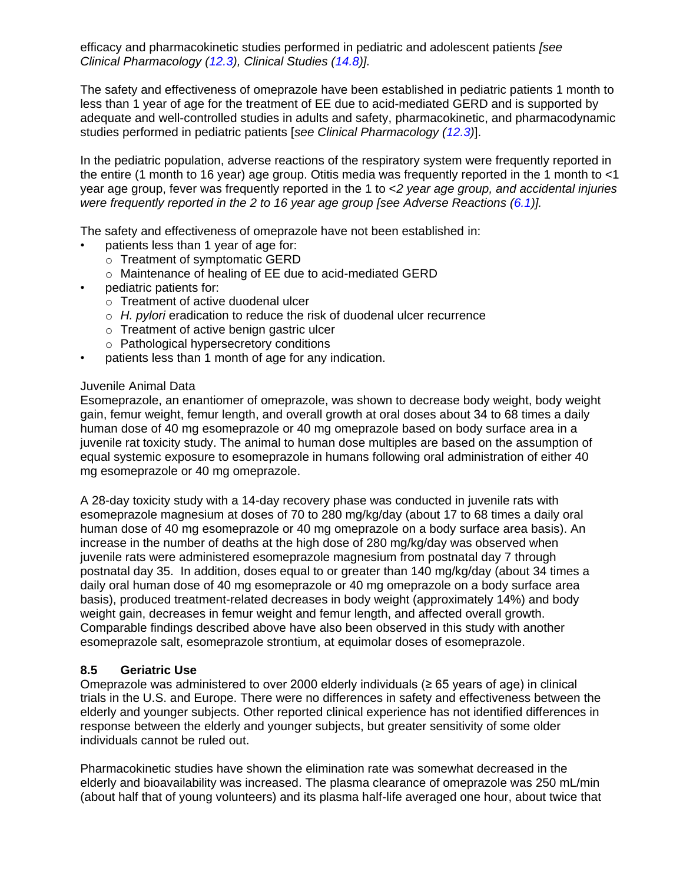efficacy and pharmacokinetic studies performed in pediatric and adolescent patients *[see Clinical Pharmacology (12.3), Clinical Studies (14.8)].*

The safety and effectiveness of omeprazole have been established in pediatric patients 1 month to less than 1 year of age for the treatment of EE due to acid-mediated GERD and is supported by adequate and well-controlled studies in adults and safety, pharmacokinetic, and pharmacodynamic studies performed in pediatric patients [*see Clinical Pharmacology (12.3)*].

In the pediatric population, adverse reactions of the respiratory system were frequently reported in the entire (1 month to 16 year) age group. Otitis media was frequently reported in the 1 month to <1 year age group, fever was frequently reported in the 1 to *<2 year age group, and accidental injuries were frequently reported in the 2 to 16 year age group [see Adverse Reactions (6.1)].*

The safety and effectiveness of omeprazole have not been established in:

- patients less than 1 year of age for:
  - Treatment of symptomatic GERD
  - Maintenance of healing of EE due to acid-mediated GERD
- pediatric patients for:
  - Treatment of active duodenal ulcer
  - *H. pylori* eradication to reduce the risk of duodenal ulcer recurrence
  - Treatment of active benign gastric ulcer
  - Pathological hypersecretory conditions
- patients less than 1 month of age for any indication.

Juvenile Animal Data

Esomeprazole, an enantiomer of omeprazole, was shown to decrease body weight, body weight gain, femur weight, femur length, and overall growth at oral doses about 34 to 68 times a daily human dose of 40 mg esomeprazole or 40 mg omeprazole based on body surface area in a juvenile rat toxicity study. The animal to human dose multiples are based on the assumption of equal systemic exposure to esomeprazole in humans following oral administration of either 40 mg esomeprazole or 40 mg omeprazole.

A 28-day toxicity study with a 14-day recovery phase was conducted in juvenile rats with esomeprazole magnesium at doses of 70 to 280 mg/kg/day (about 17 to 68 times a daily oral human dose of 40 mg esomeprazole or 40 mg omeprazole on a body surface area basis). An increase in the number of deaths at the high dose of 280 mg/kg/day was observed when juvenile rats were administered esomeprazole magnesium from postnatal day 7 through postnatal day 35. In addition, doses equal to or greater than 140 mg/kg/day (about 34 times a daily oral human dose of 40 mg esomeprazole or 40 mg omeprazole on a body surface area basis), produced treatment-related decreases in body weight (approximately 14%) and body weight gain, decreases in femur weight and femur length, and affected overall growth. Comparable findings described above have also been observed in this study with another esomeprazole salt, esomeprazole strontium, at equimolar doses of esomeprazole.

### 8.5 Geriatric Use

Omeprazole was administered to over 2000 elderly individuals (≥ 65 years of age) in clinical trials in the U.S. and Europe. There were no differences in safety and effectiveness between the elderly and younger subjects. Other reported clinical experience has not identified differences in response between the elderly and younger subjects, but greater sensitivity of some older individuals cannot be ruled out.

Pharmacokinetic studies have shown the elimination rate was somewhat decreased in the elderly and bioavailability was increased. The plasma clearance of omeprazole was 250 mL/min (about half that of young volunteers) and its plasma half-life averaged one hour, about twice that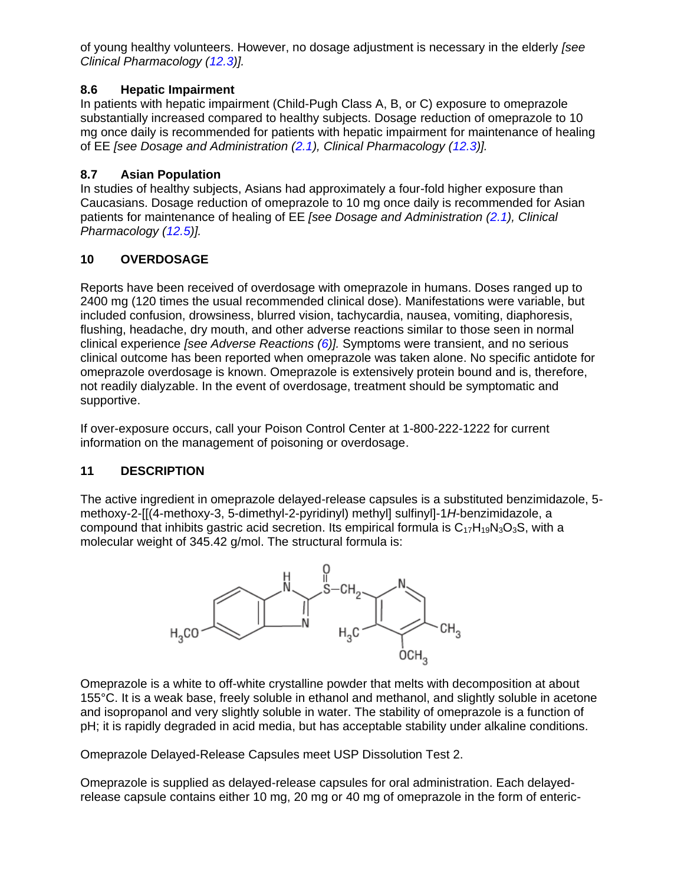of young healthy volunteers. However, no dosage adjustment is necessary in the elderly *[see Clinical Pharmacology (12.3)].*

### 8.6 Hepatic Impairment

In patients with hepatic impairment (Child-Pugh Class A, B, or C) exposure to omeprazole substantially increased compared to healthy subjects. Dosage reduction of omeprazole to 10 mg once daily is recommended for patients with hepatic impairment for maintenance of healing of EE *[see Dosage and Administration (2.1), Clinical Pharmacology (12.3)].*

### 8.7 Asian Population

In studies of healthy subjects, Asians had approximately a four-fold higher exposure than Caucasians. Dosage reduction of omeprazole to 10 mg once daily is recommended for Asian patients for maintenance of healing of EE *[see Dosage and Administration (2.1), Clinical Pharmacology (12.5)].*

## 10 OVERDOSAGE

Reports have been received of overdosage with omeprazole in humans. Doses ranged up to 2400 mg (120 times the usual recommended clinical dose). Manifestations were variable, but included confusion, drowsiness, blurred vision, tachycardia, nausea, vomiting, diaphoresis, flushing, headache, dry mouth, and other adverse reactions similar to those seen in normal clinical experience *[see Adverse Reactions (6)].* Symptoms were transient, and no serious clinical outcome has been reported when omeprazole was taken alone. No specific antidote for omeprazole overdosage is known. Omeprazole is extensively protein bound and is, therefore, not readily dialyzable. In the event of overdosage, treatment should be symptomatic and supportive.

If over-exposure occurs, call your Poison Control Center at 1-800-222-1222 for current information on the management of poisoning or overdosage.

## 11 DESCRIPTION

The active ingredient in omeprazole delayed-release capsules is a substituted benzimidazole, 5-methoxy-2-[[(4-methoxy-3, 5-dimethyl-2-pyridinyl) methyl] sulfinyl]-1*H*-benzimidazole, a compound that inhibits gastric acid secretion. Its empirical formula is $C_{17}H_{19}N_3O_3S$, with a molecular weight of 345.42 g/mol. The structural formula is:

Omeprazole is a white to off-white crystalline powder that melts with decomposition at about 155°C. It is a weak base, freely soluble in ethanol and methanol, and slightly soluble in acetone and isopropanol and very slightly soluble in water. The stability of omeprazole is a function of pH; it is rapidly degraded in acid media, but has acceptable stability under alkaline conditions.

Omeprazole Delayed-Release Capsules meet USP Dissolution Test 2.

Omeprazole is supplied as delayed-release capsules for oral administration. Each delayed-release capsule contains either 10 mg, 20 mg or 40 mg of omeprazole in the form of enteric-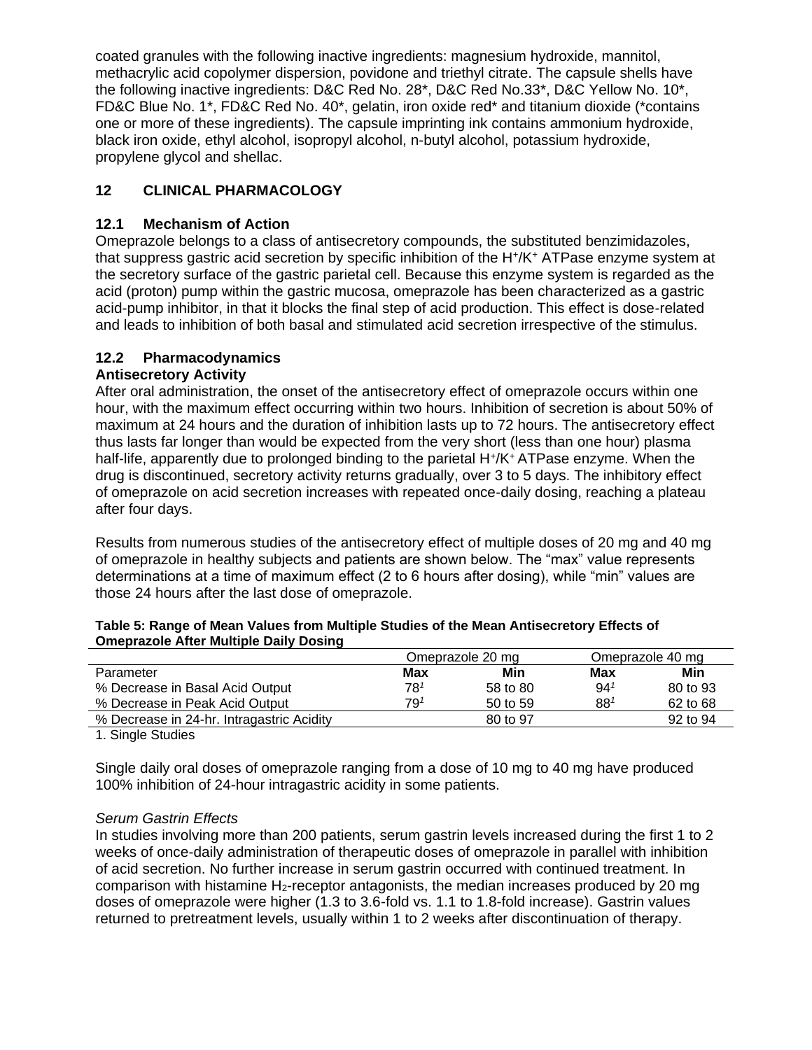coated granules with the following inactive ingredients: magnesium hydroxide, mannitol, methacrylic acid copolymer dispersion, povidone and triethyl citrate. The capsule shells have the following inactive ingredients: D&C Red No. 28*, D&C Red No.33*, D&C Yellow No. 10*, FD&C Blue No. 1*, FD&C Red No. 40*, gelatin, iron oxide red* and titanium dioxide (*contains one or more of these ingredients). The capsule imprinting ink contains ammonium hydroxide, black iron oxide, ethyl alcohol, isopropyl alcohol, n-butyl alcohol, potassium hydroxide, propylene glycol and shellac.

## 12 CLINICAL PHARMACOLOGY

### 12.1 Mechanism of Action

Omeprazole belongs to a class of antisecretory compounds, the substituted benzimidazoles, that suppress gastric acid secretion by specific inhibition of the $H^+/K^+$ ATPase enzyme system at the secretory surface of the gastric parietal cell. Because this enzyme system is regarded as the acid (proton) pump within the gastric mucosa, omeprazole has been characterized as a gastric acid-pump inhibitor, in that it blocks the final step of acid production. This effect is dose-related and leads to inhibition of both basal and stimulated acid secretion irrespective of the stimulus.

### 12.2 Pharmacodynamics

**Antisecretory Activity**

After oral administration, the onset of the antisecretory effect of omeprazole occurs within one hour, with the maximum effect occurring within two hours. Inhibition of secretion is about 50% of maximum at 24 hours and the duration of inhibition lasts up to 72 hours. The antisecretory effect thus lasts far longer than would be expected from the very short (less than one hour) plasma half-life, apparently due to prolonged binding to the parietal $H^+/K^+$ ATPase enzyme. When the drug is discontinued, secretory activity returns gradually, over 3 to 5 days. The inhibitory effect of omeprazole on acid secretion increases with repeated once-daily dosing, reaching a plateau after four days.

Results from numerous studies of the antisecretory effect of multiple doses of 20 mg and 40 mg of omeprazole in healthy subjects and patients are shown below. The "max" value represents determinations at a time of maximum effect (2 to 6 hours after dosing), while "min" values are those 24 hours after the last dose of omeprazole.

**Table 5: Range of Mean Values from Multiple Studies of the Mean Antisecretory Effects of Omeprazole After Multiple Daily Dosing**

| | Omeprazole 20 mg | | Omeprazole 40 mg | |
|---|---|---|---|---|
| Parameter | **Max** | **Min** | **Max** | **Min** |
| % Decrease in Basal Acid Output | 78[1] | 58 to 80 | 94[1] | 80 to 93 |
| % Decrease in Peak Acid Output | 79[1] | 50 to 59 | 88[1] | 62 to 68 |
| % Decrease in 24-hr. Intragastric Acidity | | 80 to 97 | | 92 to 94 |

1. Single Studies

Single daily oral doses of omeprazole ranging from a dose of 10 mg to 40 mg have produced 100% inhibition of 24-hour intragastric acidity in some patients.

*Serum Gastrin Effects*

In studies involving more than 200 patients, serum gastrin levels increased during the first 1 to 2 weeks of once-daily administration of therapeutic doses of omeprazole in parallel with inhibition of acid secretion. No further increase in serum gastrin occurred with continued treatment. In comparison with histamine $H_2$-receptor antagonists, the median increases produced by 20 mg doses of omeprazole were higher (1.3 to 3.6-fold vs. 1.1 to 1.8-fold increase). Gastrin values returned to pretreatment levels, usually within 1 to 2 weeks after discontinuation of therapy.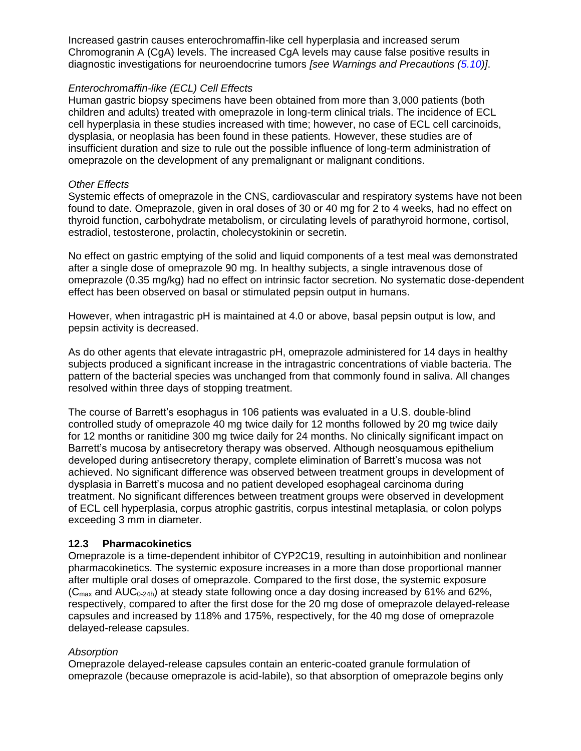Increased gastrin causes enterochromaffin-like cell hyperplasia and increased serum Chromogranin A (CgA) levels. The increased CgA levels may cause false positive results in diagnostic investigations for neuroendocrine tumors *[see Warnings and Precautions (5.10)]*.

*Enterochromaffin-like (ECL) Cell Effects*

Human gastric biopsy specimens have been obtained from more than 3,000 patients (both children and adults) treated with omeprazole in long-term clinical trials. The incidence of ECL cell hyperplasia in these studies increased with time; however, no case of ECL cell carcinoids, dysplasia, or neoplasia has been found in these patients. However, these studies are of insufficient duration and size to rule out the possible influence of long-term administration of omeprazole on the development of any premalignant or malignant conditions.

*Other Effects*

Systemic effects of omeprazole in the CNS, cardiovascular and respiratory systems have not been found to date. Omeprazole, given in oral doses of 30 or 40 mg for 2 to 4 weeks, had no effect on thyroid function, carbohydrate metabolism, or circulating levels of parathyroid hormone, cortisol, estradiol, testosterone, prolactin, cholecystokinin or secretin.

No effect on gastric emptying of the solid and liquid components of a test meal was demonstrated after a single dose of omeprazole 90 mg. In healthy subjects, a single intravenous dose of omeprazole (0.35 mg/kg) had no effect on intrinsic factor secretion. No systematic dose-dependent effect has been observed on basal or stimulated pepsin output in humans.

However, when intragastric pH is maintained at 4.0 or above, basal pepsin output is low, and pepsin activity is decreased.

As do other agents that elevate intragastric pH, omeprazole administered for 14 days in healthy subjects produced a significant increase in the intragastric concentrations of viable bacteria. The pattern of the bacterial species was unchanged from that commonly found in saliva. All changes resolved within three days of stopping treatment.

The course of Barrett's esophagus in 106 patients was evaluated in a U.S. double-blind controlled study of omeprazole 40 mg twice daily for 12 months followed by 20 mg twice daily for 12 months or ranitidine 300 mg twice daily for 24 months. No clinically significant impact on Barrett's mucosa by antisecretory therapy was observed. Although neosquamous epithelium developed during antisecretory therapy, complete elimination of Barrett's mucosa was not achieved. No significant difference was observed between treatment groups in development of dysplasia in Barrett's mucosa and no patient developed esophageal carcinoma during treatment. No significant differences between treatment groups were observed in development of ECL cell hyperplasia, corpus atrophic gastritis, corpus intestinal metaplasia, or colon polyps exceeding 3 mm in diameter.

### 12.3 Pharmacokinetics

Omeprazole is a time-dependent inhibitor of CYP2C19, resulting in autoinhibition and nonlinear pharmacokinetics. The systemic exposure increases in a more than dose proportional manner after multiple oral doses of omeprazole. Compared to the first dose, the systemic exposure ($C_{max}$ and $AUC_{0\text{-}24h}$) at steady state following once a day dosing increased by 61% and 62%, respectively, compared to after the first dose for the 20 mg dose of omeprazole delayed-release capsules and increased by 118% and 175%, respectively, for the 40 mg dose of omeprazole delayed-release capsules.

*Absorption*

Omeprazole delayed-release capsules contain an enteric-coated granule formulation of omeprazole (because omeprazole is acid-labile), so that absorption of omeprazole begins only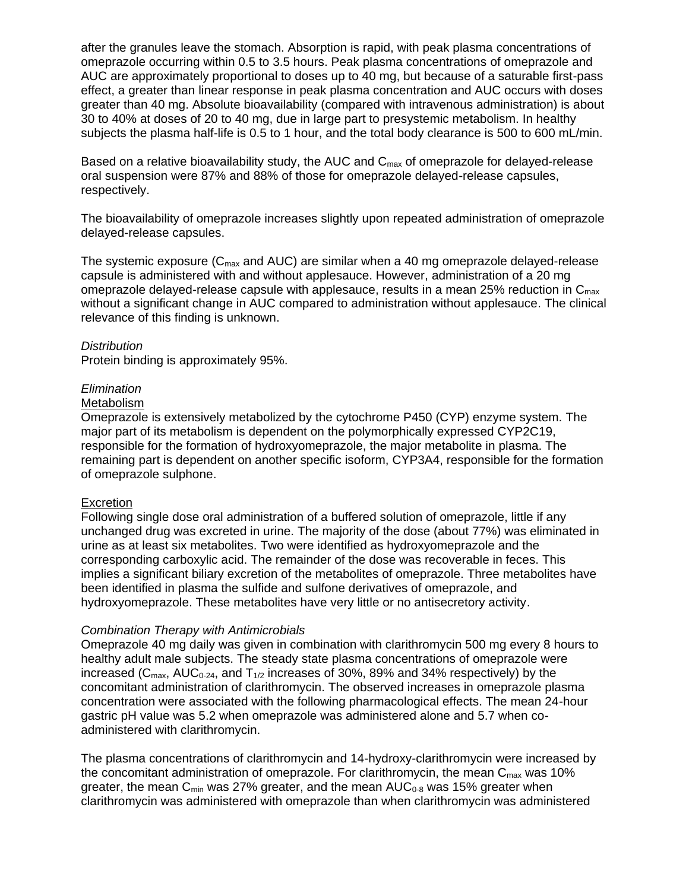after the granules leave the stomach. Absorption is rapid, with peak plasma concentrations of omeprazole occurring within 0.5 to 3.5 hours. Peak plasma concentrations of omeprazole and AUC are approximately proportional to doses up to 40 mg, but because of a saturable first-pass effect, a greater than linear response in peak plasma concentration and AUC occurs with doses greater than 40 mg. Absolute bioavailability (compared with intravenous administration) is about 30 to 40% at doses of 20 to 40 mg, due in large part to presystemic metabolism. In healthy subjects the plasma half-life is 0.5 to 1 hour, and the total body clearance is 500 to 600 mL/min.

Based on a relative bioavailability study, the AUC and $C_{max}$ of omeprazole for delayed-release oral suspension were 87% and 88% of those for omeprazole delayed-release capsules, respectively.

The bioavailability of omeprazole increases slightly upon repeated administration of omeprazole delayed-release capsules.

The systemic exposure ($C_{max}$ and AUC) are similar when a 40 mg omeprazole delayed-release capsule is administered with and without applesauce. However, administration of a 20 mg omeprazole delayed-release capsule with applesauce, results in a mean 25% reduction in $C_{max}$ without a significant change in AUC compared to administration without applesauce. The clinical relevance of this finding is unknown.

*Distribution*

Protein binding is approximately 95%.

*Elimination*

Metabolism

Omeprazole is extensively metabolized by the cytochrome P450 (CYP) enzyme system. The major part of its metabolism is dependent on the polymorphically expressed CYP2C19, responsible for the formation of hydroxyomeprazole, the major metabolite in plasma. The remaining part is dependent on another specific isoform, CYP3A4, responsible for the formation of omeprazole sulphone.

Excretion

Following single dose oral administration of a buffered solution of omeprazole, little if any unchanged drug was excreted in urine. The majority of the dose (about 77%) was eliminated in urine as at least six metabolites. Two were identified as hydroxyomeprazole and the corresponding carboxylic acid. The remainder of the dose was recoverable in feces. This implies a significant biliary excretion of the metabolites of omeprazole. Three metabolites have been identified in plasma the sulfide and sulfone derivatives of omeprazole, and hydroxyomeprazole. These metabolites have very little or no antisecretory activity.

*Combination Therapy with Antimicrobials*

Omeprazole 40 mg daily was given in combination with clarithromycin 500 mg every 8 hours to healthy adult male subjects. The steady state plasma concentrations of omeprazole were increased ($C_{max}$, $AUC_{0\text{-}24}$, and $T_{1/2}$ increases of 30%, 89% and 34% respectively) by the concomitant administration of clarithromycin. The observed increases in omeprazole plasma concentration were associated with the following pharmacological effects. The mean 24-hour gastric pH value was 5.2 when omeprazole was administered alone and 5.7 when co-administered with clarithromycin.

The plasma concentrations of clarithromycin and 14-hydroxy-clarithromycin were increased by the concomitant administration of omeprazole. For clarithromycin, the mean $C_{max}$ was 10% greater, the mean $C_{min}$ was 27% greater, and the mean $AUC_{0\text{-}8}$ was 15% greater when clarithromycin was administered with omeprazole than when clarithromycin was administered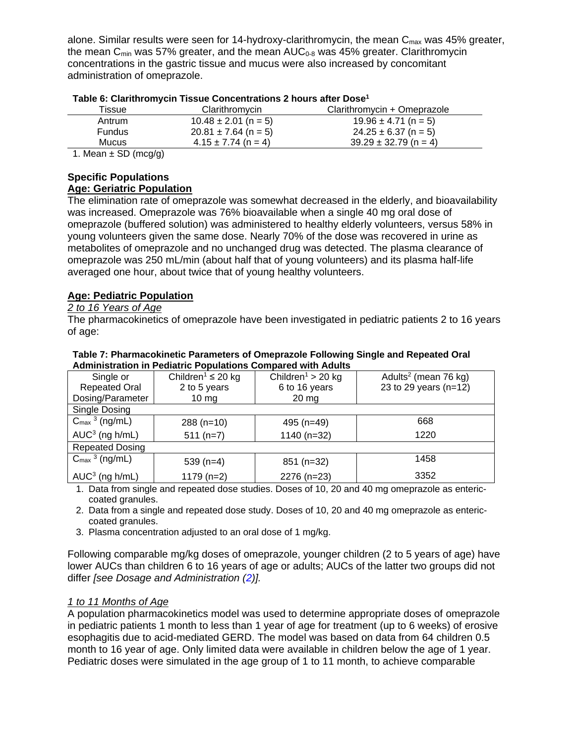alone. Similar results were seen for 14-hydroxy-clarithromycin, the mean $C_{max}$ was 45% greater, the mean $C_{min}$ was 57% greater, and the mean $AUC_{0-8}$ was 45% greater. Clarithromycin concentrations in the gastric tissue and mucus were also increased by concomitant administration of omeprazole.

**Table 6: Clarithromycin Tissue Concentrations 2 hours after Dose[1]**

| Tissue | Clarithromycin | Clarithromycin + Omeprazole |
|---|---|---|
| Antrum | 10.48 ± 2.01 (n = 5) | 19.96 ± 4.71 (n = 5) |
| Fundus | 20.81 ± 7.64 (n = 5) | 24.25 ± 6.37 (n = 5) |
| Mucus | 4.15 ± 7.74 (n = 4) | 39.29 ± 32.79 (n = 4) |

1. Mean ± SD (mcg/g)

### Specific Populations

**Age: Geriatric Population**

The elimination rate of omeprazole was somewhat decreased in the elderly, and bioavailability was increased. Omeprazole was 76% bioavailable when a single 40 mg oral dose of omeprazole (buffered solution) was administered to healthy elderly volunteers, versus 58% in young volunteers given the same dose. Nearly 70% of the dose was recovered in urine as metabolites of omeprazole and no unchanged drug was detected. The plasma clearance of omeprazole was 250 mL/min (about half that of young volunteers) and its plasma half-life averaged one hour, about twice that of young healthy volunteers.

**Age: Pediatric Population**

*2 to 16 Years of Age*

The pharmacokinetics of omeprazole have been investigated in pediatric patients 2 to 16 years of age:

**Table 7: Pharmacokinetic Parameters of Omeprazole Following Single and Repeated Oral Administration in Pediatric Populations Compared with Adults**

| Single or Repeated Oral Dosing/Parameter | Children[1] ≤ 20 kg 2 to 5 years 10 mg | Children[1] > 20 kg 6 to 16 years 20 mg | Adults[2] (mean 76 kg) 23 to 29 years (n=12) |
|---|---|---|---|
| Single Dosing | | | |
| $C_{max}$ [3] (ng/mL) | 288 (n=10) | 495 (n=49) | 668 |
| AUC[3] (ng h/mL) | 511 (n=7) | 1140 (n=32) | 1220 |
| Repeated Dosing | | | |
| $C_{max}$ [3] (ng/mL) | 539 (n=4) | 851 (n=32) | 1458 |
| AUC[3] (ng h/mL) | 1179 (n=2) | 2276 (n=23) | 3352 |

1. Data from single and repeated dose studies. Doses of 10, 20 and 40 mg omeprazole as enteric-coated granules.
2. Data from a single and repeated dose study. Doses of 10, 20 and 40 mg omeprazole as enteric-coated granules.
3. Plasma concentration adjusted to an oral dose of 1 mg/kg.

Following comparable mg/kg doses of omeprazole, younger children (2 to 5 years of age) have lower AUCs than children 6 to 16 years of age or adults; AUCs of the latter two groups did not differ *[see Dosage and Administration (2)]*.

*1 to 11 Months of Age*

A population pharmacokinetics model was used to determine appropriate doses of omeprazole in pediatric patients 1 month to less than 1 year of age for treatment (up to 6 weeks) of erosive esophagitis due to acid-mediated GERD. The model was based on data from 64 children 0.5 month to 16 year of age. Only limited data were available in children below the age of 1 year. Pediatric doses were simulated in the age group of 1 to 11 month, to achieve comparable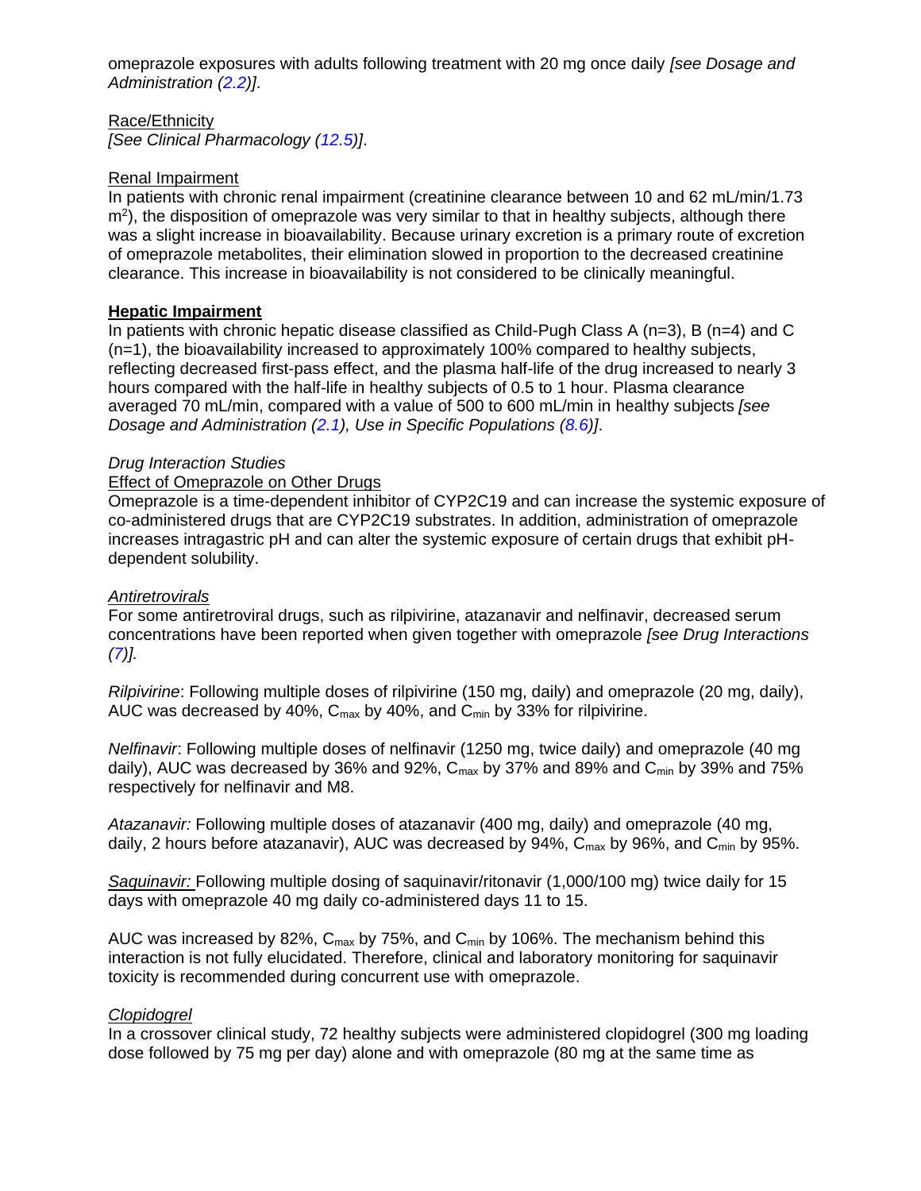omeprazole exposures with adults following treatment with 20 mg once daily *[see Dosage and Administration (2.2)]*.

Race/Ethnicity

*[See Clinical Pharmacology (12.5)]*.

Renal Impairment

In patients with chronic renal impairment (creatinine clearance between 10 and 62 mL/min/1.73 $m^2$), the disposition of omeprazole was very similar to that in healthy subjects, although there was a slight increase in bioavailability. Because urinary excretion is a primary route of excretion of omeprazole metabolites, their elimination slowed in proportion to the decreased creatinine clearance. This increase in bioavailability is not considered to be clinically meaningful.

**Hepatic Impairment**

In patients with chronic hepatic disease classified as Child-Pugh Class A (n=3), B (n=4) and C (n=1), the bioavailability increased to approximately 100% compared to healthy subjects, reflecting decreased first-pass effect, and the plasma half-life of the drug increased to nearly 3 hours compared with the half-life in healthy subjects of 0.5 to 1 hour. Plasma clearance averaged 70 mL/min, compared with a value of 500 to 600 mL/min in healthy subjects *[see Dosage and Administration (2.1), Use in Specific Populations (8.6)]*.

*Drug Interaction Studies*

Effect of Omeprazole on Other Drugs

Omeprazole is a time-dependent inhibitor of CYP2C19 and can increase the systemic exposure of co-administered drugs that are CYP2C19 substrates. In addition, administration of omeprazole increases intragastric pH and can alter the systemic exposure of certain drugs that exhibit pH-dependent solubility.

*Antiretrovirals*

For some antiretroviral drugs, such as rilpivirine, atazanavir and nelfinavir, decreased serum concentrations have been reported when given together with omeprazole *[see Drug Interactions (7)].*

*Rilpivirine*: Following multiple doses of rilpivirine (150 mg, daily) and omeprazole (20 mg, daily), AUC was decreased by 40%, $C_{max}$ by 40%, and $C_{min}$ by 33% for rilpivirine.

*Nelfinavir*: Following multiple doses of nelfinavir (1250 mg, twice daily) and omeprazole (40 mg daily), AUC was decreased by 36% and 92%, $C_{max}$ by 37% and 89% and $C_{min}$ by 39% and 75% respectively for nelfinavir and M8.

*Atazanavir:* Following multiple doses of atazanavir (400 mg, daily) and omeprazole (40 mg, daily, 2 hours before atazanavir), AUC was decreased by 94%, $C_{max}$ by 96%, and $C_{min}$ by 95%.

*Saquinavir:* Following multiple dosing of saquinavir/ritonavir (1,000/100 mg) twice daily for 15 days with omeprazole 40 mg daily co-administered days 11 to 15.

AUC was increased by 82%, $C_{max}$ by 75%, and $C_{min}$ by 106%. The mechanism behind this interaction is not fully elucidated. Therefore, clinical and laboratory monitoring for saquinavir toxicity is recommended during concurrent use with omeprazole.

*Clopidogrel*

In a crossover clinical study, 72 healthy subjects were administered clopidogrel (300 mg loading dose followed by 75 mg per day) alone and with omeprazole (80 mg at the same time as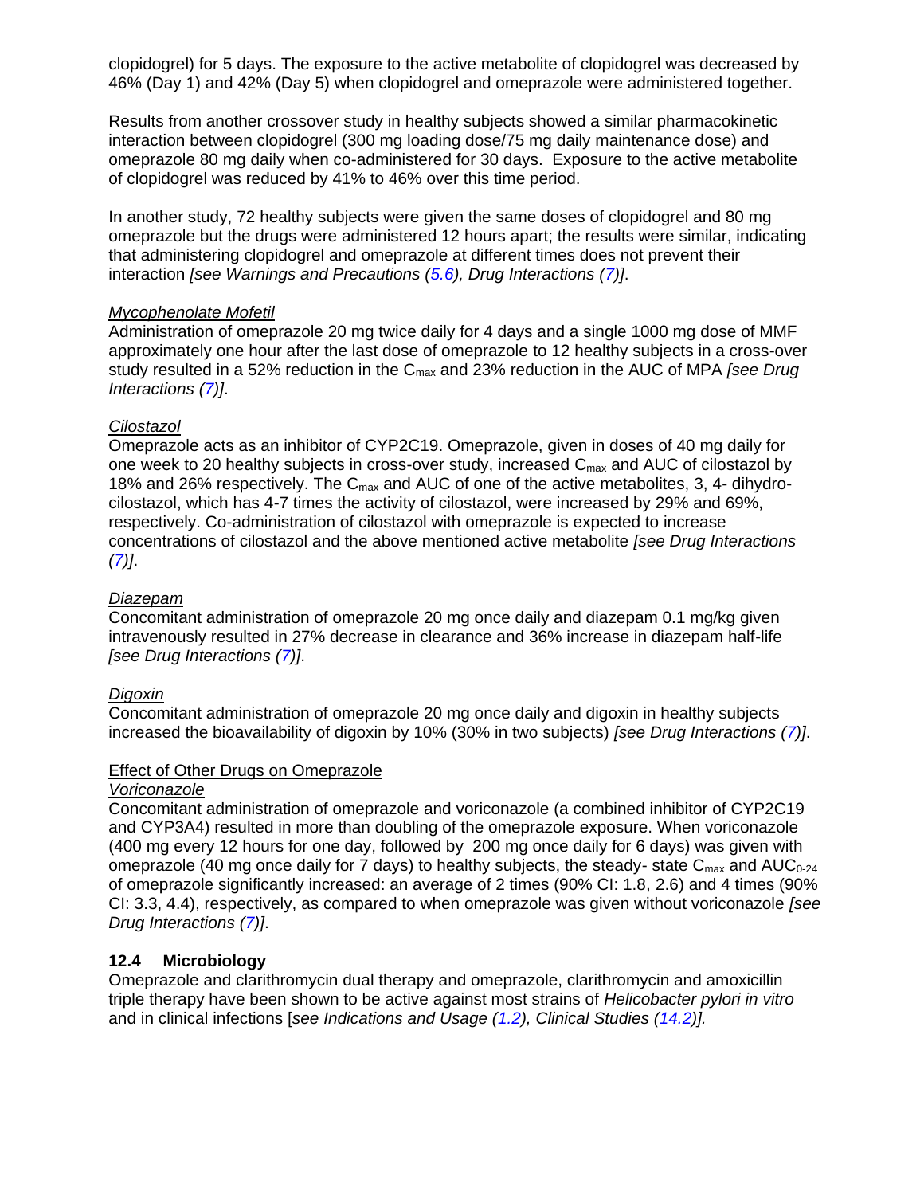clopidogrel) for 5 days. The exposure to the active metabolite of clopidogrel was decreased by 46% (Day 1) and 42% (Day 5) when clopidogrel and omeprazole were administered together.

Results from another crossover study in healthy subjects showed a similar pharmacokinetic interaction between clopidogrel (300 mg loading dose/75 mg daily maintenance dose) and omeprazole 80 mg daily when co-administered for 30 days. Exposure to the active metabolite of clopidogrel was reduced by 41% to 46% over this time period.

In another study, 72 healthy subjects were given the same doses of clopidogrel and 80 mg omeprazole but the drugs were administered 12 hours apart; the results were similar, indicating that administering clopidogrel and omeprazole at different times does not prevent their interaction *[see Warnings and Precautions (5.6), Drug Interactions (7)]*.

*Mycophenolate Mofetil*

Administration of omeprazole 20 mg twice daily for 4 days and a single 1000 mg dose of MMF approximately one hour after the last dose of omeprazole to 12 healthy subjects in a cross-over study resulted in a 52% reduction in the $C_{max}$ and 23% reduction in the AUC of MPA *[see Drug Interactions (7)]*.

*Cilostazol*

Omeprazole acts as an inhibitor of CYP2C19. Omeprazole, given in doses of 40 mg daily for one week to 20 healthy subjects in cross-over study, increased $C_{max}$ and AUC of cilostazol by 18% and 26% respectively. The $C_{max}$ and AUC of one of the active metabolites, 3, 4- dihydro-cilostazol, which has 4-7 times the activity of cilostazol, were increased by 29% and 69%, respectively. Co-administration of cilostazol with omeprazole is expected to increase concentrations of cilostazol and the above mentioned active metabolite *[see Drug Interactions (7)]*.

*Diazepam*

Concomitant administration of omeprazole 20 mg once daily and diazepam 0.1 mg/kg given intravenously resulted in 27% decrease in clearance and 36% increase in diazepam half-life *[see Drug Interactions (7)]*.

*Digoxin*

Concomitant administration of omeprazole 20 mg once daily and digoxin in healthy subjects increased the bioavailability of digoxin by 10% (30% in two subjects) *[see Drug Interactions (7)]*.

Effect of Other Drugs on Omeprazole

*Voriconazole*

Concomitant administration of omeprazole and voriconazole (a combined inhibitor of CYP2C19 and CYP3A4) resulted in more than doubling of the omeprazole exposure. When voriconazole (400 mg every 12 hours for one day, followed by 200 mg once daily for 6 days) was given with omeprazole (40 mg once daily for 7 days) to healthy subjects, the steady- state $C_{max}$ and $AUC_{0-24}$ of omeprazole significantly increased: an average of 2 times (90% CI: 1.8, 2.6) and 4 times (90% CI: 3.3, 4.4), respectively, as compared to when omeprazole was given without voriconazole *[see Drug Interactions (7)]*.

### 12.4 Microbiology

Omeprazole and clarithromycin dual therapy and omeprazole, clarithromycin and amoxicillin triple therapy have been shown to be active against most strains of *Helicobacter pylori in vitro* and in clinical infections [*see Indications and Usage (1.2), Clinical Studies (14.2)].*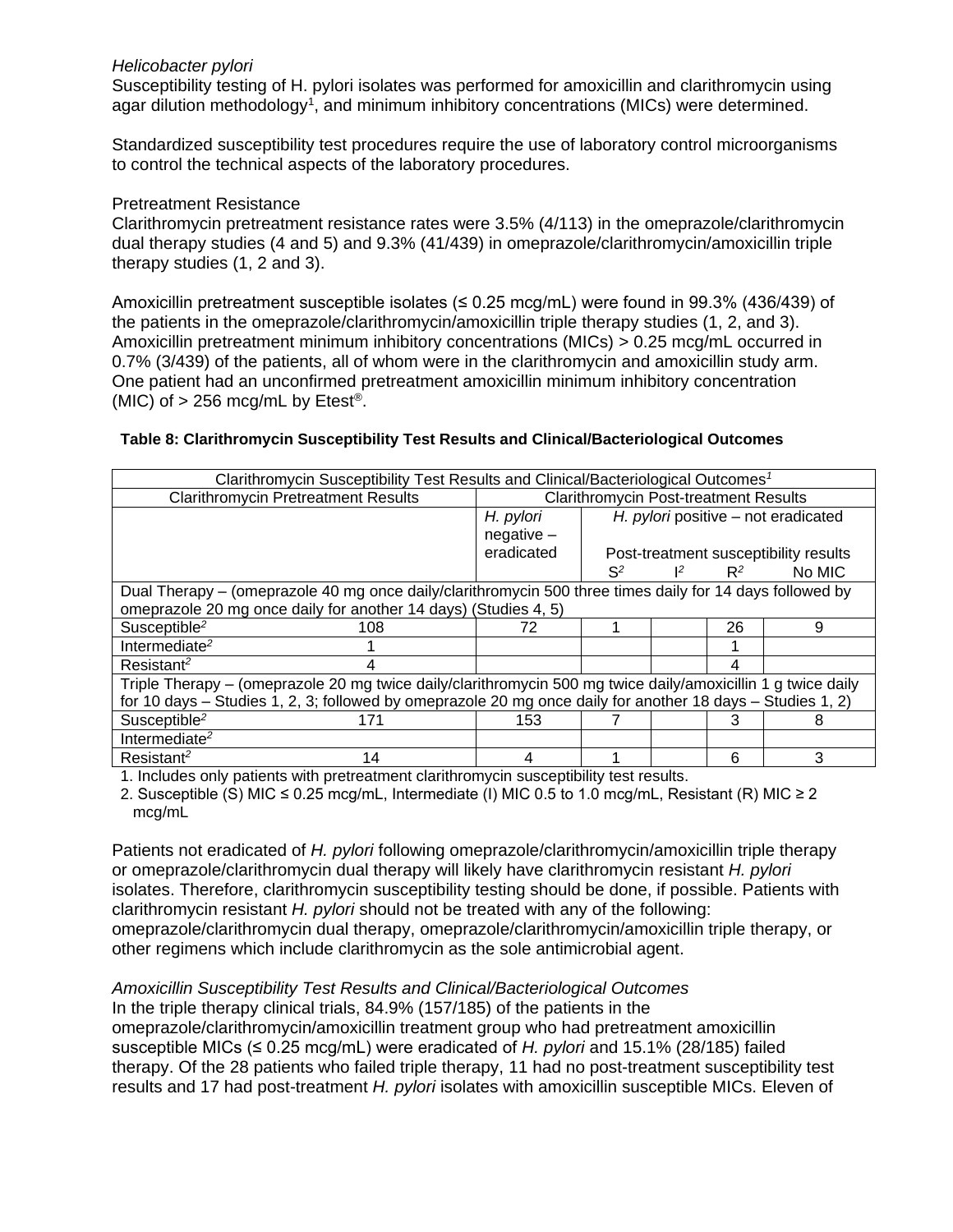*Helicobacter pylori*

Susceptibility testing of H. pylori isolates was performed for amoxicillin and clarithromycin using agar dilution methodology[1], and minimum inhibitory concentrations (MICs) were determined.

Standardized susceptibility test procedures require the use of laboratory control microorganisms to control the technical aspects of the laboratory procedures.

Pretreatment Resistance

Clarithromycin pretreatment resistance rates were 3.5% (4/113) in the omeprazole/clarithromycin dual therapy studies (4 and 5) and 9.3% (41/439) in omeprazole/clarithromycin/amoxicillin triple therapy studies (1, 2 and 3).

Amoxicillin pretreatment susceptible isolates (≤ 0.25 mcg/mL) were found in 99.3% (436/439) of the patients in the omeprazole/clarithromycin/amoxicillin triple therapy studies (1, 2, and 3). Amoxicillin pretreatment minimum inhibitory concentrations (MICs) > 0.25 mcg/mL occurred in 0.7% (3/439) of the patients, all of whom were in the clarithromycin and amoxicillin study arm. One patient had an unconfirmed pretreatment amoxicillin minimum inhibitory concentration (MIC) of > 256 mcg/mL by Etest®.

**Table 8: Clarithromycin Susceptibility Test Results and Clinical/Bacteriological Outcomes**

| Clarithromycin Susceptibility Test Results and Clinical/Bacteriological Outcomes[1] | | | | | | |
|---|---|---|---|---|---|---|
| Clarithromycin Pretreatment Results | | Clarithromycin Post-treatment Results | | | | |
| | | *H. pylori* negative – eradicated | *H. pylori* positive – not eradicated Post-treatment susceptibility results | | | |
| | | | S[2] | I[2] | R[2] | No MIC |
| Dual Therapy – (omeprazole 40 mg once daily/clarithromycin 500 three times daily for 14 days followed by omeprazole 20 mg once daily for another 14 days) (Studies 4, 5) | | | | | | |
| Susceptible[2] | 108 | 72 | 1 | | 26 | 9 |
| Intermediate[2] | 1 | | | | 1 | |
| Resistant[2] | 4 | | | | 4 | |
| Triple Therapy – (omeprazole 20 mg twice daily/clarithromycin 500 mg twice daily/amoxicillin 1 g twice daily for 10 days – Studies 1, 2, 3; followed by omeprazole 20 mg once daily for another 18 days – Studies 1, 2) | | | | | | |
| Susceptible[2] | 171 | 153 | 7 | | 3 | 8 |
| Intermediate[2] | | | | | | |
| Resistant[2] | 14 | 4 | 1 | | 6 | 3 |

1. Includes only patients with pretreatment clarithromycin susceptibility test results.
2. Susceptible (S) MIC ≤ 0.25 mcg/mL, Intermediate (I) MIC 0.5 to 1.0 mcg/mL, Resistant (R) MIC ≥ 2 mcg/mL

Patients not eradicated of *H. pylori* following omeprazole/clarithromycin/amoxicillin triple therapy or omeprazole/clarithromycin dual therapy will likely have clarithromycin resistant *H. pylori* isolates. Therefore, clarithromycin susceptibility testing should be done, if possible. Patients with clarithromycin resistant *H. pylori* should not be treated with any of the following: omeprazole/clarithromycin dual therapy, omeprazole/clarithromycin/amoxicillin triple therapy, or other regimens which include clarithromycin as the sole antimicrobial agent.

*Amoxicillin Susceptibility Test Results and Clinical/Bacteriological Outcomes*

In the triple therapy clinical trials, 84.9% (157/185) of the patients in the omeprazole/clarithromycin/amoxicillin treatment group who had pretreatment amoxicillin susceptible MICs (≤ 0.25 mcg/mL) were eradicated of *H. pylori* and 15.1% (28/185) failed therapy. Of the 28 patients who failed triple therapy, 11 had no post-treatment susceptibility test results and 17 had post-treatment *H. pylori* isolates with amoxicillin susceptible MICs. Eleven of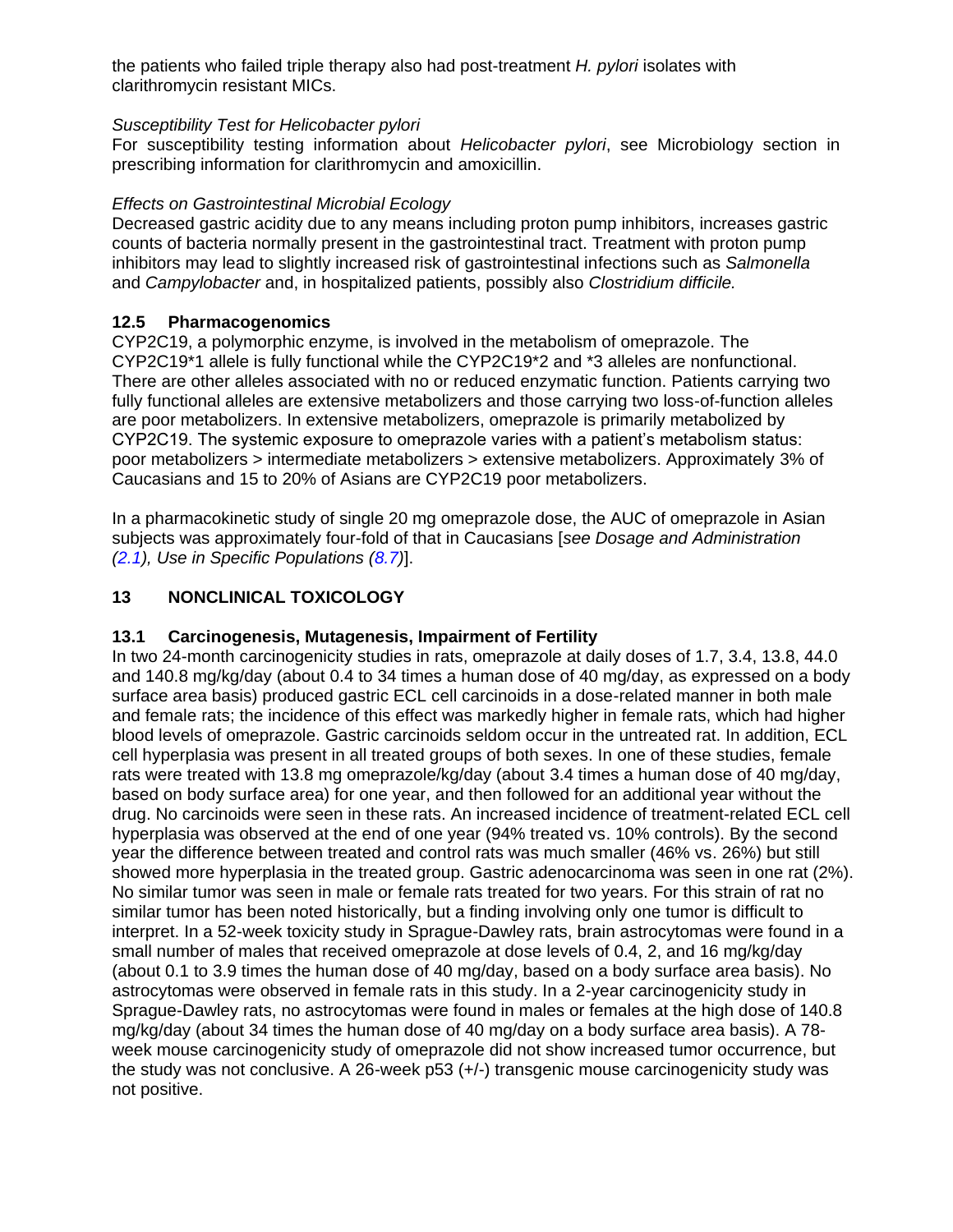the patients who failed triple therapy also had post-treatment *H. pylori* isolates with clarithromycin resistant MICs.

*Susceptibility Test for Helicobacter pylori*

For susceptibility testing information about *Helicobacter pylori*, see Microbiology section in prescribing information for clarithromycin and amoxicillin.

*Effects on Gastrointestinal Microbial Ecology*

Decreased gastric acidity due to any means including proton pump inhibitors, increases gastric counts of bacteria normally present in the gastrointestinal tract. Treatment with proton pump inhibitors may lead to slightly increased risk of gastrointestinal infections such as *Salmonella* and *Campylobacter* and, in hospitalized patients, possibly also *Clostridium difficile.*

### 12.5 Pharmacogenomics

CYP2C19, a polymorphic enzyme, is involved in the metabolism of omeprazole. The CYP2C19*1 allele is fully functional while the CYP2C19*2 and *3 alleles are nonfunctional. There are other alleles associated with no or reduced enzymatic function. Patients carrying two fully functional alleles are extensive metabolizers and those carrying two loss-of-function alleles are poor metabolizers. In extensive metabolizers, omeprazole is primarily metabolized by CYP2C19. The systemic exposure to omeprazole varies with a patient's metabolism status: poor metabolizers > intermediate metabolizers > extensive metabolizers. Approximately 3% of Caucasians and 15 to 20% of Asians are CYP2C19 poor metabolizers.

In a pharmacokinetic study of single 20 mg omeprazole dose, the AUC of omeprazole in Asian subjects was approximately four-fold of that in Caucasians [*see Dosage and Administration (2.1), Use in Specific Populations (8.7)*].

## 13 NONCLINICAL TOXICOLOGY

### 13.1 Carcinogenesis, Mutagenesis, Impairment of Fertility

In two 24-month carcinogenicity studies in rats, omeprazole at daily doses of 1.7, 3.4, 13.8, 44.0 and 140.8 mg/kg/day (about 0.4 to 34 times a human dose of 40 mg/day, as expressed on a body surface area basis) produced gastric ECL cell carcinoids in a dose-related manner in both male and female rats; the incidence of this effect was markedly higher in female rats, which had higher blood levels of omeprazole. Gastric carcinoids seldom occur in the untreated rat. In addition, ECL cell hyperplasia was present in all treated groups of both sexes. In one of these studies, female rats were treated with 13.8 mg omeprazole/kg/day (about 3.4 times a human dose of 40 mg/day, based on body surface area) for one year, and then followed for an additional year without the drug. No carcinoids were seen in these rats. An increased incidence of treatment-related ECL cell hyperplasia was observed at the end of one year (94% treated vs. 10% controls). By the second year the difference between treated and control rats was much smaller (46% vs. 26%) but still showed more hyperplasia in the treated group. Gastric adenocarcinoma was seen in one rat (2%). No similar tumor was seen in male or female rats treated for two years. For this strain of rat no similar tumor has been noted historically, but a finding involving only one tumor is difficult to interpret. In a 52-week toxicity study in Sprague-Dawley rats, brain astrocytomas were found in a small number of males that received omeprazole at dose levels of 0.4, 2, and 16 mg/kg/day (about 0.1 to 3.9 times the human dose of 40 mg/day, based on a body surface area basis). No astrocytomas were observed in female rats in this study. In a 2-year carcinogenicity study in Sprague-Dawley rats, no astrocytomas were found in males or females at the high dose of 140.8 mg/kg/day (about 34 times the human dose of 40 mg/day on a body surface area basis). A 78-week mouse carcinogenicity study of omeprazole did not show increased tumor occurrence, but the study was not conclusive. A 26-week p53 (+/-) transgenic mouse carcinogenicity study was not positive.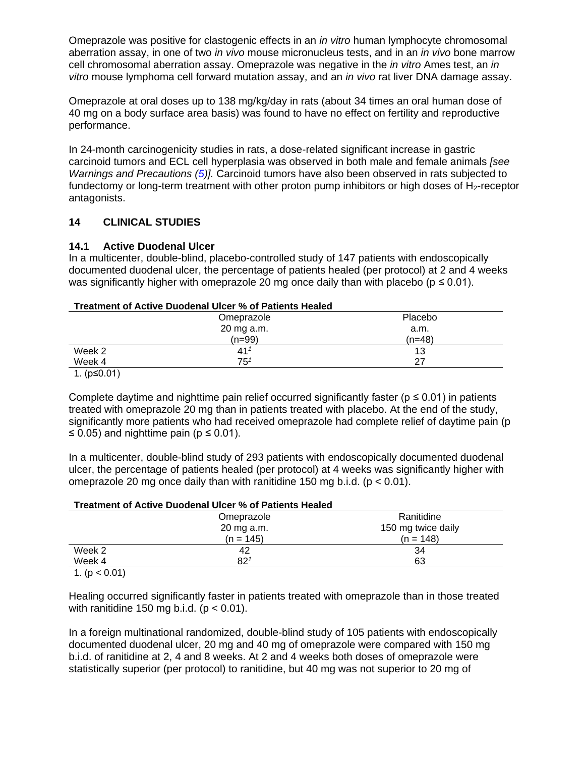Omeprazole was positive for clastogenic effects in an *in vitro* human lymphocyte chromosomal aberration assay, in one of two *in vivo* mouse micronucleus tests, and in an *in vivo* bone marrow cell chromosomal aberration assay. Omeprazole was negative in the *in vitro* Ames test, an *in vitro* mouse lymphoma cell forward mutation assay, and an *in vivo* rat liver DNA damage assay.

Omeprazole at oral doses up to 138 mg/kg/day in rats (about 34 times an oral human dose of 40 mg on a body surface area basis) was found to have no effect on fertility and reproductive performance.

In 24-month carcinogenicity studies in rats, a dose-related significant increase in gastric carcinoid tumors and ECL cell hyperplasia was observed in both male and female animals *[see Warnings and Precautions (5)]*. Carcinoid tumors have also been observed in rats subjected to fundectomy or long-term treatment with other proton pump inhibitors or high doses of $H_2$-receptor antagonists.

## 14 CLINICAL STUDIES

### 14.1 Active Duodenal Ulcer

In a multicenter, double-blind, placebo-controlled study of 147 patients with endoscopically documented duodenal ulcer, the percentage of patients healed (per protocol) at 2 and 4 weeks was significantly higher with omeprazole 20 mg once daily than with placebo ($p \leq 0.01$).

**Treatment of Active Duodenal Ulcer % of Patients Healed**

| | Omeprazole 20 mg a.m. (n=99) | Placebo a.m. (n=48) |
|---|---|---|
| Week 2 | 41[1] | 13 |
| Week 4 | 75[1] | 27 |

1. (p≤0.01)

Complete daytime and nighttime pain relief occurred significantly faster ($p \leq 0.01$) in patients treated with omeprazole 20 mg than in patients treated with placebo. At the end of the study, significantly more patients who had received omeprazole had complete relief of daytime pain ($p \leq 0.05$) and nighttime pain ($p \leq 0.01$).

In a multicenter, double-blind study of 293 patients with endoscopically documented duodenal ulcer, the percentage of patients healed (per protocol) at 4 weeks was significantly higher with omeprazole 20 mg once daily than with ranitidine 150 mg b.i.d. ($p < 0.01$).

**Treatment of Active Duodenal Ulcer % of Patients Healed**

| | Omeprazole 20 mg a.m. (n = 145) | Ranitidine 150 mg twice daily (n = 148) |
|---|---|---|
| Week 2 | 42 | 34 |
| Week 4 | 82[1] | 63 |

1. (p < 0.01)

Healing occurred significantly faster in patients treated with omeprazole than in those treated with ranitidine 150 mg b.i.d. ($p < 0.01$).

In a foreign multinational randomized, double-blind study of 105 patients with endoscopically documented duodenal ulcer, 20 mg and 40 mg of omeprazole were compared with 150 mg b.i.d. of ranitidine at 2, 4 and 8 weeks. At 2 and 4 weeks both doses of omeprazole were statistically superior (per protocol) to ranitidine, but 40 mg was not superior to 20 mg of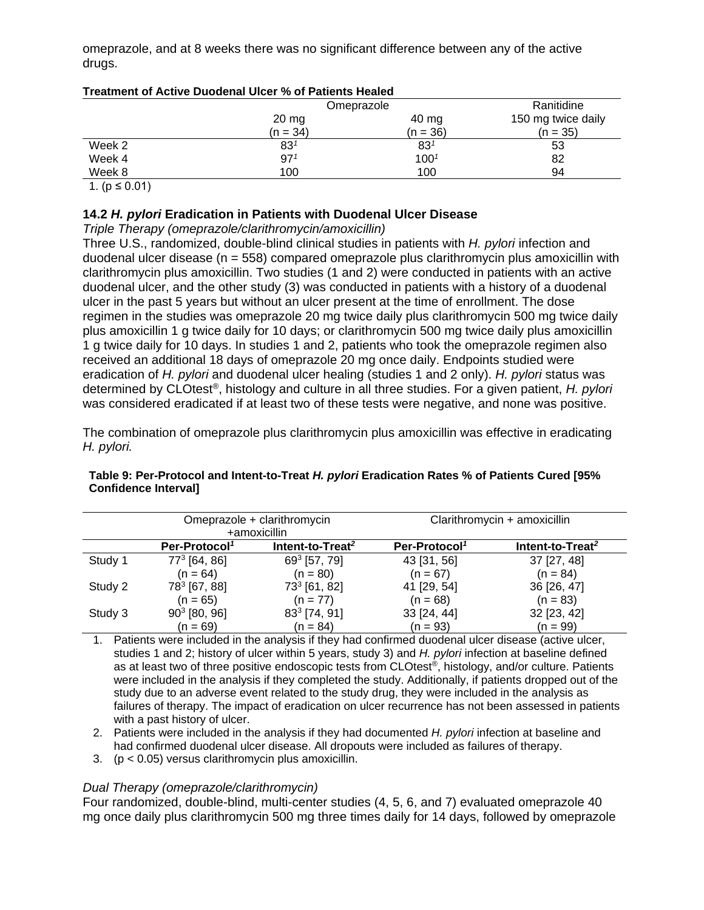omeprazole, and at 8 weeks there was no significant difference between any of the active drugs.

**Treatment of Active Duodenal Ulcer % of Patients Healed**

| | Omeprazole | | Ranitidine |
|---|---|---|---|
| | 20 mg (n = 34) | 40 mg (n = 36) | 150 mg twice daily (n = 35) |
| Week 2 | 83[1] | 83[1] | 53 |
| Week 4 | 97[1] | 100[1] | 82 |
| Week 8 | 100 | 100 | 94 |

1. ($p \leq 0.01$)

### 14.2 *H. pylori* Eradication in Patients with Duodenal Ulcer Disease

*Triple Therapy (omeprazole/clarithromycin/amoxicillin)*

Three U.S., randomized, double-blind clinical studies in patients with *H. pylori* infection and duodenal ulcer disease (n = 558) compared omeprazole plus clarithromycin plus amoxicillin with clarithromycin plus amoxicillin. Two studies (1 and 2) were conducted in patients with an active duodenal ulcer, and the other study (3) was conducted in patients with a history of a duodenal ulcer in the past 5 years but without an ulcer present at the time of enrollment. The dose regimen in the studies was omeprazole 20 mg twice daily plus clarithromycin 500 mg twice daily plus amoxicillin 1 g twice daily for 10 days; or clarithromycin 500 mg twice daily plus amoxicillin 1 g twice daily for 10 days. In studies 1 and 2, patients who took the omeprazole regimen also received an additional 18 days of omeprazole 20 mg once daily. Endpoints studied were eradication of *H. pylori* and duodenal ulcer healing (studies 1 and 2 only). *H. pylori* status was determined by CLOtest®, histology and culture in all three studies. For a given patient, *H. pylori* was considered eradicated if at least two of these tests were negative, and none was positive.

The combination of omeprazole plus clarithromycin plus amoxicillin was effective in eradicating *H. pylori.*

**Table 9: Per-Protocol and Intent-to-Treat *H. pylori* Eradication Rates % of Patients Cured [95% Confidence Interval]**

| | Omeprazole + clarithromycin +amoxicillin | | Clarithromycin + amoxicillin | |
|---|---|---|---|---|
| | **Per-Protocol[1]** | **Intent-to-Treat[2]** | **Per-Protocol[1]** | **Intent-to-Treat[2]** |
| Study 1 | 77[3] [64, 86] (n = 64) | 69[3] [57, 79] (n = 80) | 43 [31, 56] (n = 67) | 37 [27, 48] (n = 84) |
| Study 2 | 78[3] [67, 88] (n = 65) | 73[3] [61, 82] (n = 77) | 41 [29, 54] (n = 68) | 36 [26, 47] (n = 83) |
| Study 3 | 90[3] [80, 96] (n = 69) | 83[3] [74, 91] (n = 84) | 33 [24, 44] (n = 93) | 32 [23, 42] (n = 99) |

1. Patients were included in the analysis if they had confirmed duodenal ulcer disease (active ulcer, studies 1 and 2; history of ulcer within 5 years, study 3) and *H. pylori* infection at baseline defined as at least two of three positive endoscopic tests from CLOtest®, histology, and/or culture. Patients were included in the analysis if they completed the study. Additionally, if patients dropped out of the study due to an adverse event related to the study drug, they were included in the analysis as failures of therapy. The impact of eradication on ulcer recurrence has not been assessed in patients with a past history of ulcer.
2. Patients were included in the analysis if they had documented *H. pylori* infection at baseline and had confirmed duodenal ulcer disease. All dropouts were included as failures of therapy.
3. ($p < 0.05$) versus clarithromycin plus amoxicillin.

*Dual Therapy (omeprazole/clarithromycin)*

Four randomized, double-blind, multi-center studies (4, 5, 6, and 7) evaluated omeprazole 40 mg once daily plus clarithromycin 500 mg three times daily for 14 days, followed by omeprazole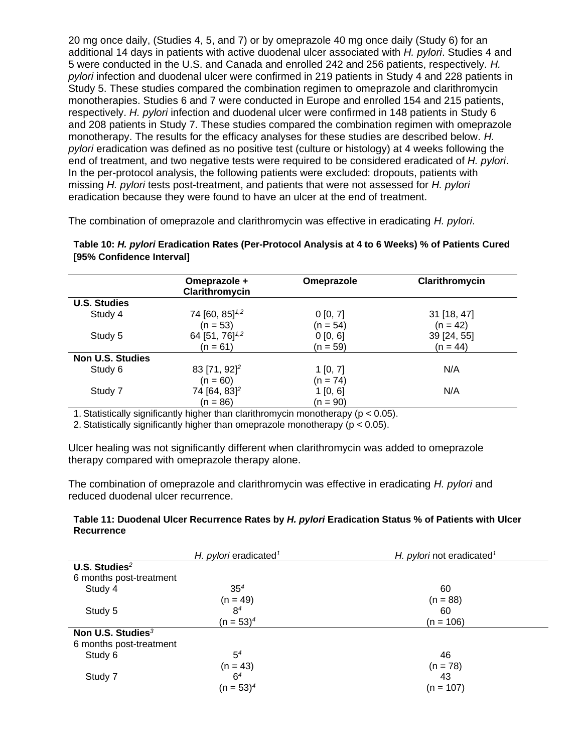20 mg once daily, (Studies 4, 5, and 7) or by omeprazole 40 mg once daily (Study 6) for an additional 14 days in patients with active duodenal ulcer associated with *H. pylori*. Studies 4 and 5 were conducted in the U.S. and Canada and enrolled 242 and 256 patients, respectively. *H. pylori* infection and duodenal ulcer were confirmed in 219 patients in Study 4 and 228 patients in Study 5. These studies compared the combination regimen to omeprazole and clarithromycin monotherapies. Studies 6 and 7 were conducted in Europe and enrolled 154 and 215 patients, respectively. *H. pylori* infection and duodenal ulcer were confirmed in 148 patients in Study 6 and 208 patients in Study 7. These studies compared the combination regimen with omeprazole monotherapy. The results for the efficacy analyses for these studies are described below. *H. pylori* eradication was defined as no positive test (culture or histology) at 4 weeks following the end of treatment, and two negative tests were required to be considered eradicated of *H. pylori*. In the per-protocol analysis, the following patients were excluded: dropouts, patients with missing *H. pylori* tests post-treatment, and patients that were not assessed for *H. pylori* eradication because they were found to have an ulcer at the end of treatment.

The combination of omeprazole and clarithromycin was effective in eradicating *H. pylori*.

**Table 10: *H. pylori* Eradication Rates (Per-Protocol Analysis at 4 to 6 Weeks) % of Patients Cured [95% Confidence Interval]**

| | Omeprazole + Clarithromycin | Omeprazole | Clarithromycin |
|---|---|---|---|
| **U.S. Studies** | | | |
| Study 4 | 74 [60, 85][1,2] (n = 53) | 0 [0, 7] (n = 54) | 31 [18, 47] (n = 42) |
| Study 5 | 64 [51, 76][1,2] (n = 61) | 0 [0, 6] (n = 59) | 39 [24, 55] (n = 44) |
| **Non U.S. Studies** | | | |
| Study 6 | 83 [71, 92][2] (n = 60) | 1 [0, 7] (n = 74) | N/A |
| Study 7 | 74 [64, 83][2] (n = 86) | 1 [0, 6] (n = 90) | N/A |

1. Statistically significantly higher than clarithromycin monotherapy ($p < 0.05$).
2. Statistically significantly higher than omeprazole monotherapy ($p < 0.05$).

Ulcer healing was not significantly different when clarithromycin was added to omeprazole therapy compared with omeprazole therapy alone.

The combination of omeprazole and clarithromycin was effective in eradicating *H. pylori* and reduced duodenal ulcer recurrence.

**Table 11: Duodenal Ulcer Recurrence Rates by *H. pylori* Eradication Status % of Patients with Ulcer Recurrence**

| | *H. pylori* eradicated[1] | *H. pylori* not eradicated[1] |
|---|---|---|
| **U.S. Studies[2]** | | |
| 6 months post-treatment | | |
| Study 4 | 35[4] (n = 49) | 60 (n = 88) |
| Study 5 | 8[4] (n = 53)[4] | 60 (n = 106) |
| **Non U.S. Studies[3]** | | |
| 6 months post-treatment | | |
| Study 6 | 5[4] (n = 43) | 46 (n = 78) |
| Study 7 | 6[4] (n = 53)[4] | 43 (n = 107) |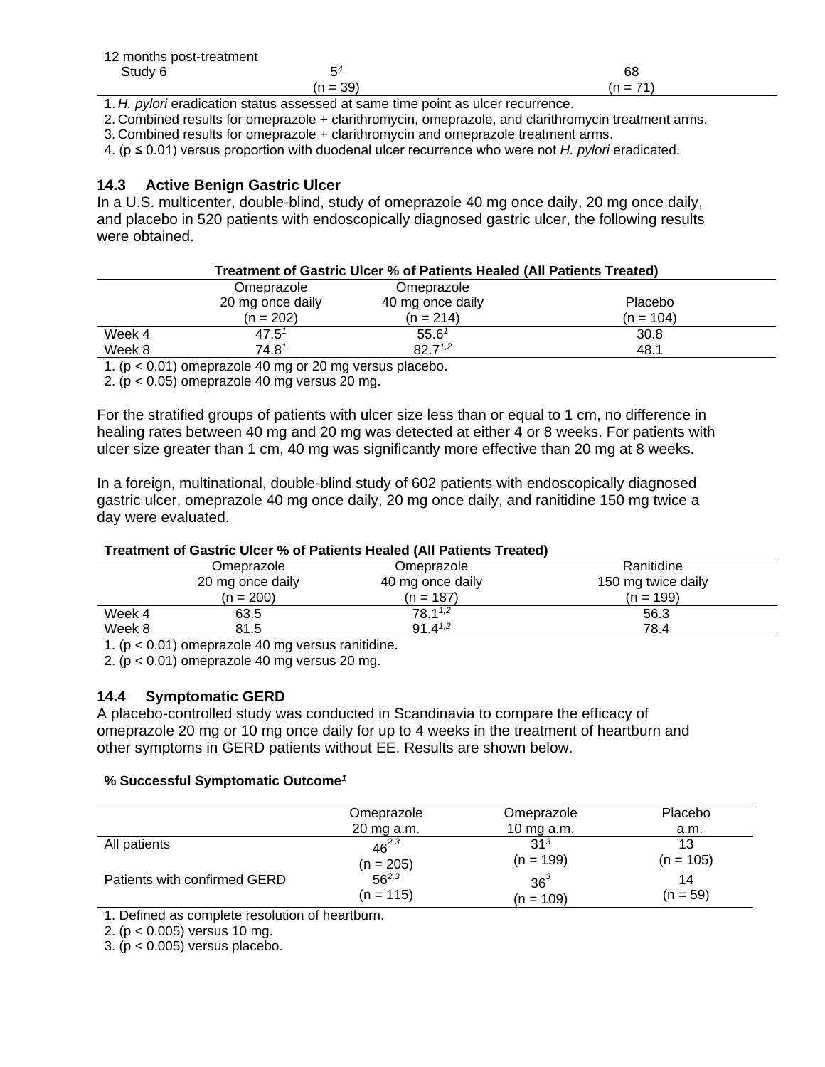| | | |
|---|---|---|
| 12 months post-treatment | | |
| Study 6 | 5[4] (n = 39) | 68 (n = 71) |

1. *H. pylori* eradication status assessed at same time point as ulcer recurrence.
2. Combined results for omeprazole + clarithromycin, omeprazole, and clarithromycin treatment arms.
3. Combined results for omeprazole + clarithromycin and omeprazole treatment arms.
4. ($p \leq 0.01$) versus proportion with duodenal ulcer recurrence who were not *H. pylori* eradicated.

### 14.3 Active Benign Gastric Ulcer

In a U.S. multicenter, double-blind, study of omeprazole 40 mg once daily, 20 mg once daily, and placebo in 520 patients with endoscopically diagnosed gastric ulcer, the following results were obtained.

**Treatment of Gastric Ulcer % of Patients Healed (All Patients Treated)**

| | Omeprazole 20 mg once daily (n = 202) | Omeprazole 40 mg once daily (n = 214) | Placebo (n = 104) |
|---|---|---|---|
| Week 4 | 47.5[1] | 55.6[1] | 30.8 |
| Week 8 | 74.8[1] | 82.7[1,2] | 48.1 |

1. ($p < 0.01$) omeprazole 40 mg or 20 mg versus placebo.
2. ($p < 0.05$) omeprazole 40 mg versus 20 mg.

For the stratified groups of patients with ulcer size less than or equal to 1 cm, no difference in healing rates between 40 mg and 20 mg was detected at either 4 or 8 weeks. For patients with ulcer size greater than 1 cm, 40 mg was significantly more effective than 20 mg at 8 weeks.

In a foreign, multinational, double-blind study of 602 patients with endoscopically diagnosed gastric ulcer, omeprazole 40 mg once daily, 20 mg once daily, and ranitidine 150 mg twice a day were evaluated.

**Treatment of Gastric Ulcer % of Patients Healed (All Patients Treated)**

| | Omeprazole 20 mg once daily (n = 200) | Omeprazole 40 mg once daily (n = 187) | Ranitidine 150 mg twice daily (n = 199) |
|---|---|---|---|
| Week 4 | 63.5 | 78.1[1,2] | 56.3 |
| Week 8 | 81.5 | 91.4[1,2] | 78.4 |

1. ($p < 0.01$) omeprazole 40 mg versus ranitidine.
2. ($p < 0.01$) omeprazole 40 mg versus 20 mg.

### 14.4 Symptomatic GERD

A placebo-controlled study was conducted in Scandinavia to compare the efficacy of omeprazole 20 mg or 10 mg once daily for up to 4 weeks in the treatment of heartburn and other symptoms in GERD patients without EE. Results are shown below.

**% Successful Symptomatic Outcome[1]**

| | Omeprazole 20 mg a.m. | Omeprazole 10 mg a.m. | Placebo a.m. |
|---|---|---|---|
| All patients | 46[2,3] (n = 205) | 31[3] (n = 199) | 13 (n = 105) |
| Patients with confirmed GERD | 56[2,3] (n = 115) | 36[3] (n = 109) | 14 (n = 59) |

1. Defined as complete resolution of heartburn.
2. ($p < 0.005$) versus 10 mg.
3. ($p < 0.005$) versus placebo.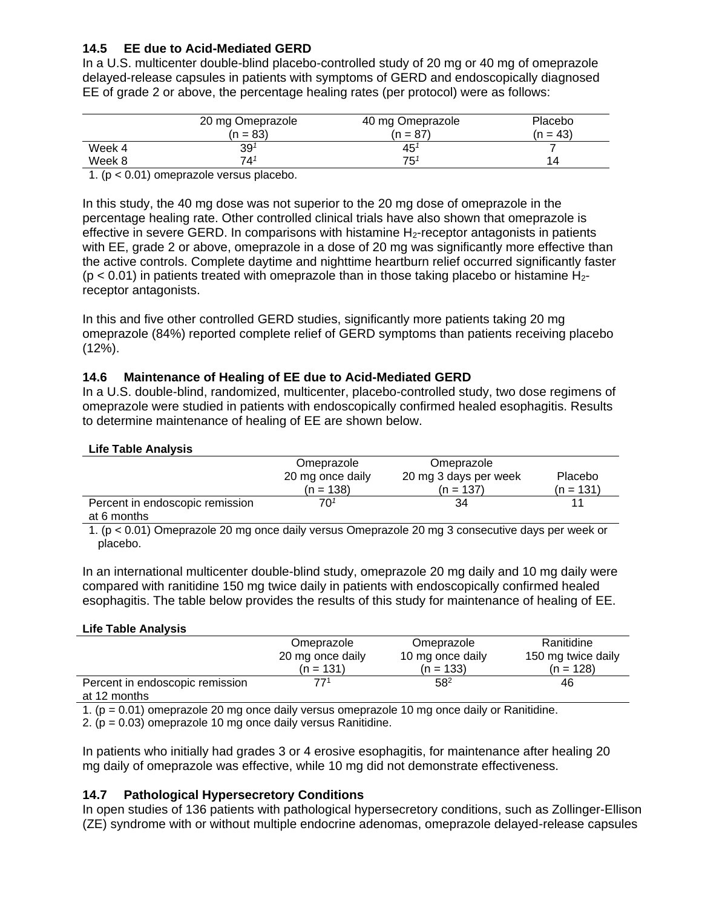### 14.5 EE due to Acid-Mediated GERD

In a U.S. multicenter double-blind placebo-controlled study of 20 mg or 40 mg of omeprazole delayed-release capsules in patients with symptoms of GERD and endoscopically diagnosed EE of grade 2 or above, the percentage healing rates (per protocol) were as follows:

| | 20 mg Omeprazole (n = 83) | 40 mg Omeprazole (n = 87) | Placebo (n = 43) |
|---|---|---|---|
| Week 4 | 39[1] | 45[1] | 7 |
| Week 8 | 74[1] | 75[1] | 14 |

1. ($p < 0.01$) omeprazole versus placebo.

In this study, the 40 mg dose was not superior to the 20 mg dose of omeprazole in the percentage healing rate. Other controlled clinical trials have also shown that omeprazole is effective in severe GERD. In comparisons with histamine $H_2$-receptor antagonists in patients with EE, grade 2 or above, omeprazole in a dose of 20 mg was significantly more effective than the active controls. Complete daytime and nighttime heartburn relief occurred significantly faster ($p < 0.01$) in patients treated with omeprazole than in those taking placebo or histamine $H_2$-receptor antagonists.

In this and five other controlled GERD studies, significantly more patients taking 20 mg omeprazole (84%) reported complete relief of GERD symptoms than patients receiving placebo (12%).

### 14.6 Maintenance of Healing of EE due to Acid-Mediated GERD

In a U.S. double-blind, randomized, multicenter, placebo-controlled study, two dose regimens of omeprazole were studied in patients with endoscopically confirmed healed esophagitis. Results to determine maintenance of healing of EE are shown below.

**Life Table Analysis**

| | Omeprazole 20 mg once daily (n = 138) | Omeprazole 20 mg 3 days per week (n = 137) | Placebo (n = 131) |
|---|---|---|---|
| Percent in endoscopic remission at 6 months | 70[1] | 34 | 11 |

1. ($p < 0.01$) Omeprazole 20 mg once daily versus Omeprazole 20 mg 3 consecutive days per week or placebo.

In an international multicenter double-blind study, omeprazole 20 mg daily and 10 mg daily were compared with ranitidine 150 mg twice daily in patients with endoscopically confirmed healed esophagitis. The table below provides the results of this study for maintenance of healing of EE.

**Life Table Analysis**

| | Omeprazole 20 mg once daily (n = 131) | Omeprazole 10 mg once daily (n = 133) | Ranitidine 150 mg twice daily (n = 128) |
|---|---|---|---|
| Percent in endoscopic remission at 12 months | 77[1] | 58[2] | 46 |

1. ($p = 0.01$) omeprazole 20 mg once daily versus omeprazole 10 mg once daily or Ranitidine.
2. ($p = 0.03$) omeprazole 10 mg once daily versus Ranitidine.

In patients who initially had grades 3 or 4 erosive esophagitis, for maintenance after healing 20 mg daily of omeprazole was effective, while 10 mg did not demonstrate effectiveness.

### 14.7 Pathological Hypersecretory Conditions

In open studies of 136 patients with pathological hypersecretory conditions, such as Zollinger-Ellison (ZE) syndrome with or without multiple endocrine adenomas, omeprazole delayed-release capsules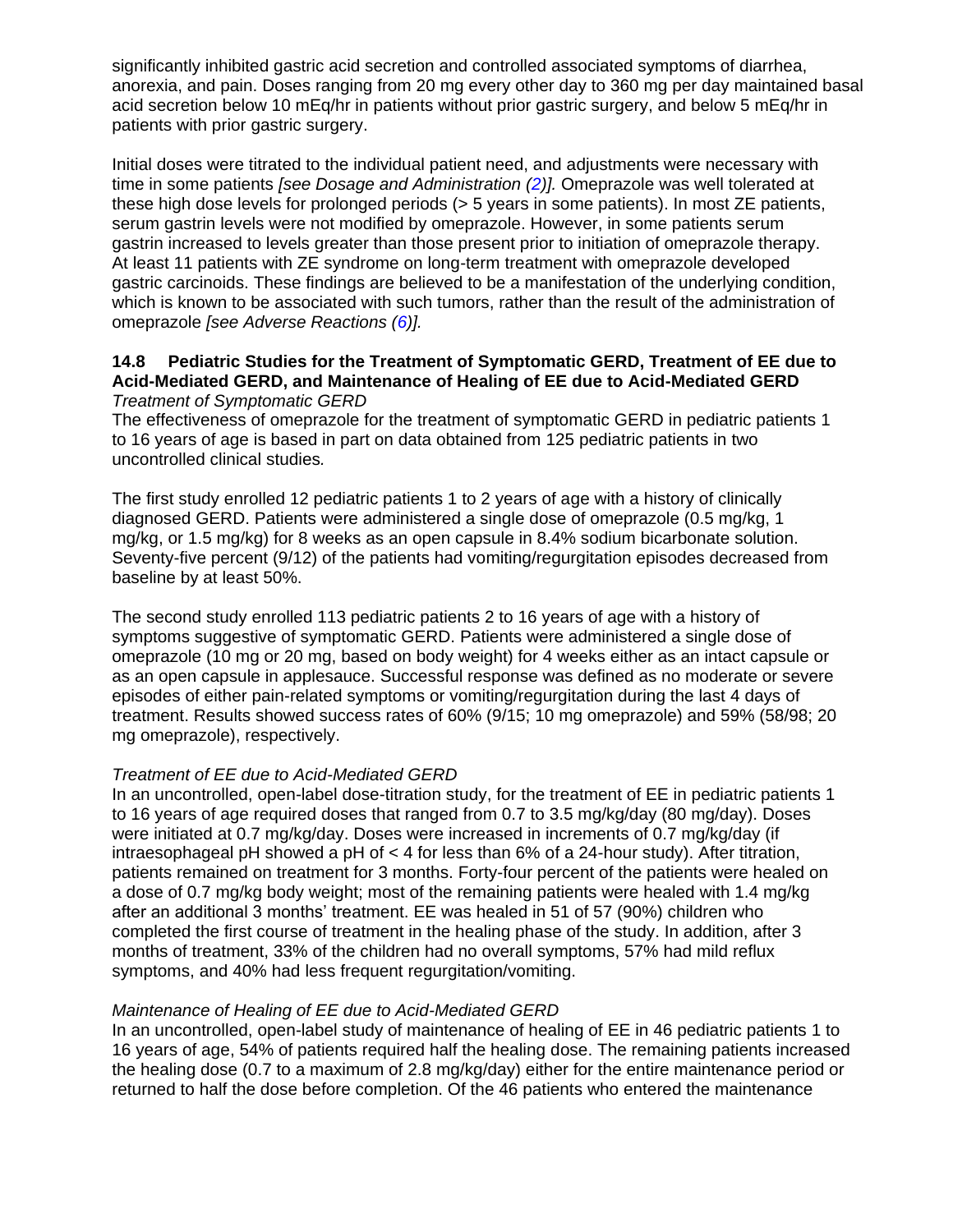significantly inhibited gastric acid secretion and controlled associated symptoms of diarrhea, anorexia, and pain. Doses ranging from 20 mg every other day to 360 mg per day maintained basal acid secretion below 10 mEq/hr in patients without prior gastric surgery, and below 5 mEq/hr in patients with prior gastric surgery.

Initial doses were titrated to the individual patient need, and adjustments were necessary with time in some patients *[see Dosage and Administration (2)].* Omeprazole was well tolerated at these high dose levels for prolonged periods (> 5 years in some patients). In most ZE patients, serum gastrin levels were not modified by omeprazole. However, in some patients serum gastrin increased to levels greater than those present prior to initiation of omeprazole therapy. At least 11 patients with ZE syndrome on long-term treatment with omeprazole developed gastric carcinoids. These findings are believed to be a manifestation of the underlying condition, which is known to be associated with such tumors, rather than the result of the administration of omeprazole *[see Adverse Reactions (6)].*

### 14.8 Pediatric Studies for the Treatment of Symptomatic GERD, Treatment of EE due to Acid-Mediated GERD, and Maintenance of Healing of EE due to Acid-Mediated GERD

*Treatment of Symptomatic GERD*

The effectiveness of omeprazole for the treatment of symptomatic GERD in pediatric patients 1 to 16 years of age is based in part on data obtained from 125 pediatric patients in two uncontrolled clinical studies.

The first study enrolled 12 pediatric patients 1 to 2 years of age with a history of clinically diagnosed GERD. Patients were administered a single dose of omeprazole (0.5 mg/kg, 1 mg/kg, or 1.5 mg/kg) for 8 weeks as an open capsule in 8.4% sodium bicarbonate solution. Seventy-five percent (9/12) of the patients had vomiting/regurgitation episodes decreased from baseline by at least 50%.

The second study enrolled 113 pediatric patients 2 to 16 years of age with a history of symptoms suggestive of symptomatic GERD. Patients were administered a single dose of omeprazole (10 mg or 20 mg, based on body weight) for 4 weeks either as an intact capsule or as an open capsule in applesauce. Successful response was defined as no moderate or severe episodes of either pain-related symptoms or vomiting/regurgitation during the last 4 days of treatment. Results showed success rates of 60% (9/15; 10 mg omeprazole) and 59% (58/98; 20 mg omeprazole), respectively.

*Treatment of EE due to Acid-Mediated GERD*

In an uncontrolled, open-label dose-titration study, for the treatment of EE in pediatric patients 1 to 16 years of age required doses that ranged from 0.7 to 3.5 mg/kg/day (80 mg/day). Doses were initiated at 0.7 mg/kg/day. Doses were increased in increments of 0.7 mg/kg/day (if intraesophageal pH showed a pH of < 4 for less than 6% of a 24-hour study). After titration, patients remained on treatment for 3 months. Forty-four percent of the patients were healed on a dose of 0.7 mg/kg body weight; most of the remaining patients were healed with 1.4 mg/kg after an additional 3 months' treatment. EE was healed in 51 of 57 (90%) children who completed the first course of treatment in the healing phase of the study. In addition, after 3 months of treatment, 33% of the children had no overall symptoms, 57% had mild reflux symptoms, and 40% had less frequent regurgitation/vomiting.

*Maintenance of Healing of EE due to Acid-Mediated GERD*

In an uncontrolled, open-label study of maintenance of healing of EE in 46 pediatric patients 1 to 16 years of age, 54% of patients required half the healing dose. The remaining patients increased the healing dose (0.7 to a maximum of 2.8 mg/kg/day) either for the entire maintenance period or returned to half the dose before completion. Of the 46 patients who entered the maintenance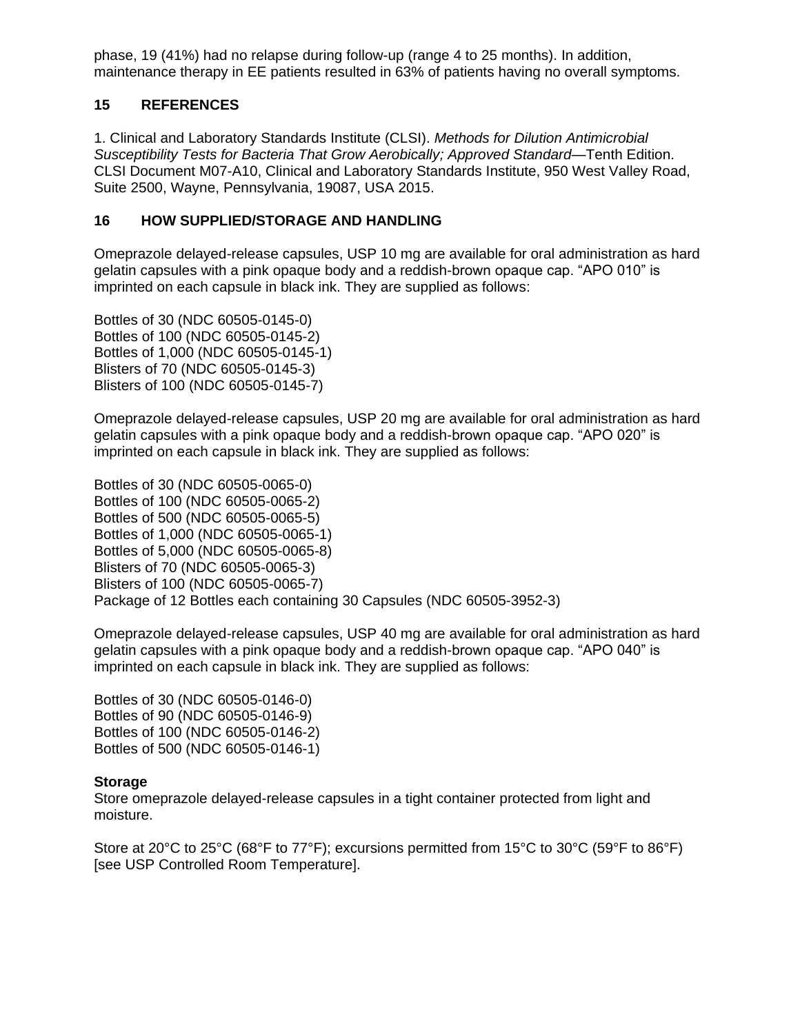phase, 19 (41%) had no relapse during follow-up (range 4 to 25 months). In addition, maintenance therapy in EE patients resulted in 63% of patients having no overall symptoms.

## 15 REFERENCES

1. Clinical and Laboratory Standards Institute (CLSI). *Methods for Dilution Antimicrobial Susceptibility Tests for Bacteria That Grow Aerobically; Approved Standard*—Tenth Edition. CLSI Document M07-A10, Clinical and Laboratory Standards Institute, 950 West Valley Road, Suite 2500, Wayne, Pennsylvania, 19087, USA 2015.

## 16 HOW SUPPLIED/STORAGE AND HANDLING

Omeprazole delayed-release capsules, USP 10 mg are available for oral administration as hard gelatin capsules with a pink opaque body and a reddish-brown opaque cap. “APO 010” is imprinted on each capsule in black ink. They are supplied as follows:

Bottles of 30 (NDC 60505-0145-0)
Bottles of 100 (NDC 60505-0145-2)
Bottles of 1,000 (NDC 60505-0145-1)
Blisters of 70 (NDC 60505-0145-3)
Blisters of 100 (NDC 60505-0145-7)

Omeprazole delayed-release capsules, USP 20 mg are available for oral administration as hard gelatin capsules with a pink opaque body and a reddish-brown opaque cap. “APO 020” is imprinted on each capsule in black ink. They are supplied as follows:

Bottles of 30 (NDC 60505-0065-0)
Bottles of 100 (NDC 60505-0065-2)
Bottles of 500 (NDC 60505-0065-5)
Bottles of 1,000 (NDC 60505-0065-1)
Bottles of 5,000 (NDC 60505-0065-8)
Blisters of 70 (NDC 60505-0065-3)
Blisters of 100 (NDC 60505-0065-7)
Package of 12 Bottles each containing 30 Capsules (NDC 60505-3952-3)

Omeprazole delayed-release capsules, USP 40 mg are available for oral administration as hard gelatin capsules with a pink opaque body and a reddish-brown opaque cap. “APO 040” is imprinted on each capsule in black ink. They are supplied as follows:

Bottles of 30 (NDC 60505-0146-0)
Bottles of 90 (NDC 60505-0146-9)
Bottles of 100 (NDC 60505-0146-2)
Bottles of 500 (NDC 60505-0146-1)

**Storage**
Store omeprazole delayed-release capsules in a tight container protected from light and moisture.

Store at 20°C to 25°C (68°F to 77°F); excursions permitted from 15°C to 30°C (59°F to 86°F) [see USP Controlled Room Temperature].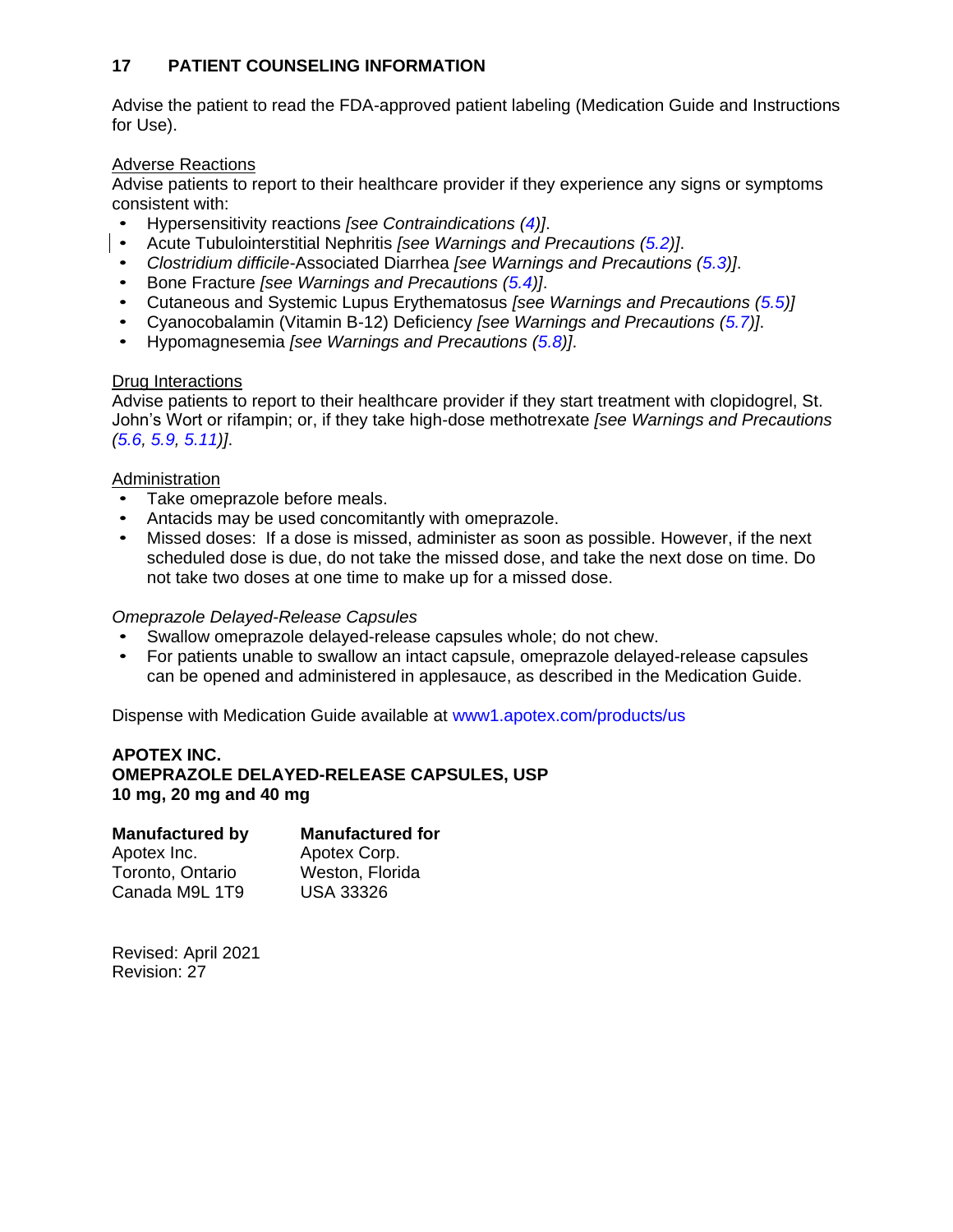## 17 PATIENT COUNSELING INFORMATION

Advise the patient to read the FDA-approved patient labeling (Medication Guide and Instructions for Use).

<u>Adverse Reactions</u>

Advise patients to report to their healthcare provider if they experience any signs or symptoms consistent with:

- Hypersensitivity reactions *[see Contraindications (4)]*.
- Acute Tubulointerstitial Nephritis *[see Warnings and Precautions (5.2)]*.
- *Clostridium difficile*-Associated Diarrhea *[see Warnings and Precautions (5.3)]*.
- Bone Fracture *[see Warnings and Precautions (5.4)]*.
- Cutaneous and Systemic Lupus Erythematosus *[see Warnings and Precautions (5.5)]*
- Cyanocobalamin (Vitamin B-12) Deficiency *[see Warnings and Precautions (5.7)]*.
- Hypomagnesemia *[see Warnings and Precautions (5.8)]*.

<u>Drug Interactions</u>

Advise patients to report to their healthcare provider if they start treatment with clopidogrel, St. John's Wort or rifampin; or, if they take high-dose methotrexate *[see Warnings and Precautions (5.6, 5.9, 5.11)]*.

<u>Administration</u>

- Take omeprazole before meals.
- Antacids may be used concomitantly with omeprazole.
- Missed doses: If a dose is missed, administer as soon as possible. However, if the next scheduled dose is due, do not take the missed dose, and take the next dose on time. Do not take two doses at one time to make up for a missed dose.

*Omeprazole Delayed-Release Capsules*

- Swallow omeprazole delayed-release capsules whole; do not chew.
- For patients unable to swallow an intact capsule, omeprazole delayed-release capsules can be opened and administered in applesauce, as described in the Medication Guide.

Dispense with Medication Guide available at www1.apotex.com/products/us

**APOTEX INC.**
**OMEPRAZOLE DELAYED-RELEASE CAPSULES, USP**
**10 mg, 20 mg and 40 mg**

| **Manufactured by** | **Manufactured for** |
| --- | --- |
| Apotex Inc. | Apotex Corp. |
| Toronto, Ontario | Weston, Florida |
| Canada M9L 1T9 | USA 33326 |

Revised: April 2021
Revision: 27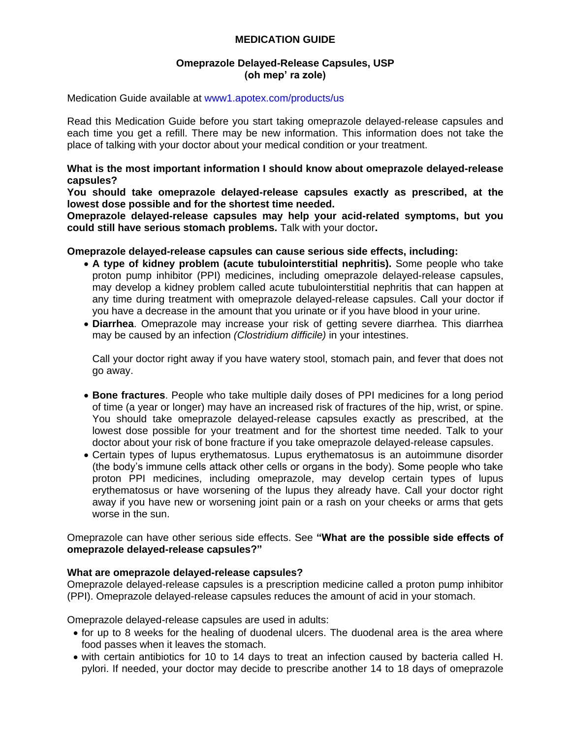# MEDICATION GUIDE

## Omeprazole Delayed-Release Capsules, USP
## (oh mep' ra zole)

Medication Guide available at www1.apotex.com/products/us

Read this Medication Guide before you start taking omeprazole delayed-release capsules and each time you get a refill. There may be new information. This information does not take the place of talking with your doctor about your medical condition or your treatment.

**What is the most important information I should know about omeprazole delayed-release capsules?**

**You should take omeprazole delayed-release capsules exactly as prescribed, at the lowest dose possible and for the shortest time needed.**

**Omeprazole delayed-release capsules may help your acid-related symptoms, but you could still have serious stomach problems.** Talk with your doctor**.**

**Omeprazole delayed-release capsules can cause serious side effects, including:**

- **A type of kidney problem (acute tubulointerstitial nephritis).** Some people who take proton pump inhibitor (PPI) medicines, including omeprazole delayed-release capsules, may develop a kidney problem called acute tubulointerstitial nephritis that can happen at any time during treatment with omeprazole delayed-release capsules. Call your doctor if you have a decrease in the amount that you urinate or if you have blood in your urine.
- **Diarrhea**. Omeprazole may increase your risk of getting severe diarrhea. This diarrhea may be caused by an infection *(Clostridium difficile)* in your intestines.

  Call your doctor right away if you have watery stool, stomach pain, and fever that does not go away.

- **Bone fractures**. People who take multiple daily doses of PPI medicines for a long period of time (a year or longer) may have an increased risk of fractures of the hip, wrist, or spine. You should take omeprazole delayed-release capsules exactly as prescribed, at the lowest dose possible for your treatment and for the shortest time needed. Talk to your doctor about your risk of bone fracture if you take omeprazole delayed-release capsules.
- Certain types of lupus erythematosus. Lupus erythematosus is an autoimmune disorder (the body's immune cells attack other cells or organs in the body). Some people who take proton PPI medicines, including omeprazole, may develop certain types of lupus erythematosus or have worsening of the lupus they already have. Call your doctor right away if you have new or worsening joint pain or a rash on your cheeks or arms that gets worse in the sun.

Omeprazole can have other serious side effects. See **"What are the possible side effects of omeprazole delayed-release capsules?"**

**What are omeprazole delayed-release capsules?**

Omeprazole delayed-release capsules is a prescription medicine called a proton pump inhibitor (PPI). Omeprazole delayed-release capsules reduces the amount of acid in your stomach.

Omeprazole delayed-release capsules are used in adults:

- for up to 8 weeks for the healing of duodenal ulcers. The duodenal area is the area where food passes when it leaves the stomach.
- with certain antibiotics for 10 to 14 days to treat an infection caused by bacteria called H. pylori. If needed, your doctor may decide to prescribe another 14 to 18 days of omeprazole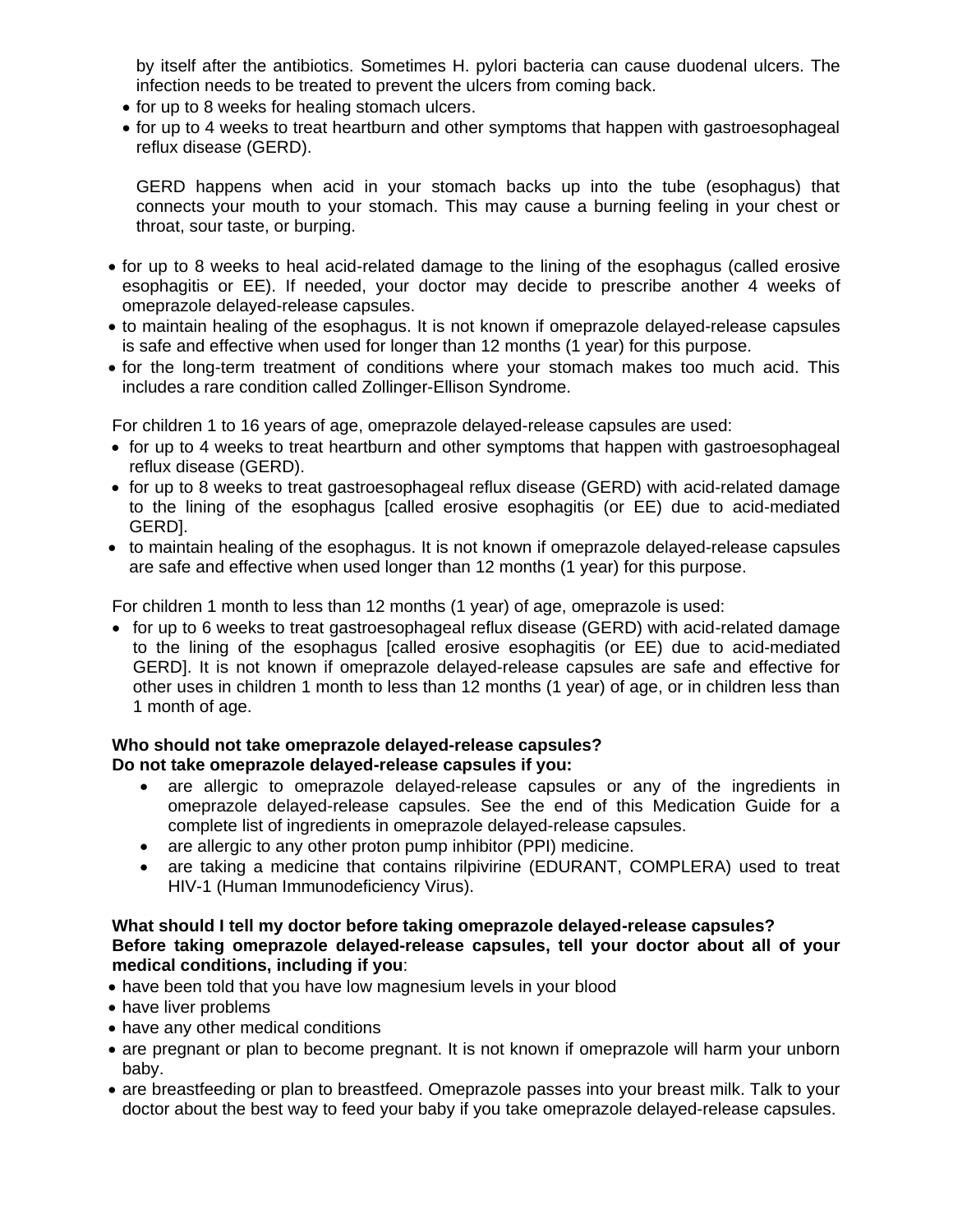by itself after the antibiotics. Sometimes H. pylori bacteria can cause duodenal ulcers. The infection needs to be treated to prevent the ulcers from coming back.
- for up to 8 weeks for healing stomach ulcers.
- for up to 4 weeks to treat heartburn and other symptoms that happen with gastroesophageal reflux disease (GERD).

  GERD happens when acid in your stomach backs up into the tube (esophagus) that connects your mouth to your stomach. This may cause a burning feeling in your chest or throat, sour taste, or burping.

- for up to 8 weeks to heal acid-related damage to the lining of the esophagus (called erosive esophagitis or EE). If needed, your doctor may decide to prescribe another 4 weeks of omeprazole delayed-release capsules.
- to maintain healing of the esophagus. It is not known if omeprazole delayed-release capsules is safe and effective when used for longer than 12 months (1 year) for this purpose.
- for the long-term treatment of conditions where your stomach makes too much acid. This includes a rare condition called Zollinger-Ellison Syndrome.

For children 1 to 16 years of age, omeprazole delayed-release capsules are used:
- for up to 4 weeks to treat heartburn and other symptoms that happen with gastroesophageal reflux disease (GERD).
- for up to 8 weeks to treat gastroesophageal reflux disease (GERD) with acid-related damage to the lining of the esophagus [called erosive esophagitis (or EE) due to acid-mediated GERD].
- to maintain healing of the esophagus. It is not known if omeprazole delayed-release capsules are safe and effective when used longer than 12 months (1 year) for this purpose.

For children 1 month to less than 12 months (1 year) of age, omeprazole is used:
- for up to 6 weeks to treat gastroesophageal reflux disease (GERD) with acid-related damage to the lining of the esophagus [called erosive esophagitis (or EE) due to acid-mediated GERD]. It is not known if omeprazole delayed-release capsules are safe and effective for other uses in children 1 month to less than 12 months (1 year) of age, or in children less than 1 month of age.

**Who should not take omeprazole delayed-release capsules?**
**Do not take omeprazole delayed-release capsules if you:**
- are allergic to omeprazole delayed-release capsules or any of the ingredients in omeprazole delayed-release capsules. See the end of this Medication Guide for a complete list of ingredients in omeprazole delayed-release capsules.
- are allergic to any other proton pump inhibitor (PPI) medicine.
- are taking a medicine that contains rilpivirine (EDURANT, COMPLERA) used to treat HIV-1 (Human Immunodeficiency Virus).

**What should I tell my doctor before taking omeprazole delayed-release capsules?**
**Before taking omeprazole delayed-release capsules, tell your doctor about all of your medical conditions, including if you**:
- have been told that you have low magnesium levels in your blood
- have liver problems
- have any other medical conditions
- are pregnant or plan to become pregnant. It is not known if omeprazole will harm your unborn baby.
- are breastfeeding or plan to breastfeed. Omeprazole passes into your breast milk. Talk to your doctor about the best way to feed your baby if you take omeprazole delayed-release capsules.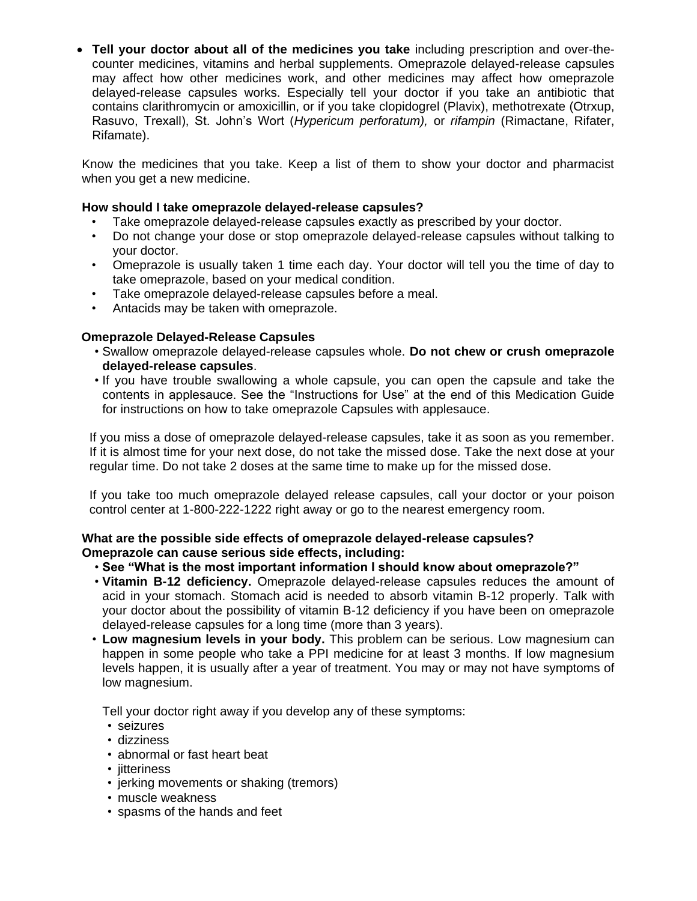- **Tell your doctor about all of the medicines you take** including prescription and over-the-counter medicines, vitamins and herbal supplements. Omeprazole delayed-release capsules may affect how other medicines work, and other medicines may affect how omeprazole delayed-release capsules works. Especially tell your doctor if you take an antibiotic that contains clarithromycin or amoxicillin, or if you take clopidogrel (Plavix), methotrexate (Otrxup, Rasuvo, Trexall), St. John's Wort (*Hypericum perforatum),* or *rifampin* (Rimactane, Rifater, Rifamate).

Know the medicines that you take. Keep a list of them to show your doctor and pharmacist when you get a new medicine.

**How should I take omeprazole delayed-release capsules?**

- Take omeprazole delayed-release capsules exactly as prescribed by your doctor.
- Do not change your dose or stop omeprazole delayed-release capsules without talking to your doctor.
- Omeprazole is usually taken 1 time each day. Your doctor will tell you the time of day to take omeprazole, based on your medical condition.
- Take omeprazole delayed-release capsules before a meal.
- Antacids may be taken with omeprazole.

**Omeprazole Delayed-Release Capsules**

- Swallow omeprazole delayed-release capsules whole. **Do not chew or crush omeprazole delayed-release capsules**.
- If you have trouble swallowing a whole capsule, you can open the capsule and take the contents in applesauce. See the "Instructions for Use" at the end of this Medication Guide for instructions on how to take omeprazole Capsules with applesauce.

If you miss a dose of omeprazole delayed-release capsules, take it as soon as you remember. If it is almost time for your next dose, do not take the missed dose. Take the next dose at your regular time. Do not take 2 doses at the same time to make up for the missed dose.

If you take too much omeprazole delayed release capsules, call your doctor or your poison control center at 1-800-222-1222 right away or go to the nearest emergency room.

**What are the possible side effects of omeprazole delayed-release capsules?**
**Omeprazole can cause serious side effects, including:**

- **See "What is the most important information I should know about omeprazole?"**
- **Vitamin B-12 deficiency.** Omeprazole delayed-release capsules reduces the amount of acid in your stomach. Stomach acid is needed to absorb vitamin B-12 properly. Talk with your doctor about the possibility of vitamin B-12 deficiency if you have been on omeprazole delayed-release capsules for a long time (more than 3 years).
- **Low magnesium levels in your body.** This problem can be serious. Low magnesium can happen in some people who take a PPI medicine for at least 3 months. If low magnesium levels happen, it is usually after a year of treatment. You may or may not have symptoms of low magnesium.

  Tell your doctor right away if you develop any of these symptoms:
  - seizures
  - dizziness
  - abnormal or fast heart beat
  - jitteriness
  - jerking movements or shaking (tremors)
  - muscle weakness
  - spasms of the hands and feet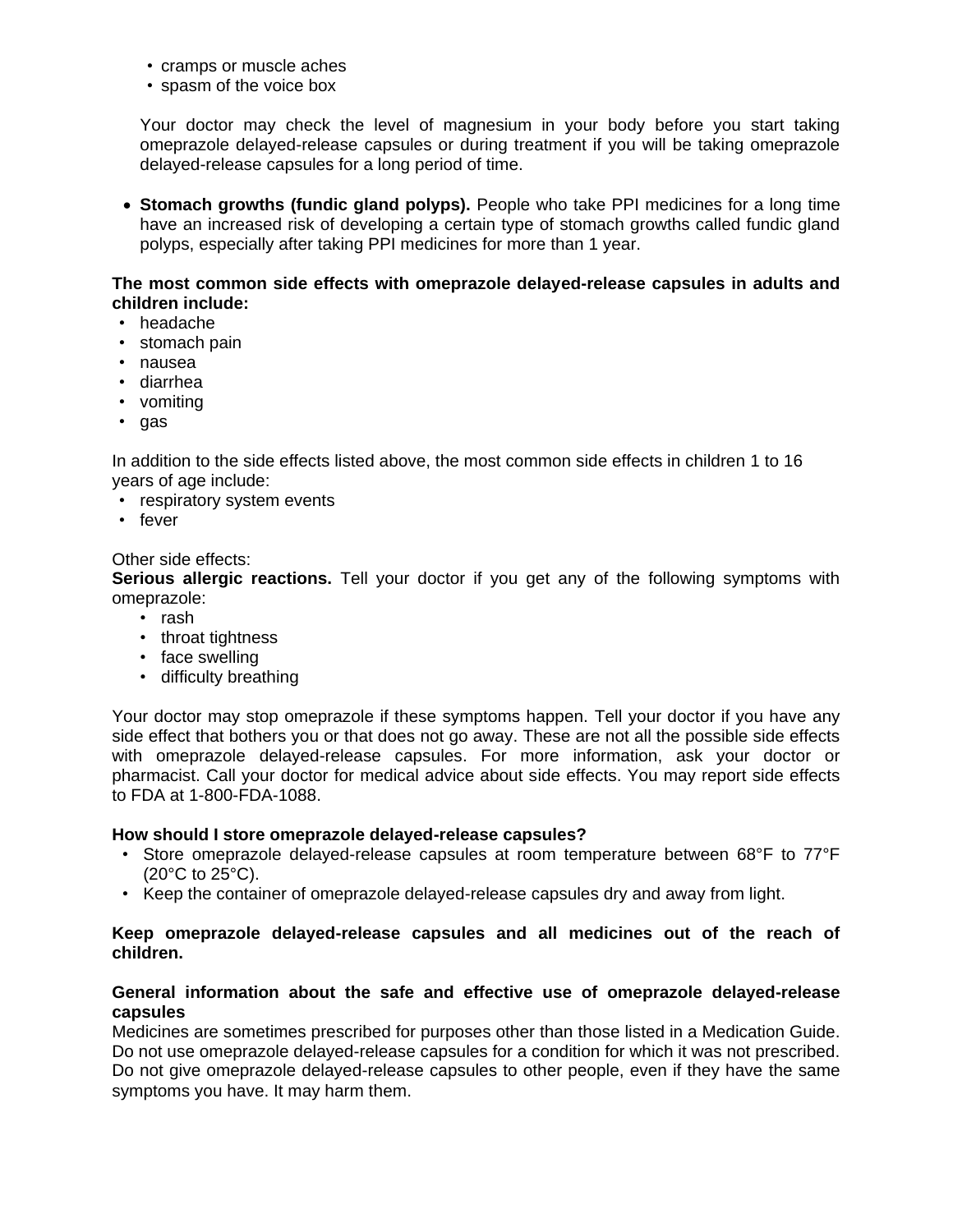- cramps or muscle aches
- spasm of the voice box

Your doctor may check the level of magnesium in your body before you start taking omeprazole delayed-release capsules or during treatment if you will be taking omeprazole delayed-release capsules for a long period of time.

- **Stomach growths (fundic gland polyps).** People who take PPI medicines for a long time have an increased risk of developing a certain type of stomach growths called fundic gland polyps, especially after taking PPI medicines for more than 1 year.

**The most common side effects with omeprazole delayed-release capsules in adults and children include:**

- headache
- stomach pain
- nausea
- diarrhea
- vomiting
- gas

In addition to the side effects listed above, the most common side effects in children 1 to 16 years of age include:

- respiratory system events
- fever

Other side effects:
**Serious allergic reactions.** Tell your doctor if you get any of the following symptoms with omeprazole:

- rash
- throat tightness
- face swelling
- difficulty breathing

Your doctor may stop omeprazole if these symptoms happen. Tell your doctor if you have any side effect that bothers you or that does not go away. These are not all the possible side effects with omeprazole delayed-release capsules. For more information, ask your doctor or pharmacist. Call your doctor for medical advice about side effects. You may report side effects to FDA at 1-800-FDA-1088.

**How should I store omeprazole delayed-release capsules?**

- Store omeprazole delayed-release capsules at room temperature between 68°F to 77°F (20°C to 25°C).
- Keep the container of omeprazole delayed-release capsules dry and away from light.

**Keep omeprazole delayed-release capsules and all medicines out of the reach of children.**

**General information about the safe and effective use of omeprazole delayed-release capsules**
Medicines are sometimes prescribed for purposes other than those listed in a Medication Guide. Do not use omeprazole delayed-release capsules for a condition for which it was not prescribed. Do not give omeprazole delayed-release capsules to other people, even if they have the same symptoms you have. It may harm them.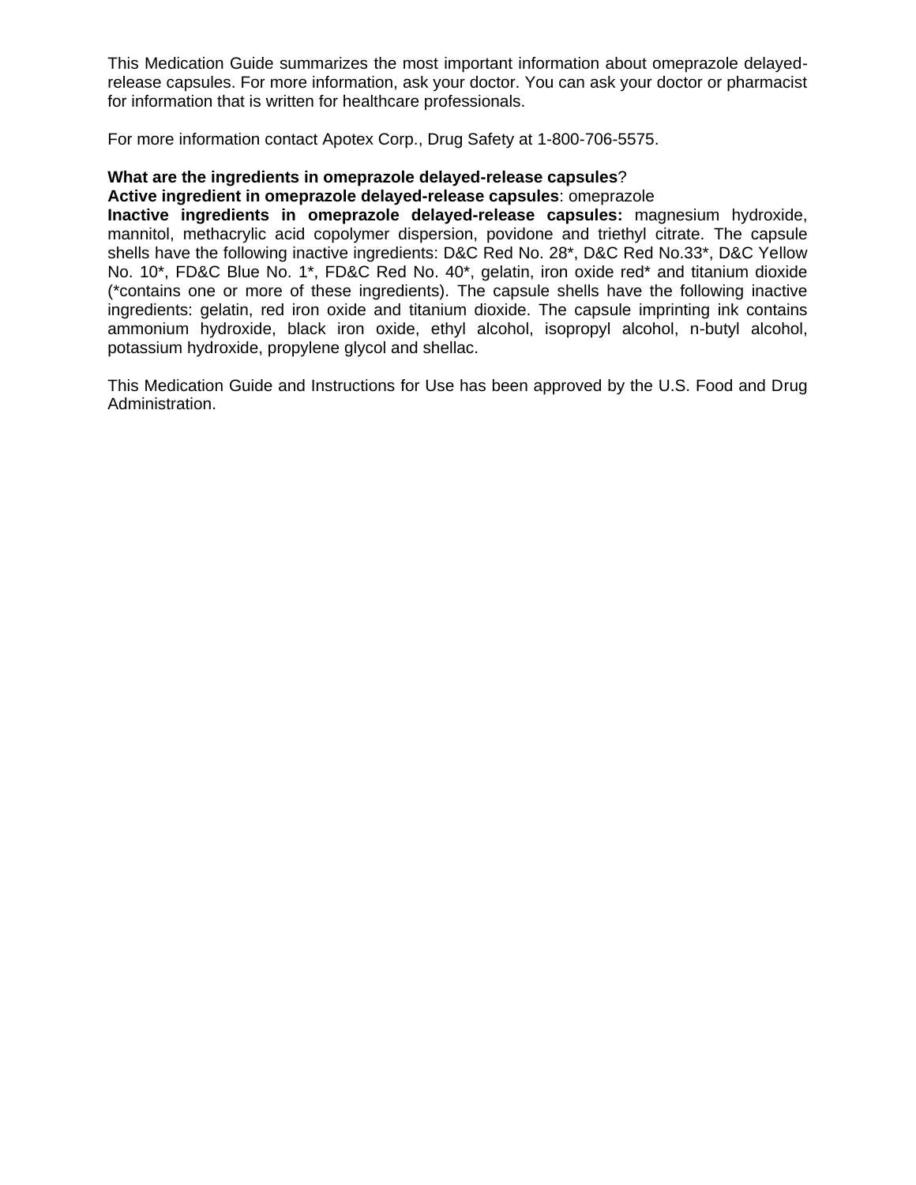This Medication Guide summarizes the most important information about omeprazole delayed-release capsules. For more information, ask your doctor. You can ask your doctor or pharmacist for information that is written for healthcare professionals.

For more information contact Apotex Corp., Drug Safety at 1-800-706-5575.

**What are the ingredients in omeprazole delayed-release capsules**?
**Active ingredient in omeprazole delayed-release capsules**: omeprazole
**Inactive ingredients in omeprazole delayed-release capsules:** magnesium hydroxide, mannitol, methacrylic acid copolymer dispersion, povidone and triethyl citrate. The capsule shells have the following inactive ingredients: D&C Red No. 28*, D&C Red No.33*, D&C Yellow No. 10*, FD&C Blue No. 1*, FD&C Red No. 40*, gelatin, iron oxide red* and titanium dioxide (*contains one or more of these ingredients). The capsule shells have the following inactive ingredients: gelatin, red iron oxide and titanium dioxide. The capsule imprinting ink contains ammonium hydroxide, black iron oxide, ethyl alcohol, isopropyl alcohol, n-butyl alcohol, potassium hydroxide, propylene glycol and shellac.

This Medication Guide and Instructions for Use has been approved by the U.S. Food and Drug Administration.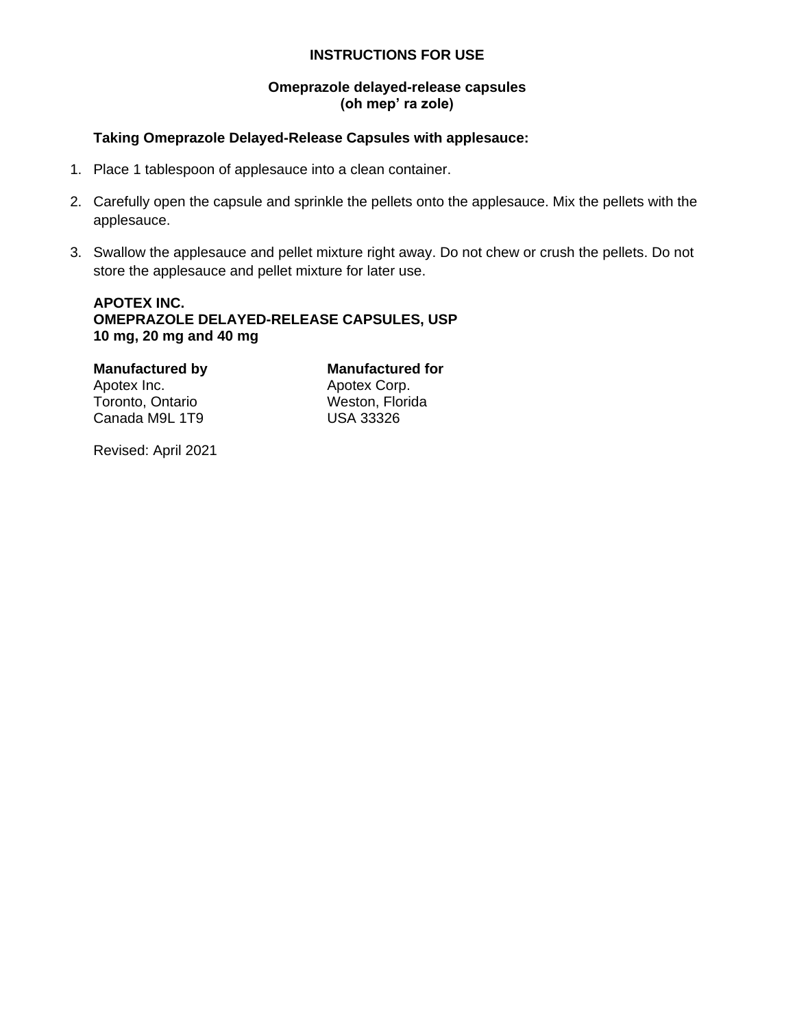# INSTRUCTIONS FOR USE

**Omeprazole delayed-release capsules**
**(oh mep' ra zole)**

**Taking Omeprazole Delayed-Release Capsules with applesauce:**

1. Place 1 tablespoon of applesauce into a clean container.
2. Carefully open the capsule and sprinkle the pellets onto the applesauce. Mix the pellets with the applesauce.
3. Swallow the applesauce and pellet mixture right away. Do not chew or crush the pellets. Do not store the applesauce and pellet mixture for later use.

**APOTEX INC.**
**OMEPRAZOLE DELAYED-RELEASE CAPSULES, USP**
**10 mg, 20 mg and 40 mg**

**Manufactured by**
Apotex Inc.
Toronto, Ontario
Canada M9L 1T9

**Manufactured for**
Apotex Corp.
Weston, Florida
USA 33326

Revised: April 2021